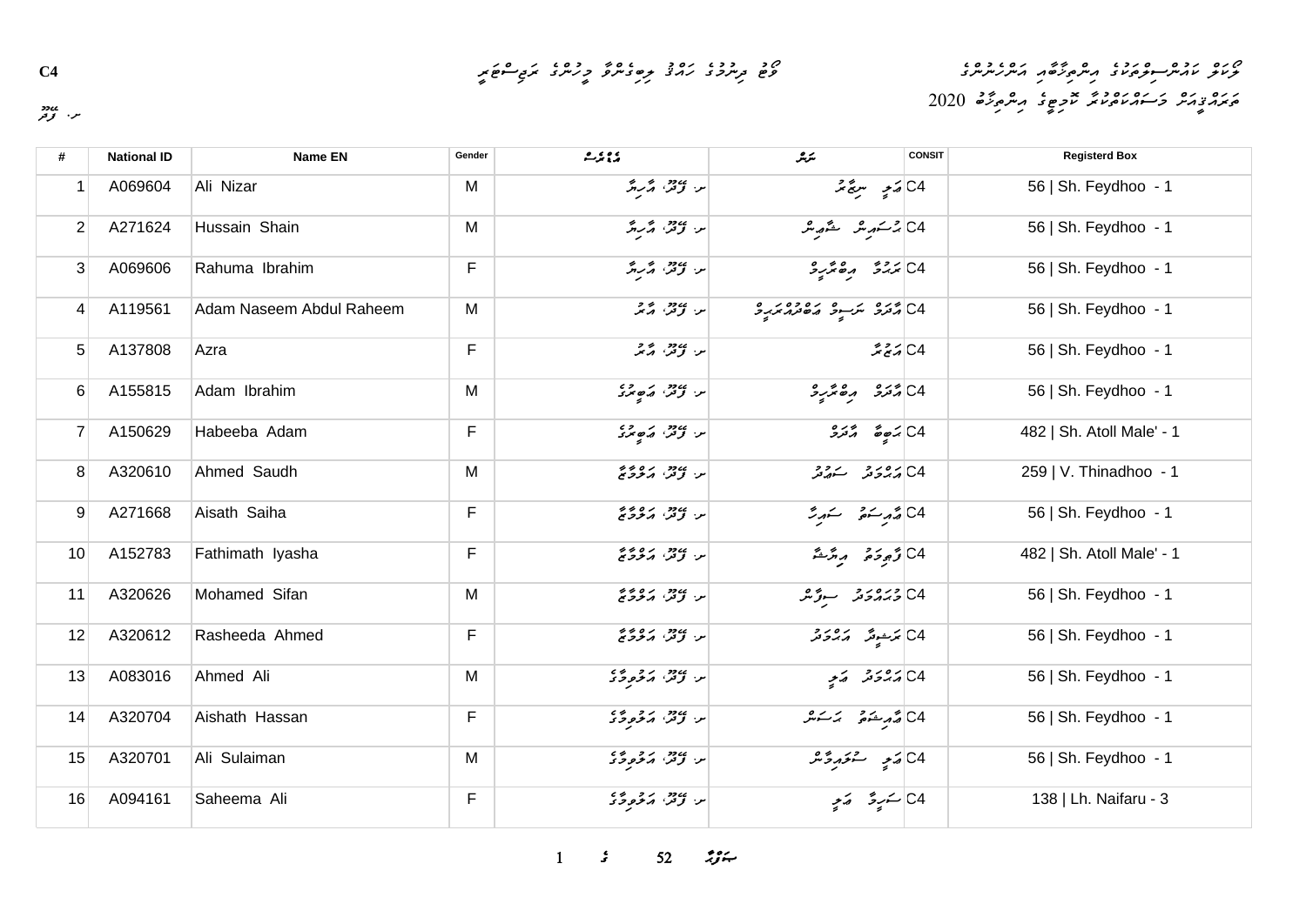ޕާކް ކައުންސިލްތަކުގެ އިންތިޚާބު އަންހެނުންގެ ވޯޓުލާ ފަރާތްތަކުގެ ލިސްޓު 2020 C4

ޝ. ފޭދޫ

| # | National ID | Name EN | Gender | އެޑްރެސް | ނަން | CONSIT | Registerd Box |
|---|---|---|---|---|---|---|---|
| 1 | A069604 | Ali Nizar | M | ށ. ފޭދޫ، އާހިލާ | އަލި ނިޒާރު | C4 | 56 \| Sh. Feydhoo - 1 |
| 2 | A271624 | Hussain Shain | M | ށ. ފޭދޫ، އާހިލާ | ޙުސައިން ޝާއިން | C4 | 56 \| Sh. Feydhoo - 1 |
| 3 | A069606 | Rahuma Ibrahim | F | ށ. ފޭދޫ، އާހިލާ | ރަޙުމާ އިބްރާހީމް | C4 | 56 \| Sh. Feydhoo - 1 |
| 4 | A119561 | Adam Naseem Abdul Raheem | M | ށ. ފޭދޫ، އާރު | އާދަމް ނަސީމް އަބްދުއްރަޙީމް | C4 | 56 \| Sh. Feydhoo - 1 |
| 5 | A137808 | Azra | F | ށ. ފޭދޫ، އާރު | އަޒްރާ | C4 | 56 \| Sh. Feydhoo - 1 |
| 6 | A155815 | Adam Ibrahim | M | ށ. ފޭދޫ، އަޒީނާ | އާދަމް އިބްރާހީމް | C4 | 56 \| Sh. Feydhoo - 1 |
| 7 | A150629 | Habeeba Adam | F | ށ. ފޭދޫ، އަޒީނާ | ހަބީބާ އާދަމް | C4 | 482 \| Sh. Atoll Male' - 1 |
| 8 | A320610 | Ahmed Saudh | M | ށ. ފޭދޫ، އަލްމާސް | އަޙްމަދު ސަޢުދު | C4 | 259 \| V. Thinadhoo - 1 |
| 9 | A271668 | Aisath Saiha | F | ށ. ފޭދޫ، އަލްމާސް | އާއިޝަތު ސައިހާ | C4 | 56 \| Sh. Feydhoo - 1 |
| 10 | A152783 | Fathimath Iyasha | F | ށ. ފޭދޫ، އަލްމާސް | ފާތިމަތު އިޔާޝާ | C4 | 482 \| Sh. Atoll Male' - 1 |
| 11 | A320626 | Mohamed Sifan | M | ށ. ފޭދޫ، އަލްމާސް | މުޙައްމަދު ސިފާން | C4 | 56 \| Sh. Feydhoo - 1 |
| 12 | A320612 | Rasheeda Ahmed | F | ށ. ފޭދޫ، އަލްމާސް | ރަޝީދާ އަޙްމަދު | C4 | 56 \| Sh. Feydhoo - 1 |
| 13 | A083016 | Ahmed Ali | M | ށ. ފޭދޫ، އަލިވިލާގެ | އަޙްމަދު އަލި | C4 | 56 \| Sh. Feydhoo - 1 |
| 14 | A320704 | Aishath Hassan | F | ށ. ފޭދޫ، އަލިވިލާގެ | އާއިޝަތު ޙަސަން | C4 | 56 \| Sh. Feydhoo - 1 |
| 15 | A320701 | Ali Sulaiman | M | ށ. ފޭދޫ، އަލިވިލާގެ | އަލި ސުލައިމާން | C4 | 56 \| Sh. Feydhoo - 1 |
| 16 | A094161 | Saheema Ali | F | ށ. ފޭދޫ، އަލިވިލާގެ | ސަހީމާ އަލި | C4 | 138 \| Lh. Naifaru - 3 |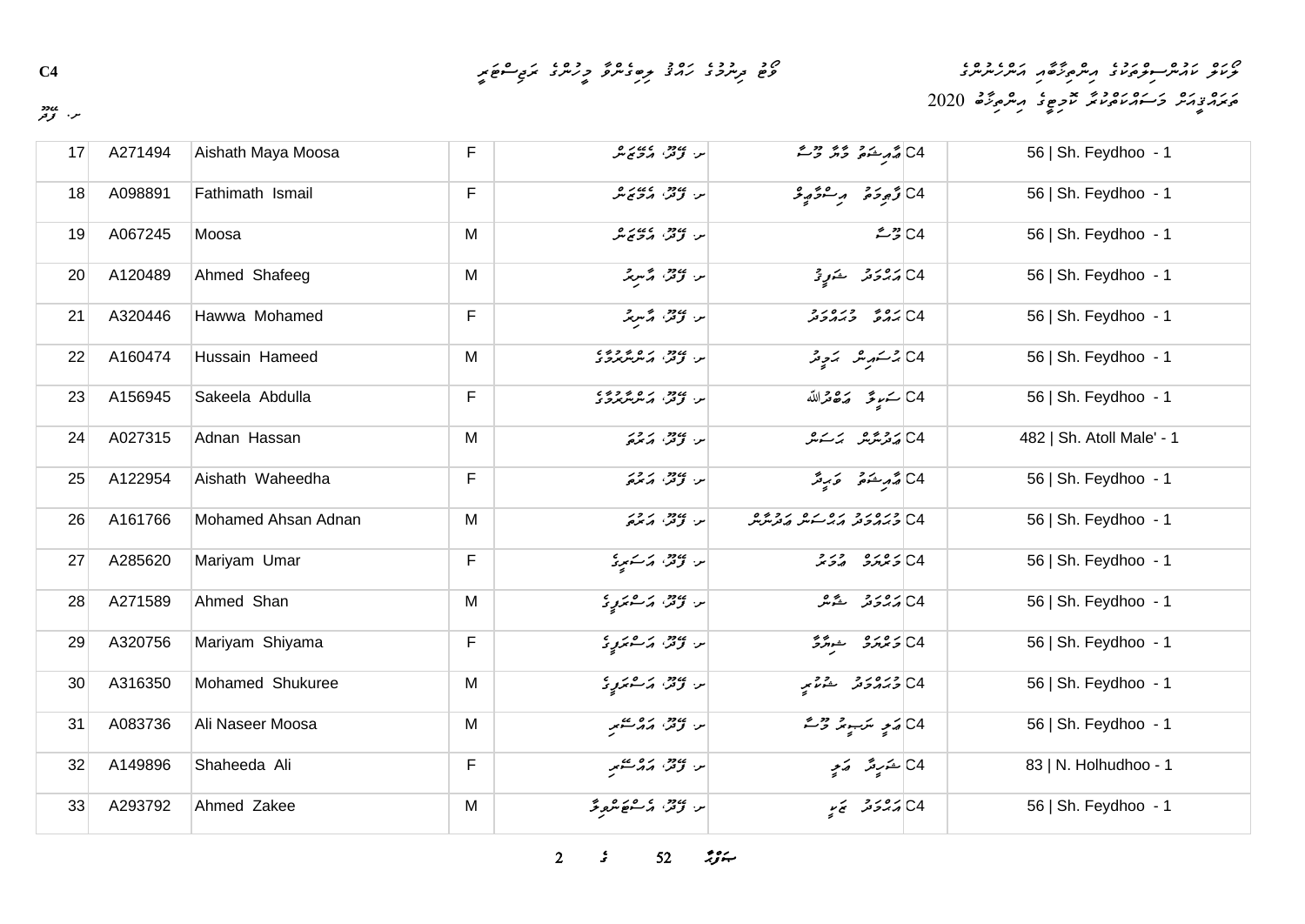| 17 | A271494 | Aishath Maya Moosa | F | ސ. ފޭދޫ، އޯގާނާރު | C4 އައިޝަތު މާޔާ މޫސާ | 56 \| Sh. Feydhoo - 1 |
|---|---|---|---|---|---|---|
| 18 | A098891 | Fathimath Ismail | F | ސ. ފޭދޫ، އޯގާނާރު | C4 ފާތިމަތު އިސްމާއީލް | 56 \| Sh. Feydhoo - 1 |
| 19 | A067245 | Moosa | M | ސ. ފޭދޫ، އޯގާނާރު | C4 މޫސާ | 56 \| Sh. Feydhoo - 1 |
| 20 | A120489 | Ahmed Shafeeg | M | ސ. ފޭދޫ، އާސިރު | C4 އަހުމަދު ޝަފީގު | 56 \| Sh. Feydhoo - 1 |
| 21 | A320446 | Hawwa Mohamed | F | ސ. ފޭދޫ، އާސިރު | C4 ހައްވާ މުހައްމަދު | 56 \| Sh. Feydhoo - 1 |
| 22 | A160474 | Hussain Hameed | M | ސ. ފޭދޫ، އަންނާރުމާގެ | C4 ހުސައިން ހަމީދު | 56 \| Sh. Feydhoo - 1 |
| 23 | A156945 | Sakeela Abdulla | F | ސ. ފޭދޫ، އަންނާރުމާގެ | C4 ސަކީލާ އަބްދުﷲ | 56 \| Sh. Feydhoo - 1 |
| 24 | A027315 | Adnan Hassan | M | ސ. ފޭދޫ، އަރުވަ | C4 އަދްނާން ހަސަން | 482 \| Sh. Atoll Male' - 1 |
| 25 | A122954 | Aishath Waheedha | F | ސ. ފޭދޫ، އަރުވަ | C4 އައިޝަތު ވަހީދާ | 56 \| Sh. Feydhoo - 1 |
| 26 | A161766 | Mohamed Ahsan Adnan | M | ސ. ފޭދޫ، އަރުވަ | C4 މުހައްމަދު އަހުސަން އަދްނާން | 56 \| Sh. Feydhoo - 1 |
| 27 | A285620 | Mariyam Umar | F | ސ. ފޭދޫ، އަސަރީގެ | C4 މަރިޔަމް އުމަރު | 56 \| Sh. Feydhoo - 1 |
| 28 | A271589 | Ahmed Shan | M | ސ. ފޭދޫ، އަސްރަފީގެ | C4 އަހުމަދު ޝާން | 56 \| Sh. Feydhoo - 1 |
| 29 | A320756 | Mariyam Shiyama | F | ސ. ފޭދޫ، އަސްރަފީގެ | C4 މަރިޔަމް ޝިޔާމާ | 56 \| Sh. Feydhoo - 1 |
| 30 | A316350 | Mohamed Shukuree | M | ސ. ފޭދޫ، އަސްރަފީގެ | C4 މުހައްމަދު ޝުކުރީ | 56 \| Sh. Feydhoo - 1 |
| 31 | A083736 | Ali Naseer Moosa | M | ސ. ފޭދޫ، އައުސަމް | C4 އަލި ނަސީރު މޫސާ | 56 \| Sh. Feydhoo - 1 |
| 32 | A149896 | Shaheeda Ali | F | ސ. ފޭދޫ، އައުސަމް | C4 ޝަހީދާ އަލި | 83 \| N. Holhudhoo - 1 |
| 33 | A293792 | Ahmed Zakee | M | ސ. ފޭދޫ، އެސްޓަންވިލާ | C4 އަހުމަދު ޒަކީ | 56 \| Sh. Feydhoo - 1 |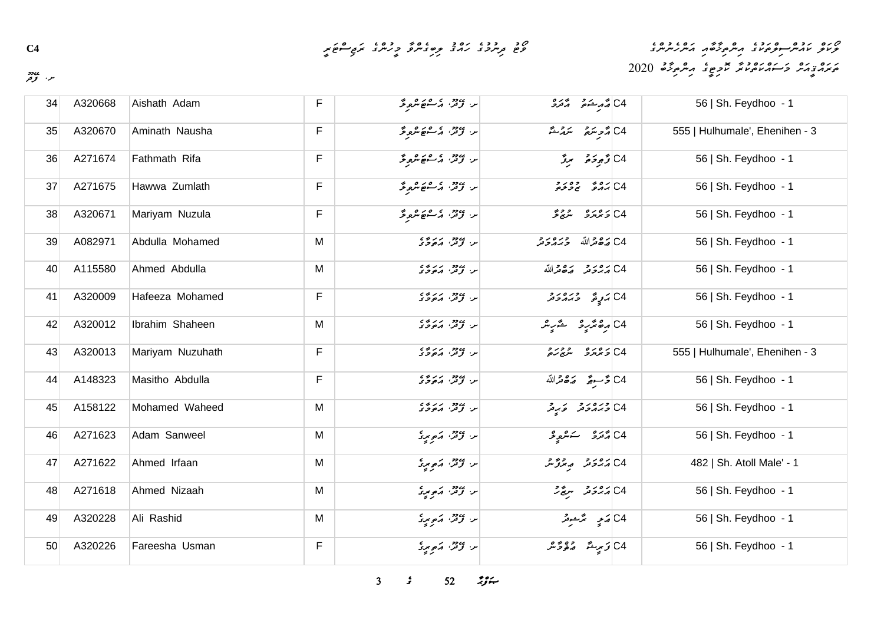| 34 | A320668 | Aishath Adam | F | ش. ފޭދޫ، އެސްޓަރްލިލީ | C4 އައިޝަތު އާދަމް | 56 \| Sh. Feydhoo - 1 |
|---|---|---|---|---|---|---|
| 35 | A320670 | Aminath Nausha | F | ش. ފޭދޫ، އެސްޓަރްލިލީ | C4 އާމިނަތު ނައުޝާ | 555 \| Hulhumale', Ehenihen - 3 |
| 36 | A271674 | Fathmath Rifa | F | ش. ފޭދޫ، އެސްޓަރްލިލީ | C4 ފާތިމަތު ރިފާ | 56 \| Sh. Feydhoo - 1 |
| 37 | A271675 | Hawwa Zumlath | F | ش. ފޭދޫ، އެސްޓަރްލިލީ | C4 ހައްވާ ޒުމްލަތު | 56 \| Sh. Feydhoo - 1 |
| 38 | A320671 | Mariyam Nuzula | F | ش. ފޭދޫ، އެސްޓަރްލިލީ | C4 މަރިޔަމް ނުޒުލާ | 56 \| Sh. Feydhoo - 1 |
| 39 | A082971 | Abdulla Mohamed | M | ش. ފޭދޫ، އަބަވާގެ | C4 އަބްދުއްލާ މުޙައްމަދު | 56 \| Sh. Feydhoo - 1 |
| 40 | A115580 | Ahmed Abdulla | M | ش. ފޭދޫ، އަބަވާގެ | C4 އަޙްމަދު އަބްދުއްލާ | 56 \| Sh. Feydhoo - 1 |
| 41 | A320009 | Hafeeza Mohamed | F | ش. ފޭދޫ، އަބަވާގެ | C4 ހަފީޒާ މުޙައްމަދު | 56 \| Sh. Feydhoo - 1 |
| 42 | A320012 | Ibrahim Shaheen | M | ش. ފޭދޫ، އަބަވާގެ | C4 އިބްރާހިމް ޝާހީން | 56 \| Sh. Feydhoo - 1 |
| 43 | A320013 | Mariyam Nuzuhath | F | ش. ފޭދޫ، އަބަވާގެ | C4 މަރިޔަމް ނުޒުހަތު | 555 \| Hulhumale', Ehenihen - 3 |
| 44 | A148323 | Masitho Abdulla | F | ش. ފޭދޫ، އަބަވާގެ | C4 މާސިތޯ އަބްދުއްލާ | 56 \| Sh. Feydhoo - 1 |
| 45 | A158122 | Mohamed Waheed | M | ش. ފޭދޫ، އަބަވާގެ | C4 މުޙައްމަދު ވަޙީދު | 56 \| Sh. Feydhoo - 1 |
| 46 | A271623 | Adam Sanweel | M | ش. ފޭދޫ، އަލިވިރީ | C4 އާދަމް ސަންވީލް | 56 \| Sh. Feydhoo - 1 |
| 47 | A271622 | Ahmed Irfaan | M | ش. ފޭދޫ، އަލިވިރީ | C4 އަޙްމަދު އިރުފާން | 482 \| Sh. Atoll Male' - 1 |
| 48 | A271618 | Ahmed Nizaah | M | ش. ފޭދޫ، އަލިވިރީ | C4 އަޙްމަދު ނިޒާހު | 56 \| Sh. Feydhoo - 1 |
| 49 | A320228 | Ali Rashid | M | ش. ފޭދޫ، އަލިވިރީ | C4 އަލި ރާޝިދު | 56 \| Sh. Feydhoo - 1 |
| 50 | A320226 | Fareesha Usman | F | ش. ފޭދޫ، އަލިވިރީ | C4 ފަރީޝާ އުސްމާން | 56 \| Sh. Feydhoo - 1 |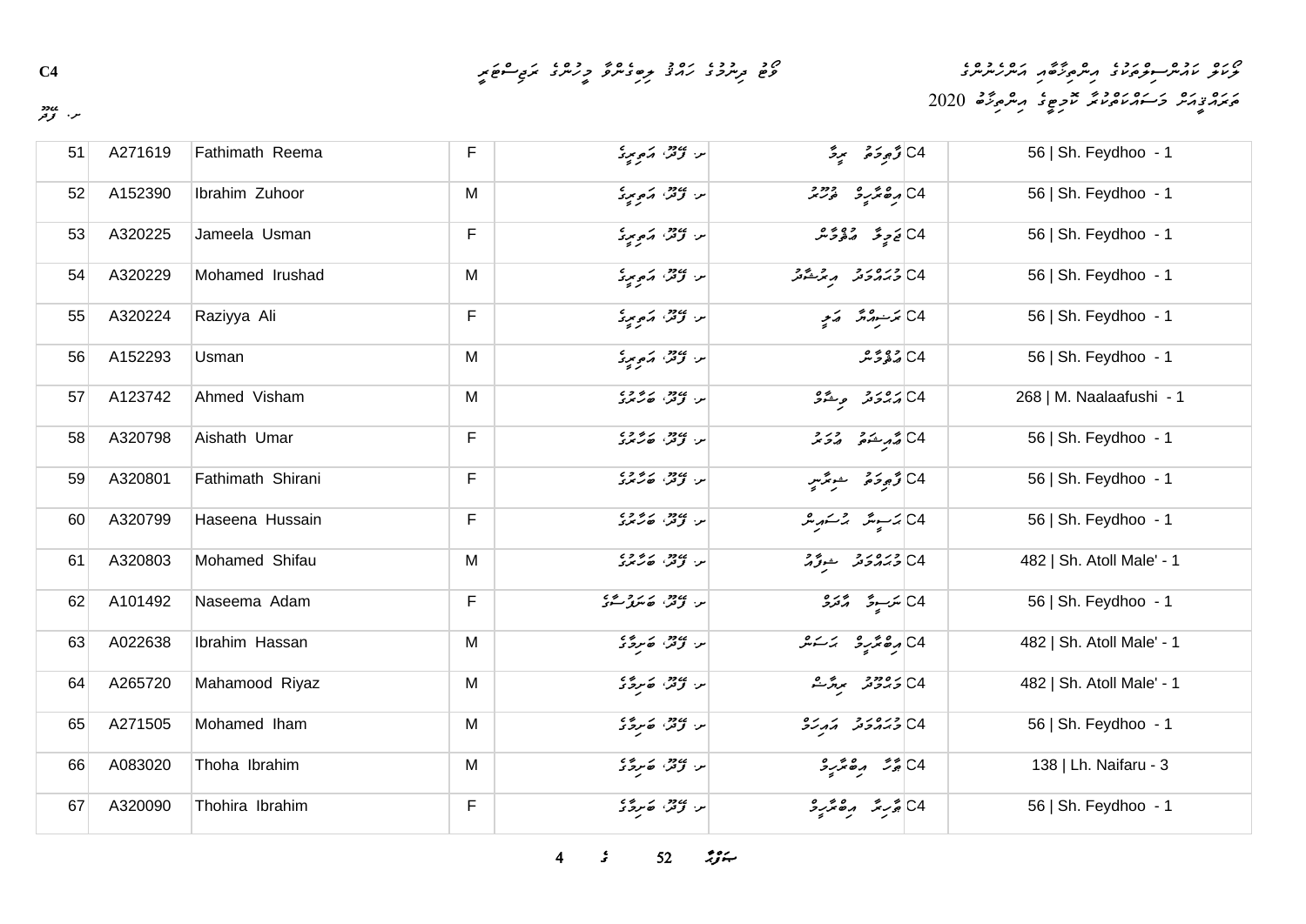| 51 | A271619 | Fathimath Reema | F | ނ. ފޭދޫ، އަލިވިރެ | C4 ފާތިމަތު ރީމާ | 56 \| Sh. Feydhoo - 1 |
|---|---|---|---|---|---|---|
| 52 | A152390 | Ibrahim Zuhoor | M | ނ. ފޭދޫ، އަލިވިރެ | C4 އިބްރާހީމް ޒުހޫރު | 56 \| Sh. Feydhoo - 1 |
| 53 | A320225 | Jameela Usman | F | ނ. ފޭދޫ، އަލިވިރެ | C4 ޖަމީލާ އުސްމާން | 56 \| Sh. Feydhoo - 1 |
| 54 | A320229 | Mohamed Irushad | M | ނ. ފޭދޫ، އަލިވިރެ | C4 މުހައްމަދު އިރުޝާދު | 56 \| Sh. Feydhoo - 1 |
| 55 | A320224 | Raziyya Ali | F | ނ. ފޭދޫ، އަލިވިރެ | C4 ރަޒިއްޔާ އަލީ | 56 \| Sh. Feydhoo - 1 |
| 56 | A152293 | Usman | M | ނ. ފޭދޫ، އަލިވިރެ | C4 އުސްމާން | 56 \| Sh. Feydhoo - 1 |
| 57 | A123742 | Ahmed Visham | M | ނ. ފޭދޫ، ބަހާރުގެ | C4 އަހުމަދު ވިޝާމް | 268 \| M. Naalaafushi - 1 |
| 58 | A320798 | Aishath Umar | F | ނ. ފޭދޫ، ބަހާރުގެ | C4 އާއިޝަތު އުމަރު | 56 \| Sh. Feydhoo - 1 |
| 59 | A320801 | Fathimath Shirani | F | ނ. ފޭދޫ، ބަހާރުގެ | C4 ފާތިމަތު ޝިރާނީ | 56 \| Sh. Feydhoo - 1 |
| 60 | A320799 | Haseena Hussain | F | ނ. ފޭދޫ، ބަހާރުގެ | C4 ހަސީނާ ހުސައިން | 56 \| Sh. Feydhoo - 1 |
| 61 | A320803 | Mohamed Shifau | M | ނ. ފޭދޫ، ބަހާރުގެ | C4 މުހައްމަދު ޝިފާއު | 482 \| Sh. Atoll Male' - 1 |
| 62 | A101492 | Naseema Adam | F | ނ. ފޭދޫ، ބަނަފްސާގެ | C4 ނަސީމާ އާދަމް | 56 \| Sh. Feydhoo - 1 |
| 63 | A022638 | Ibrahim Hassan | M | ނ. ފޭދޫ، ބަރިވާގެ | C4 އިބްރާހީމް ހަސަން | 482 \| Sh. Atoll Male' - 1 |
| 64 | A265720 | Mahamood Riyaz | M | ނ. ފޭދޫ، ބަރިވާގެ | C4 މަހަމޫދު ރިޔާޒު | 482 \| Sh. Atoll Male' - 1 |
| 65 | A271505 | Mohamed Iham | M | ނ. ފޭދޫ، ބަރިވާގެ | C4 މުހައްމަދު އިހަމް | 56 \| Sh. Feydhoo - 1 |
| 66 | A083020 | Thoha Ibrahim | M | ނ. ފޭދޫ، ބަރިވާގެ | C4 ޠާހާ އިބްރާހީމް | 138 \| Lh. Naifaru - 3 |
| 67 | A320090 | Thohira Ibrahim | F | ނ. ފޭދޫ، ބަރިވާގެ | C4 ޠާހިރާ އިބްރާހީމް | 56 \| Sh. Feydhoo - 1 |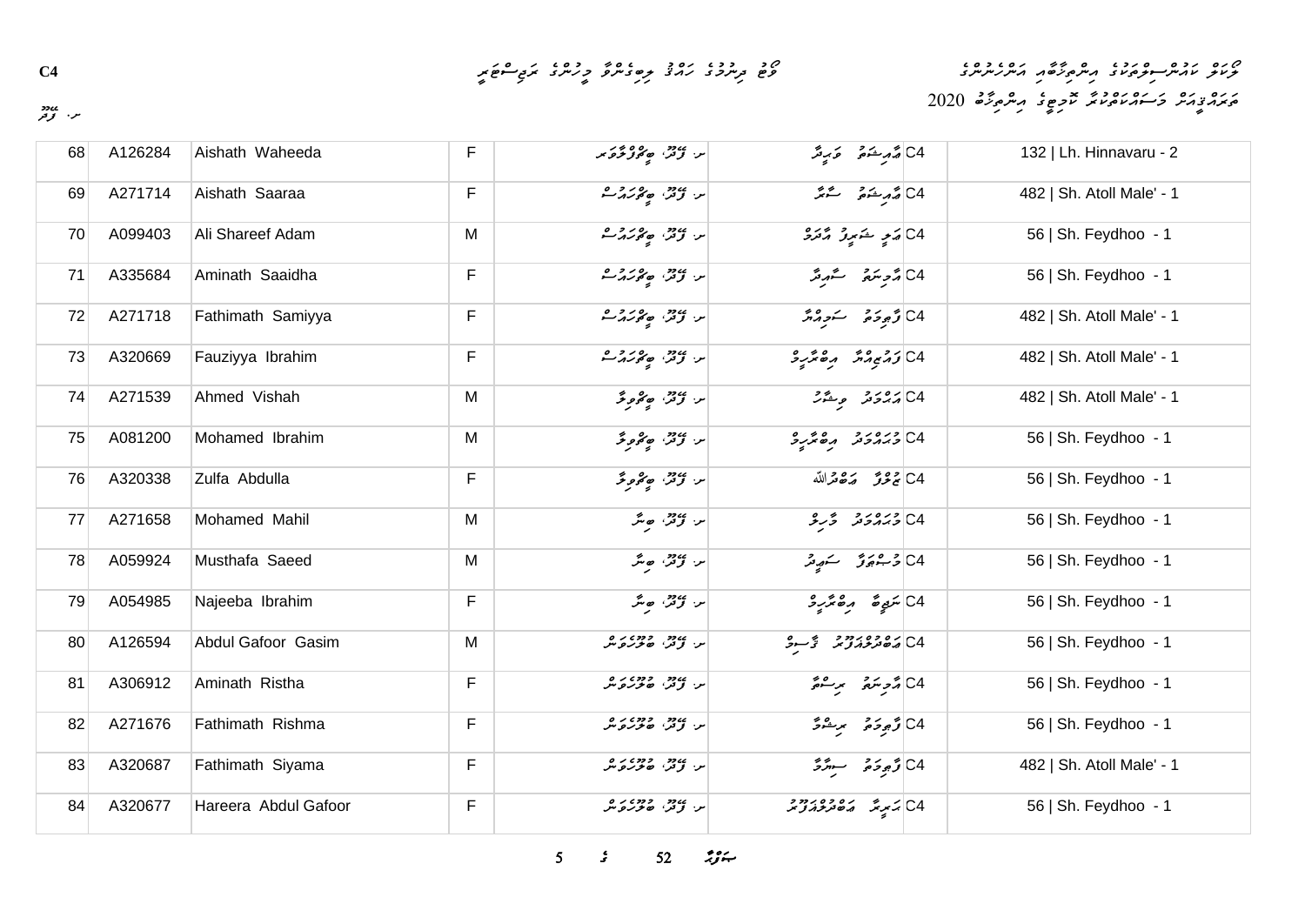| 68 | A126284 | Aishath Waheeda | F | س. ؤُدُ، ھِجُوٗوِحُوَمَہ | مَّەرِشَەَ وَبِەِتَرَ C4 | 132 \| Lh. Hinnavaru - 2 |
|---|---|---|---|---|---|---|
| 69 | A271714 | Aishath Saaraa | F | س. ؤُدُ، ھِجُورَہْرُسْ | مَّەرِشَەَ سَّتَرَ C4 | 482 \| Sh. Atoll Male' - 1 |
| 70 | A099403 | Ali Shareef Adam | M | س. ؤُدُ، ھِجُورَہْرُسْ | مَہِ شَہِبِرُ مَّتَرَدُ C4 | 56 \| Sh. Feydhoo - 1 |
| 71 | A335684 | Aminath Saaidha | F | س. ؤُدُ، ھِجُورَہْرُسْ | مَّحِ سَمَّ سَّمِدِتَر C4 | 56 \| Sh. Feydhoo - 1 |
| 72 | A271718 | Fathimath Samiyya | F | س. ؤُدُ، ھِجُورَہْرُسْ | زَّجِوَحَمْ سَجِرْمَّرَ C4 | 482 \| Sh. Atoll Male' - 1 |
| 73 | A320669 | Fauziyya Ibrahim | F | س. ؤُدُ، ھِجُورَہْرُسْ | زَمْرْسِيِّمَّ مِرْھْتَرِدُ C4 | 482 \| Sh. Atoll Male' - 1 |
| 74 | A271539 | Ahmed Vishah | M | س. ؤُدُ، ھِجُوِرَّ | مَرْدَرَ وِشَدُ C4 | 482 \| Sh. Atoll Male' - 1 |
| 75 | A081200 | Mohamed Ibrahim | M | س. ؤُدُ، ھِجُوِرَّ | دُبَرْدَرَ مِرْھْتَرِدُ C4 | 56 \| Sh. Feydhoo - 1 |
| 76 | A320338 | Zulfa Abdulla | F | س. ؤُدُ، ھِجُوِرَّ | ىْحْرُ مَرْھْ قْرَاللّهُ C4 | 56 \| Sh. Feydhoo - 1 |
| 77 | A271658 | Mohamed Mahil | M | س. ؤُدُ، ھِتَرْ | دُبَرْدَرَ دُرِدُ C4 | 56 \| Sh. Feydhoo - 1 |
| 78 | A059924 | Musthafa Saeed | M | س. ؤُدُ، ھِتَرْ | دُسْجَرُ سَمِيِدُ C4 | 56 \| Sh. Feydhoo - 1 |
| 79 | A054985 | Najeeba Ibrahim | F | س. ؤُدُ، ھِتَرْ | سَبِجِھْ مِرْھْتَرِدُ C4 | 56 \| Sh. Feydhoo - 1 |
| 80 | A126594 | Abdul Gafoor Gasim | M | س. ؤُدُ، ھِدْرُدُوِسْ | مَرْھْتَرْدُرُوْدُ رُّ سِدُ C4 | 56 \| Sh. Feydhoo - 1 |
| 81 | A306912 | Aminath Ristha | F | س. ؤُدُ، ھِدْرُدُوِسْ | مَّحِ سَمَّ بِرِسْتَّ C4 | 56 \| Sh. Feydhoo - 1 |
| 82 | A271676 | Fathimath Rishma | F | س. ؤُدُ، ھِدْرُدُوِسْ | زَّجِوَحَمْ بِرِشْدُ C4 | 56 \| Sh. Feydhoo - 1 |
| 83 | A320687 | Fathimath Siyama | F | س. ؤُدُ، ھِدْرُدُوِسْ | زَّجِوَحَمْ سِنْرَّدُ C4 | 482 \| Sh. Atoll Male' - 1 |
| 84 | A320677 | Hareera Abdul Gafoor | F | س. ؤُدُ، ھِدْرُدُوِسْ | بَرِبِرَّ مَرْھْتَرْدُرُوْدُ C4 | 56 \| Sh. Feydhoo - 1 |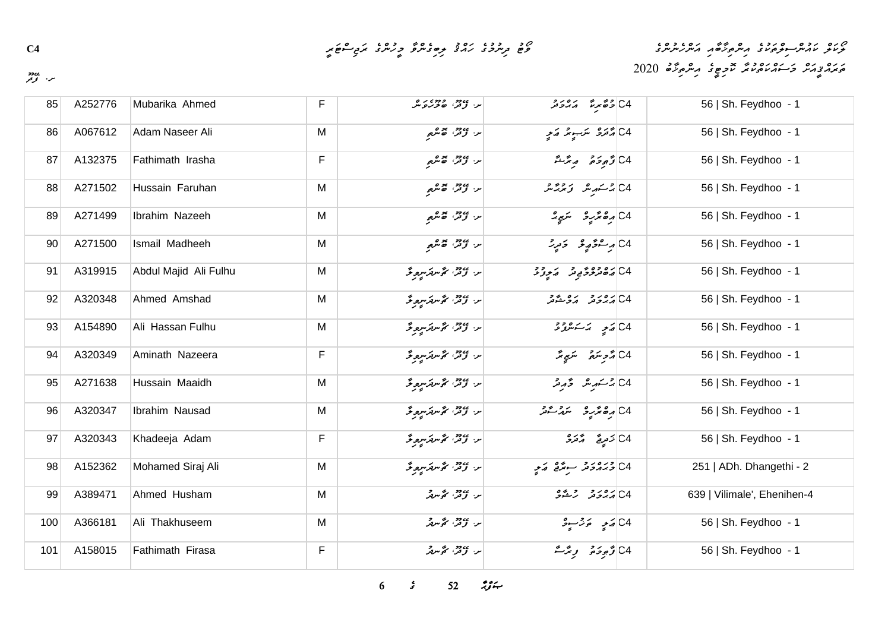| 85 | A252776 | Mubarika Ahmed | F | ش. ފޭދޫ، ބޮޑުގަލަން | C4 މުބާރިކާ އަޙްމަދު | 56 \| Sh. Feydhoo - 1 |
|---|---|---|---|---|---|---|
| 86 | A067612 | Adam Naseer Ali | M | ش. ފޭދޫ، ބޯންޖި | C4 އާދަމް ނަސީރު ޢަލީ | 56 \| Sh. Feydhoo - 1 |
| 87 | A132375 | Fathimath Irasha | F | ش. ފޭދޫ، ބޯންޖި | C4 ފާތިމަތު އިރާޝާ | 56 \| Sh. Feydhoo - 1 |
| 88 | A271502 | Hussain Faruhan | M | ش. ފޭދޫ، ބޯންޖި | C4 ޙުސައިން ފަރުހާން | 56 \| Sh. Feydhoo - 1 |
| 89 | A271499 | Ibrahim Nazeeh | M | ش. ފޭދޫ، ބޯންޖި | C4 އިބްރާހީމް ނަޒީހު | 56 \| Sh. Feydhoo - 1 |
| 90 | A271500 | Ismail Madheeh | M | ش. ފޭދޫ، ބޯންޖި | C4 އިސްމާޢީލް މަދީހު | 56 \| Sh. Feydhoo - 1 |
| 91 | A319915 | Abdul Majid Ali Fulhu | M | ش. ފޭދޫ، ގާސްދަރާނީވާ | C4 ޢަބްދުލްމާޖިދު ޢަލީފުޅު | 56 \| Sh. Feydhoo - 1 |
| 92 | A320348 | Ahmed Amshad | M | ش. ފޭދޫ، ގާސްދަރާނީވާ | C4 އަޙްމަދު އަމްޝަދު | 56 \| Sh. Feydhoo - 1 |
| 93 | A154890 | Ali Hassan Fulhu | M | ش. ފޭދޫ، ގާސްދަރާނީވާ | C4 ޢަލީ ޙަސަންފުޅު | 56 \| Sh. Feydhoo - 1 |
| 94 | A320349 | Aminath Nazeera | F | ش. ފޭދޫ، ގާސްދަރާނީވާ | C4 އާމިނަތު ނަޒީރާ | 56 \| Sh. Feydhoo - 1 |
| 95 | A271638 | Hussain Maaidh | M | ش. ފޭދޫ، ގާސްދަރާނީވާ | C4 ޙުސައިން މާއިދު | 56 \| Sh. Feydhoo - 1 |
| 96 | A320347 | Ibrahim Nausad | M | ش. ފޭދޫ، ގާސްދަރާނީވާ | C4 އިބްރާހީމް ނައުސަދު | 56 \| Sh. Feydhoo - 1 |
| 97 | A320343 | Khadeeja Adam | F | ش. ފޭދޫ، ގާސްދަރާނީވާ | C4 ޚަދީޖާ އާދަމް | 56 \| Sh. Feydhoo - 1 |
| 98 | A152362 | Mohamed Siraj Ali | M | ش. ފޭދޫ، ގާސްދަރާނީވާ | C4 މުޙައްމަދު ސިރާޖު ޢަލީ | 251 \| ADh. Dhangethi - 2 |
| 99 | A389471 | Ahmed Husham | M | ش. ފޭދޫ، ގާސްދަރު | C4 އަޙްމަދު ހުޝާމް | 639 \| Vilimale', Ehenihen-4 |
| 100 | A366181 | Ali Thakhuseem | M | ش. ފޭދޫ، ގާސްދަރު | C4 ޢަލީ ތަޚުސީމް | 56 \| Sh. Feydhoo - 1 |
| 101 | A158015 | Fathimath Firasa | F | ش. ފޭދޫ، ގާސްދަރު | C4 ފާތިމަތު ފިރާސާ | 56 \| Sh. Feydhoo - 1 |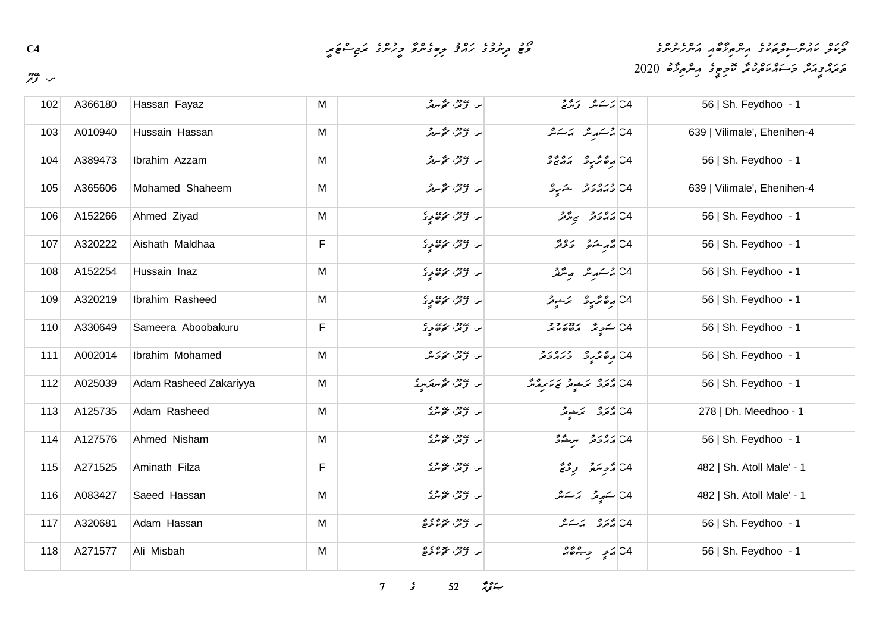| 102 | A366180 | Hassan Fayaz | M | ش. ފޭދޫ، ތާސިދު | C4 ހަސަން ފައްޔާޒު | 56 \| Sh. Feydhoo - 1 |
|---|---|---|---|---|---|---|
| 103 | A010940 | Hussain Hassan | M | ش. ފޭދޫ، ތާސިދު | C4 ހުސައިން ހަސަން | 639 \| Vilimale', Ehenihen-4 |
| 104 | A389473 | Ibrahim Azzam | M | ش. ފޭދޫ، ތާސިދު | C4 އިބްރާހީމް އައްޒާމް | 56 \| Sh. Feydhoo - 1 |
| 105 | A365606 | Mohamed Shaheem | M | ش. ފޭދޫ، ތާސިދު | C4 މުހައްމަދު ޝަހީމް | 639 \| Vilimale', Ehenihen-4 |
| 106 | A152266 | Ahmed Ziyad | M | ش. ފޭދޫ، ކަބާބީގެ | C4 އަހްމަދު ޒިޔާދު | 56 \| Sh. Feydhoo - 1 |
| 107 | A320222 | Aishath Maldhaa | F | ش. ފޭދޫ، ކަބާބީގެ | C4 އާއިޝަތު މަލްދާ | 56 \| Sh. Feydhoo - 1 |
| 108 | A152254 | Hussain Inaz | M | ش. ފޭދޫ، ކަބާބީގެ | C4 ހުސައިން އިނާޒު | 56 \| Sh. Feydhoo - 1 |
| 109 | A320219 | Ibrahim Rasheed | M | ش. ފޭދޫ، ކަބާބީގެ | C4 އިބްރާހީމް ރަޝީދު | 56 \| Sh. Feydhoo - 1 |
| 110 | A330649 | Sameera Aboobakuru | F | ش. ފޭދޫ، ކަބާބީގެ | C4 ސަމީރާ އަބޫބަކުރު | 56 \| Sh. Feydhoo - 1 |
| 111 | A002014 | Ibrahim Mohamed | M | ش. ފޭދޫ، ކަމަން | C4 އިބްރާހީމް މުހައްމަދު | 56 \| Sh. Feydhoo - 1 |
| 112 | A025039 | Adam Rasheed Zakariyya | M | ش. ފޭދޫ، ތާސިދުނިގެ | C4 އާދަމް ރަޝީދު ޒަކަރިއްޔާ | 56 \| Sh. Feydhoo - 1 |
| 113 | A125735 | Adam Rasheed | M | ش. ފޭދޫ، ތާރުގެ | C4 އާދަމް ރަޝީދު | 278 \| Dh. Meedhoo - 1 |
| 114 | A127576 | Ahmed Nisham | M | ش. ފޭދޫ، ތާރުގެ | C4 އަހްމަދު ނިޝާމް | 56 \| Sh. Feydhoo - 1 |
| 115 | A271525 | Aminath Filza | F | ش. ފޭދޫ، ތާރުގެ | C4 އާމިނަތު ފިލްޒާ | 482 \| Sh. Atoll Male' - 1 |
| 116 | A083427 | Saeed Hassan | M | ش. ފޭދޫ، ތާރުގެ | C4 ސައީދު ހަސަން | 482 \| Sh. Atoll Male' - 1 |
| 117 | A320681 | Adam Hassan | M | ش. ފޭދޫ، ތޫނުވެއް | C4 އާދަމް ހަސަން | 56 \| Sh. Feydhoo - 1 |
| 118 | A271577 | Ali Misbah | M | ش. ފޭދޫ، ތޫނުވެއް | C4 އަލީ މިސްބާހު | 56 \| Sh. Feydhoo - 1 |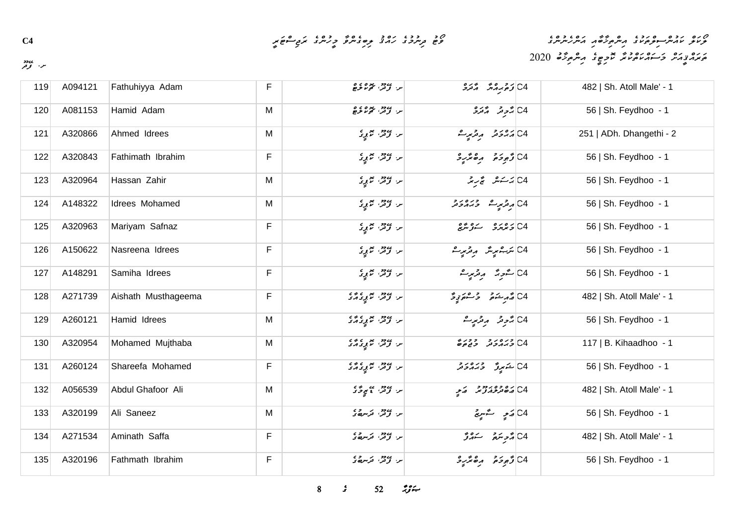| 119 | A094121 | Fathuhiyya Adam | F | ސ. ފޯދޫ، ލޮނުވެހި | ފަތުހިއްޔާ އާދަމް C4 | 482 \| Sh. Atoll Male' - 1 |
|---|---|---|---|---|---|---|
| 120 | A081153 | Hamid Adam | M | ސ. ފޯދޫ، ލޮނުވެހި | ހާމިދު އާދަމް C4 | 56 \| Sh. Feydhoo - 1 |
| 121 | A320866 | Ahmed Idrees | M | ސ. ފޯދޫ، ނޫރީގެ | އަހުމަދު އިދުރީސް C4 | 251 \| ADh. Dhangethi - 2 |
| 122 | A320843 | Fathimath Ibrahim | F | ސ. ފޯދޫ، ނޫރީގެ | ފާތިމަތު އިބްރާހީމް C4 | 56 \| Sh. Feydhoo - 1 |
| 123 | A320964 | Hassan Zahir | M | ސ. ފޯދޫ، ނޫރީގެ | ހަސަން ޒާހިރު C4 | 56 \| Sh. Feydhoo - 1 |
| 124 | A148322 | Idrees Mohamed | M | ސ. ފޯދޫ، ނޫރީގެ | އިދުރީސް މުހައްމަދު C4 | 56 \| Sh. Feydhoo - 1 |
| 125 | A320963 | Mariyam Safnaz | F | ސ. ފޯދޫ، ނޫރީގެ | މަރިޔަމް ސަފްނާޒް C4 | 56 \| Sh. Feydhoo - 1 |
| 126 | A150622 | Nasreena Idrees | F | ސ. ފޯދޫ، ނޫރީގެ | ނަސްރީނާ އިދުރީސް C4 | 56 \| Sh. Feydhoo - 1 |
| 127 | A148291 | Samiha Idrees | F | ސ. ފޯދޫ، ނޫރީގެ | ސާމިހާ އިދުރީސް C4 | 56 \| Sh. Feydhoo - 1 |
| 128 | A271739 | Aishath Musthageema | F | ސ. ފޯދޫ، ނޫރީގެއާގެ | އާއިޝަތު މުސްތަޤީމާ C4 | 482 \| Sh. Atoll Male' - 1 |
| 129 | A260121 | Hamid Idrees | M | ސ. ފޯދޫ، ނޫރީގެއާގެ | ހާމިދު އިދުރީސް C4 | 56 \| Sh. Feydhoo - 1 |
| 130 | A320954 | Mohamed Mujthaba | M | ސ. ފޯދޫ، ނޫރީގެއާގެ | މުހައްމަދު މުޖުތަބާ C4 | 117 \| B. Kihaadhoo - 1 |
| 131 | A260124 | Shareefa Mohamed | F | ސ. ފޯދޫ، ނޫރީގެއާގެ | ޝަރީފާ މުހައްމަދު C4 | 56 \| Sh. Feydhoo - 1 |
| 132 | A056539 | Abdul Ghafoor Ali | M | ސ. ފޯދޫ، ނޫމިލާގެ | އަބްދުލްޣަފޫރު އަލި C4 | 482 \| Sh. Atoll Male' - 1 |
| 133 | A320199 | Ali Saneez | M | ސ. ފޯދޫ، ދަނބުގެ | އަލި ސަނީޒް C4 | 56 \| Sh. Feydhoo - 1 |
| 134 | A271534 | Aminath Saffa | F | ސ. ފޯދޫ، ދަނބުގެ | އާމިނަތު ސައްފާ C4 | 482 \| Sh. Atoll Male' - 1 |
| 135 | A320196 | Fathmath Ibrahim | F | ސ. ފޯދޫ، ދަނބުގެ | ފާތިމަތު އިބްރާހީމް C4 | 56 \| Sh. Feydhoo - 1 |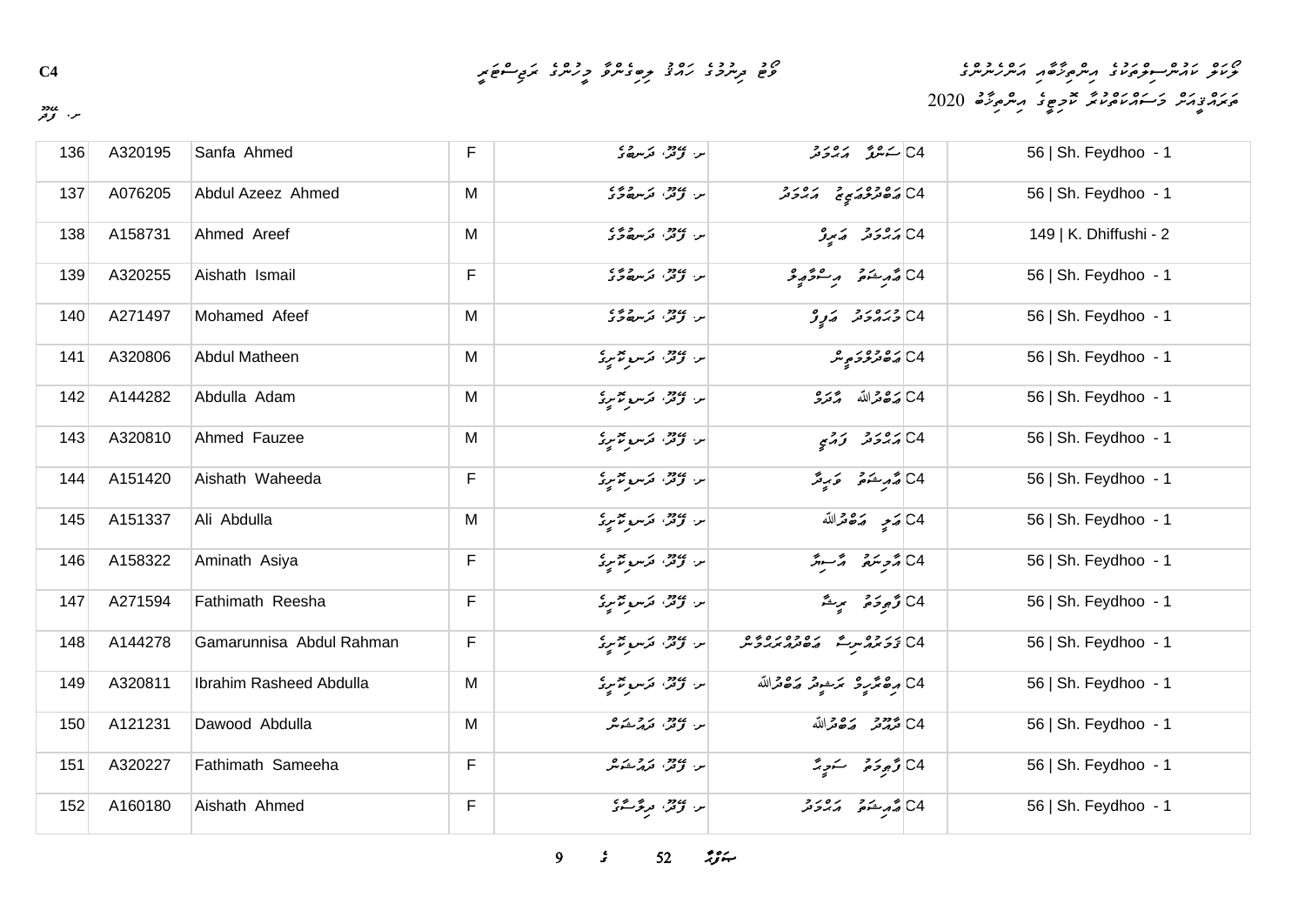| 136 | A320195 | Sanfa Ahmed | F | ސ. ފޭދޫ، ދަނބުގެ | ސަންފާ އަހުމަދު C4 | 56 \| Sh. Feydhoo - 1 |
|---|---|---|---|---|---|---|
| 137 | A076205 | Abdul Azeez Ahmed | M | ސ. ފޭދޫ، ދަނބުމާގެ | އަބްދުލްއަޒީޒް އަހުމަދު C4 | 56 \| Sh. Feydhoo - 1 |
| 138 | A158731 | Ahmed Areef | M | ސ. ފޭދޫ، ދަނބުމާގެ | އަހުމަދު އަރީފް C4 | 149 \| K. Dhiffushi - 2 |
| 139 | A320255 | Aishath Ismail | F | ސ. ފޭދޫ، ދަނބުމާގެ | އާއިޝަތު އިސްމާޢީލް C4 | 56 \| Sh. Feydhoo - 1 |
| 140 | A271497 | Mohamed Afeef | M | ސ. ފޭދޫ، ދަނބުމާގެ | މުހައްމަދު އަފީފް C4 | 56 \| Sh. Feydhoo - 1 |
| 141 | A320806 | Abdul Matheen | M | ސ. ފޭދޫ، ދަނބުވިލާނިވާ | އަބްދުލްމަތީން C4 | 56 \| Sh. Feydhoo - 1 |
| 142 | A144282 | Abdulla Adam | M | ސ. ފޭދޫ، ދަނބުވިލާނިވާ | އަބްދުﷲ އާދަމް C4 | 56 \| Sh. Feydhoo - 1 |
| 143 | A320810 | Ahmed Fauzee | M | ސ. ފޭދޫ، ދަނބުވިލާނިވާ | އަހުމަދު ފައުޒީ C4 | 56 \| Sh. Feydhoo - 1 |
| 144 | A151420 | Aishath Waheeda | F | ސ. ފޭދޫ، ދަނބުވިލާނިވާ | އާއިޝަތު ވަހީދާ C4 | 56 \| Sh. Feydhoo - 1 |
| 145 | A151337 | Ali Abdulla | M | ސ. ފޭދޫ، ދަނބުވިލާނިވާ | އަލި އަބްދުﷲ C4 | 56 \| Sh. Feydhoo - 1 |
| 146 | A158322 | Aminath Asiya | F | ސ. ފޭދޫ، ދަނބުވިލާނިވާ | އާމިނަތު އާސިޔާ C4 | 56 \| Sh. Feydhoo - 1 |
| 147 | A271594 | Fathimath Reesha | F | ސ. ފޭދޫ، ދަނބުވިލާނިވާ | ފާތިމަތު ރީޝާ C4 | 56 \| Sh. Feydhoo - 1 |
| 148 | A144278 | Gamarunnisa Abdul Rahman | F | ސ. ފޭދޫ، ދަނބުވިލާނިވާ | ގަމަރުއްނިސާ އަބްދުއްރަޙްމާން C4 | 56 \| Sh. Feydhoo - 1 |
| 149 | A320811 | Ibrahim Rasheed Abdulla | M | ސ. ފޭދޫ، ދަނބުވިލާނިވާ | އިބްރާހީމް ރަޝީދު އަބްދުﷲ C4 | 56 \| Sh. Feydhoo - 1 |
| 150 | A121231 | Dawood Abdulla | M | ސ. ފޭދޫ، ދަރުމަޝަން | ދާއޫދު އަބްދުﷲ C4 | 56 \| Sh. Feydhoo - 1 |
| 151 | A320227 | Fathimath Sameeha | F | ސ. ފޭދޫ، ދަރުމަޝަން | ފާތިމަތު ސަމީހާ C4 | 56 \| Sh. Feydhoo - 1 |
| 152 | A160180 | Aishath Ahmed | F | ސ. ފޭދޫ، ދިލާސާގެ | އާއިޝަތު އަހުމަދު C4 | 56 \| Sh. Feydhoo - 1 |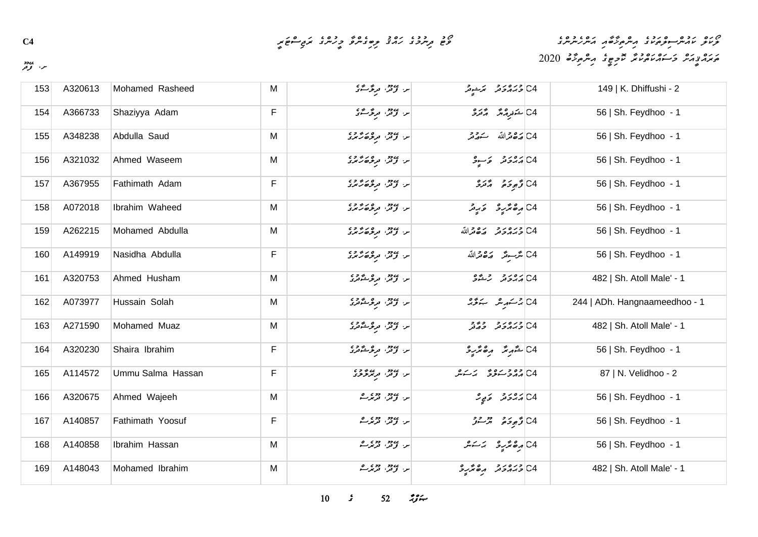| 153 | A320613 | Mohamed Rasheed | M | ش. ފޭދޫ، ދިލާސާގެ | ޢިރާސާ | C4 ޘ | 149 \| K. Dhiffushi - 2 |
|---|---|---|---|---|---|---|---|
| 154 | A366733 | Shaziyya Adam | F | ش. ފޭދޫ، ދިލާސާގެ | ޝާޒިއްޔާ އާދަމް | C4 | 56 \| Sh. Feydhoo - 1 |
| 155 | A348238 | Abdulla Saud | M | ش. ފޭދޫ، ދިލްބަހާރުގެ | އަބްދުﷲ ސަޢޫދު | C4 | 56 \| Sh. Feydhoo - 1 |
| 156 | A321032 | Ahmed Waseem | M | ش. ފޭދޫ، ދިލްބަހާރުގެ | އަހުމަދު ވަސީމް | C4 | 56 \| Sh. Feydhoo - 1 |
| 157 | A367955 | Fathimath Adam | F | ش. ފޭދޫ، ދިލްބަހާރުގެ | ފާތިމަތު އާދަމް | C4 | 56 \| Sh. Feydhoo - 1 |
| 158 | A072018 | Ibrahim Waheed | M | ش. ފޭދޫ، ދިލްބަހާރުގެ | އިބްރާހިމް ވަޙީދު | C4 | 56 \| Sh. Feydhoo - 1 |
| 159 | A262215 | Mohamed Abdulla | M | ش. ފޭދޫ، ދިލްބަހާރުގެ | މުޙައްމަދު އަބްދުﷲ | C4 | 56 \| Sh. Feydhoo - 1 |
| 160 | A149919 | Nasidha Abdulla | F | ش. ފޭދޫ، ދިލްބަހާރުގެ | ނާސިދާ އަބްދުﷲ | C4 | 56 \| Sh. Feydhoo - 1 |
| 161 | A320753 | Ahmed Husham | M | ش. ފޭދޫ، ދިލްޝާދުގެ | އަހުމަދު ހުޝާމް | C4 | 482 \| Sh. Atoll Male' - 1 |
| 162 | A073977 | Hussain Solah | M | ش. ފޭދޫ، ދިލްޝާދުގެ | ހުސައިން ސަލާހް | C4 | 244 \| ADh. Hangnaameedhoo - 1 |
| 163 | A271590 | Mohamed Muaz | M | ش. ފޭދޫ، ދިލްޝާދުގެ | މުޙައްމަދު މުޢާޛު | C4 | 482 \| Sh. Atoll Male' - 1 |
| 164 | A320230 | Shaira Ibrahim | F | ش. ފޭދޫ، ދިލްޝާދުގެ | ޝާއިރާ އިބްރާހިމް | C4 | 56 \| Sh. Feydhoo - 1 |
| 165 | A114572 | Ummu Salma Hassan | F | ش. ފޭދޫ، ދިރުވާގެ | އުއްމު ސަލްމާ ހަސަން | C4 | 87 \| N. Velidhoo - 2 |
| 166 | A320675 | Ahmed Wajeeh | M | ش. ފޭދޫ، ދޫރެސް | އަހުމަދު ވަޖީހު | C4 | 56 \| Sh. Feydhoo - 1 |
| 167 | A140857 | Fathimath Yoosuf | F | ش. ފޭދޫ، ދޫރެސް | ފާތިމަތު ޔޫސުފް | C4 | 56 \| Sh. Feydhoo - 1 |
| 168 | A140858 | Ibrahim Hassan | M | ش. ފޭދޫ، ދޫރެސް | އިބްރާހިމް ހަސަން | C4 | 56 \| Sh. Feydhoo - 1 |
| 169 | A148043 | Mohamed Ibrahim | M | ش. ފޭދޫ، ދޫރެސް | މުޙައްމަދު އިބްރާހިމް | C4 | 482 \| Sh. Atoll Male' - 1 |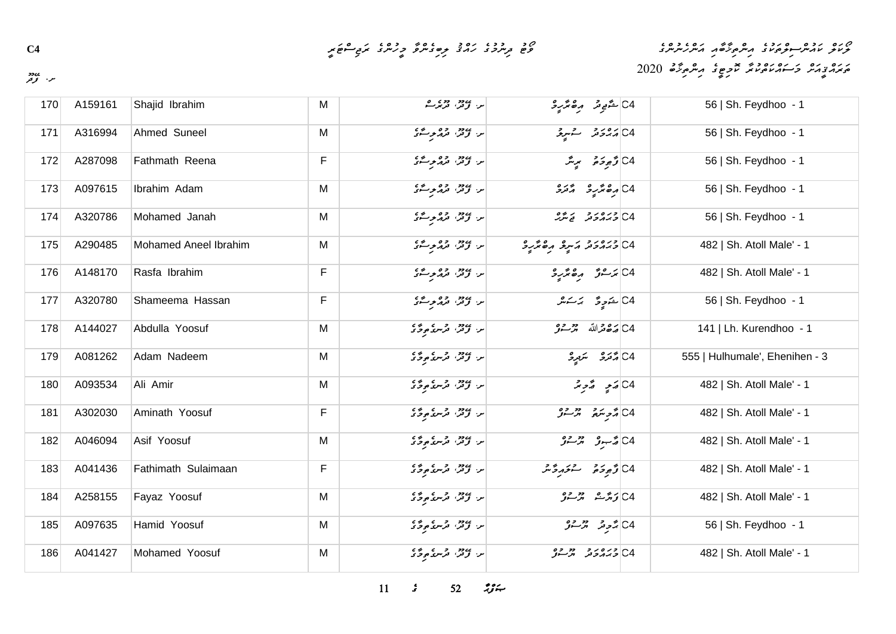| 170 | A159161 | Shajid Ibrahim | M | ش. ފޭދޫ، ދޫރެސް | ޝާޖިދު އިބްރާހީމް C4 | 56 \| Sh. Feydhoo - 1 |
|---|---|---|---|---|---|---|
| 171 | A316994 | Ahmed Suneel | M | ش. ފޭދޫ، ދޮއްޓިސްޓޯ | އަހުމަދު ސުނީލް C4 | 56 \| Sh. Feydhoo - 1 |
| 172 | A287098 | Fathmath Reena | F | ش. ފޭދޫ، ދޮއްޓިސްޓޯ | ފާތިމަތު ރީނާ C4 | 56 \| Sh. Feydhoo - 1 |
| 173 | A097615 | Ibrahim Adam | M | ش. ފޭދޫ، ދޮއްޓިސްޓޯ | އިބްރާހީމް އާދަމް C4 | 56 \| Sh. Feydhoo - 1 |
| 174 | A320786 | Mohamed Janah | M | ش. ފޭދޫ، ދޮއްޓިސްޓޯ | މުހައްމަދު ޖަނާހް C4 | 56 \| Sh. Feydhoo - 1 |
| 175 | A290485 | Mohamed Aneel Ibrahim | M | ش. ފޭދޫ، ދޮއްޓިސްޓޯ | މުހައްމަދު އަނީލް އިބްރާހީމް C4 | 482 \| Sh. Atoll Male' - 1 |
| 176 | A148170 | Rasfa Ibrahim | F | ش. ފޭދޫ، ދޮއްޓިސްޓޯ | ރަސްފާ އިބްރާހީމް C4 | 482 \| Sh. Atoll Male' - 1 |
| 177 | A320780 | Shameema Hassan | F | ش. ފޭދޫ، ދޮއްޓިސްޓޯ | ޝަމީމާ ހަސަން C4 | 56 \| Sh. Feydhoo - 1 |
| 178 | A144027 | Abdulla Yoosuf | M | ش. ފޭދޫ، ދެނޑިވެލި | އަބްދުﷲ ޔޫސުފް C4 | 141 \| Lh. Kurendhoo - 1 |
| 179 | A081262 | Adam Nadeem | M | ش. ފޭދޫ، ދެނޑިވެލި | އާދަމް ނަދީމް C4 | 555 \| Hulhumale', Ehenihen - 3 |
| 180 | A093534 | Ali Amir | M | ش. ފޭދޫ، ދެނޑިވެލި | އަލީ އާމިރު C4 | 482 \| Sh. Atoll Male' - 1 |
| 181 | A302030 | Aminath Yoosuf | F | ش. ފޭދޫ، ދެނޑިވެލި | އާމިނަތު ޔޫސުފް C4 | 482 \| Sh. Atoll Male' - 1 |
| 182 | A046094 | Asif Yoosuf | M | ش. ފޭދޫ، ދެނޑިވެލި | އާސިފް ޔޫސުފް C4 | 482 \| Sh. Atoll Male' - 1 |
| 183 | A041436 | Fathimath Sulaimaan | F | ش. ފޭދޫ، ދެނޑިވެލި | ފާތިމަތު ސުލައިމާން C4 | 482 \| Sh. Atoll Male' - 1 |
| 184 | A258155 | Fayaz Yoosuf | M | ش. ފޭދޫ، ދެނޑިވެލި | ފަޔާޒް ޔޫސުފް C4 | 482 \| Sh. Atoll Male' - 1 |
| 185 | A097635 | Hamid Yoosuf | M | ش. ފޭދޫ، ދެނޑިވެލި | ހާމިދު ޔޫސުފް C4 | 56 \| Sh. Feydhoo - 1 |
| 186 | A041427 | Mohamed Yoosuf | M | ش. ފޭދޫ، ދެނޑިވެލި | މުހައްމަދު ޔޫސުފް C4 | 482 \| Sh. Atoll Male' - 1 |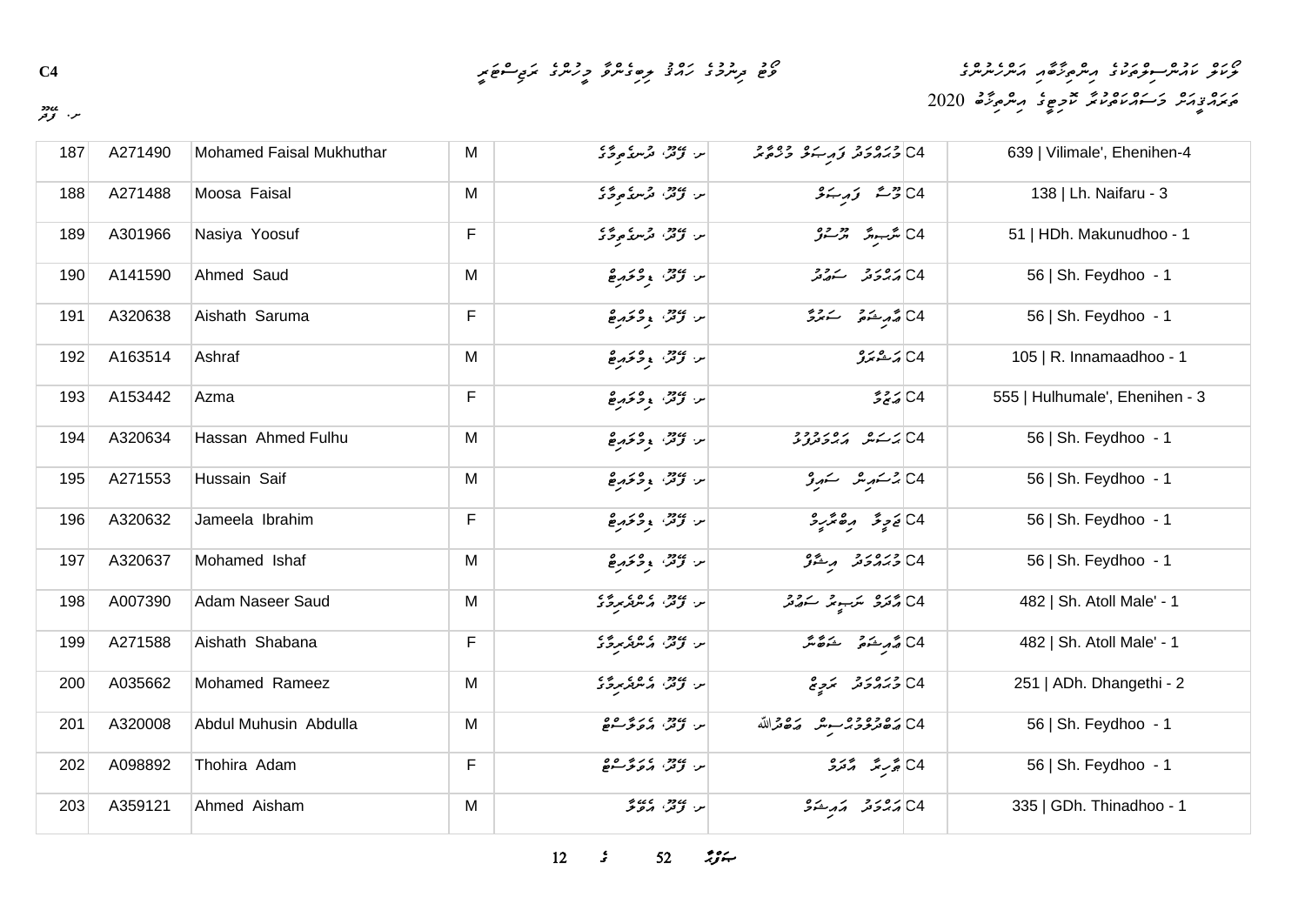| 187 | A271490 | Mohamed Faisal Mukhuthar | M | ނ. ފޮދޫ، ދޮންގޮތިމާގެ | C4 މުހައްމަދު ފައިސަލް މުޚްތާރު | 639 \| Vilimale', Ehenihen-4 |
|---|---|---|---|---|---|---|
| 188 | A271488 | Moosa Faisal | M | ނ. ފޮދޫ، ދޮންގޮތިމާގެ | C4 މޫސާ ފައިސަލް | 138 \| Lh. Naifaru - 3 |
| 189 | A301966 | Nasiya Yoosuf | F | ނ. ފޮދޫ، ދޮންގޮތިމާގެ | C4 ނާސިޔާ ޔޫސުފް | 51 \| HDh. Makunudhoo - 1 |
| 190 | A141590 | Ahmed Saud | M | ނ. ފޮދޫ، ޖުމްހޫރީ | C4 އަހުމަދު ސައުދު | 56 \| Sh. Feydhoo - 1 |
| 191 | A320638 | Aishath Saruma | F | ނ. ފޮދޫ، ޖުމްހޫރީ | C4 އާއިޝަތު ސަރުމާ | 56 \| Sh. Feydhoo - 1 |
| 192 | A163514 | Ashraf | M | ނ. ފޮދޫ، ޖުމްހޫރީ | C4 އަޝްރަފް | 105 \| R. Innamaadhoo - 1 |
| 193 | A153442 | Azma | F | ނ. ފޮދޫ، ޖުމްހޫރީ | C4 އަޒްމާ | 555 \| Hulhumale', Ehenihen - 3 |
| 194 | A320634 | Hassan Ahmed Fulhu | M | ނ. ފޮދޫ، ޖުމްހޫރީ | C4 ހަސަން އަހުމަދުފުޅު | 56 \| Sh. Feydhoo - 1 |
| 195 | A271553 | Hussain Saif | M | ނ. ފޮދޫ، ޖުމްހޫރީ | C4 ހުސައިން ސައިފް | 56 \| Sh. Feydhoo - 1 |
| 196 | A320632 | Jameela Ibrahim | F | ނ. ފޮދޫ، ޖުމްހޫރީ | C4 ޖަމީލާ އިބްރާހިމް | 56 \| Sh. Feydhoo - 1 |
| 197 | A320637 | Mohamed Ishaf | M | ނ. ފޮދޫ، ޖުމްހޫރީ | C4 މުހައްމަދު އިޝާފް | 56 \| Sh. Feydhoo - 1 |
| 198 | A007390 | Adam Naseer Saud | M | ނ. ފޮދޫ، އެންދެރިމާގެ | C4 އާދަމް ނަސީރު ސައުދު | 482 \| Sh. Atoll Male' - 1 |
| 199 | A271588 | Aishath Shabana | F | ނ. ފޮދޫ، އެންދެރިމާގެ | C4 އާއިޝަތު ޝަބާނާ | 482 \| Sh. Atoll Male' - 1 |
| 200 | A035662 | Mohamed Rameez | M | ނ. ފޮދޫ، އެންދެރިމާގެ | C4 މުހައްމަދު ރަމީޒު | 251 \| ADh. Dhangethi - 2 |
| 201 | A320008 | Abdul Muhusin Abdulla | M | ނ. ފޮދޫ، އެވަރުސްޓް | C4 އަބްދުލްމުހުސިން އަބްދުﷲ | 56 \| Sh. Feydhoo - 1 |
| 202 | A098892 | Thohira Adam | F | ނ. ފޮދޫ، އެވަރުސްޓް | C4 ޠާހިރާ އާދަމް | 56 \| Sh. Feydhoo - 1 |
| 203 | A359121 | Ahmed Aisham | M | ނ. ފޮދޫ، އޮލިވް | C4 އަހުމަދު އައިޝާމް | 335 \| GDh. Thinadhoo - 1 |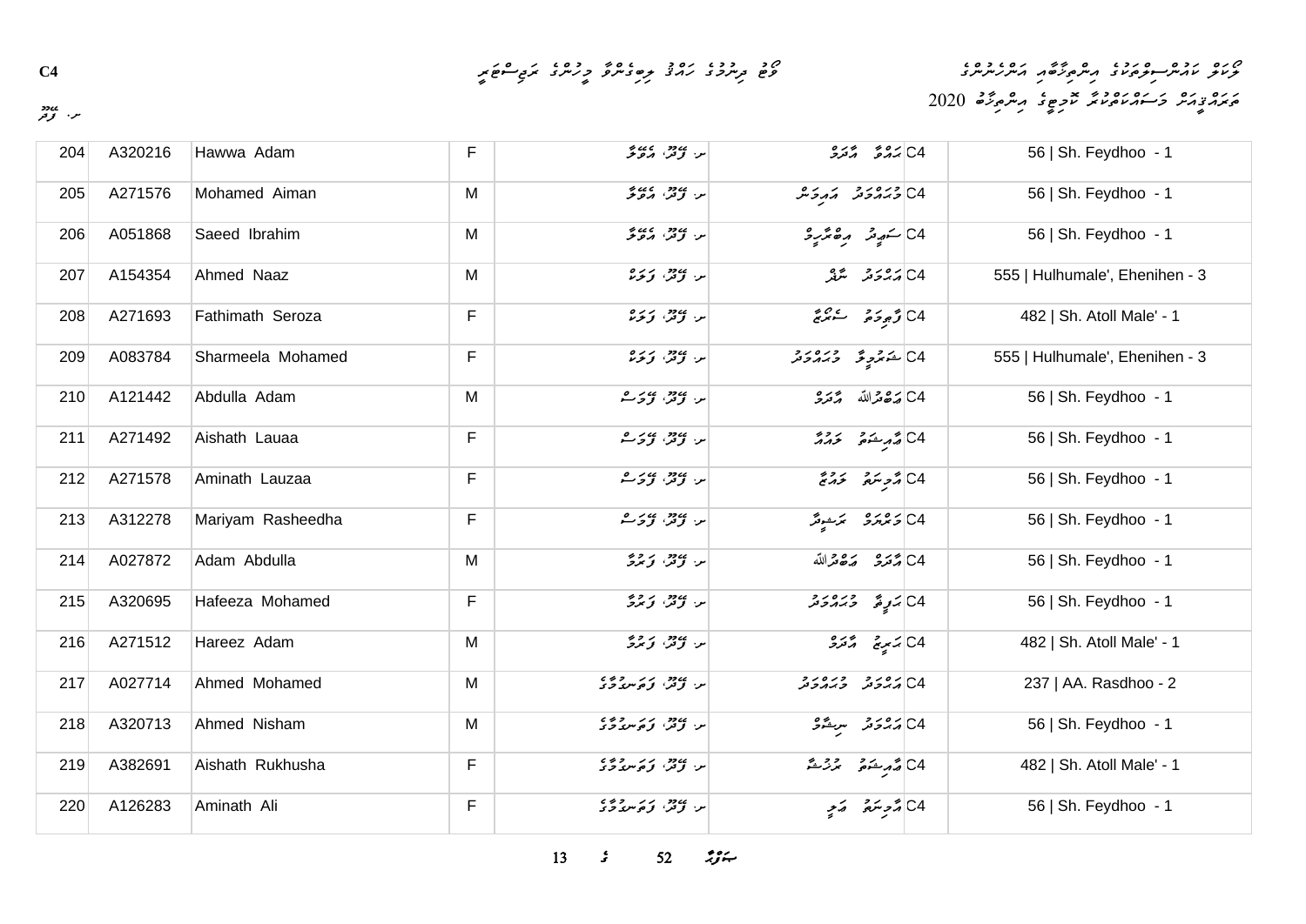| 204 | A320216 | Hawwa Adam | F | ش. ފޭދޫ، އަލިވާ | C4 ހައްވާ އާދަމް | 56 \| Sh. Feydhoo - 1 |
|---|---|---|---|---|---|---|
| 205 | A271576 | Mohamed Aiman | M | ش. ފޭދޫ، އަލިވާ | C4 މުހައްމަދު އައިމަން | 56 \| Sh. Feydhoo - 1 |
| 206 | A051868 | Saeed Ibrahim | M | ش. ފޭދޫ، އަލިވާ | C4 ސަޢީދު އިބްރާހީމް | 56 \| Sh. Feydhoo - 1 |
| 207 | A154354 | Ahmed Naaz | M | ش. ފޭދޫ، ފަރަށް | C4 އަހްމަދު ނާޒް | 555 \| Hulhumale', Ehenihen - 3 |
| 208 | A271693 | Fathimath Seroza | F | ش. ފޭދޫ، ފަރަށް | C4 ފާތިމަތު ސެރޯޒާ | 482 \| Sh. Atoll Male' - 1 |
| 209 | A083784 | Sharmeela Mohamed | F | ش. ފޭދޫ، ފަރަށް | C4 ޝަރްމީލާ މުހައްމަދު | 555 \| Hulhumale', Ehenihen - 3 |
| 210 | A121442 | Abdulla Adam | M | ش. ފޭދޫ، ފޭރަސް | C4 އަބްދުﷲ އާދަމް | 56 \| Sh. Feydhoo - 1 |
| 211 | A271492 | Aishath Lauaa | F | ش. ފޭދޫ، ފޭރަސް | C4 އާއިޝަތު ލައުއާ | 56 \| Sh. Feydhoo - 1 |
| 212 | A271578 | Aminath Lauzaa | F | ش. ފޭދޫ، ފޭރަސް | C4 އާމިނަތު ލައުޒާ | 56 \| Sh. Feydhoo - 1 |
| 213 | A312278 | Mariyam Rasheedha | F | ش. ފޭދޫ، ފޭރަސް | C4 މަރިޔަމް ރަޝީދާ | 56 \| Sh. Feydhoo - 1 |
| 214 | A027872 | Adam Abdulla | M | ش. ފޭދޫ، ފަރުމާ | C4 އާދަމް އަބްދުﷲ | 56 \| Sh. Feydhoo - 1 |
| 215 | A320695 | Hafeeza Mohamed | F | ش. ފޭދޫ، ފަރުމާ | C4 ހަފީޒާ މުހައްމަދު | 56 \| Sh. Feydhoo - 1 |
| 216 | A271512 | Hareez Adam | M | ش. ފޭދޫ، ފަރުމާ | C4 ހަރީޒް އާދަމް | 482 \| Sh. Atoll Male' - 1 |
| 217 | A027714 | Ahmed Mohamed | M | ش. ފޭދޫ، ފަތަނގުމާގެ | C4 އަހްމަދު މުހައްމަދު | 237 \| AA. Rasdhoo - 2 |
| 218 | A320713 | Ahmed Nisham | M | ش. ފޭދޫ، ފަތަނގުމާގެ | C4 އަހްމަދު ނިޝާމް | 56 \| Sh. Feydhoo - 1 |
| 219 | A382691 | Aishath Rukhusha | F | ش. ފޭދޫ، ފަތަނގުމާގެ | C4 އާއިޝަތު ރުހުޝާ | 482 \| Sh. Atoll Male' - 1 |
| 220 | A126283 | Aminath Ali | F | ش. ފޭދޫ، ފަތަނގުމާގެ | C4 އާމިނަތު ޢަލީ | 56 \| Sh. Feydhoo - 1 |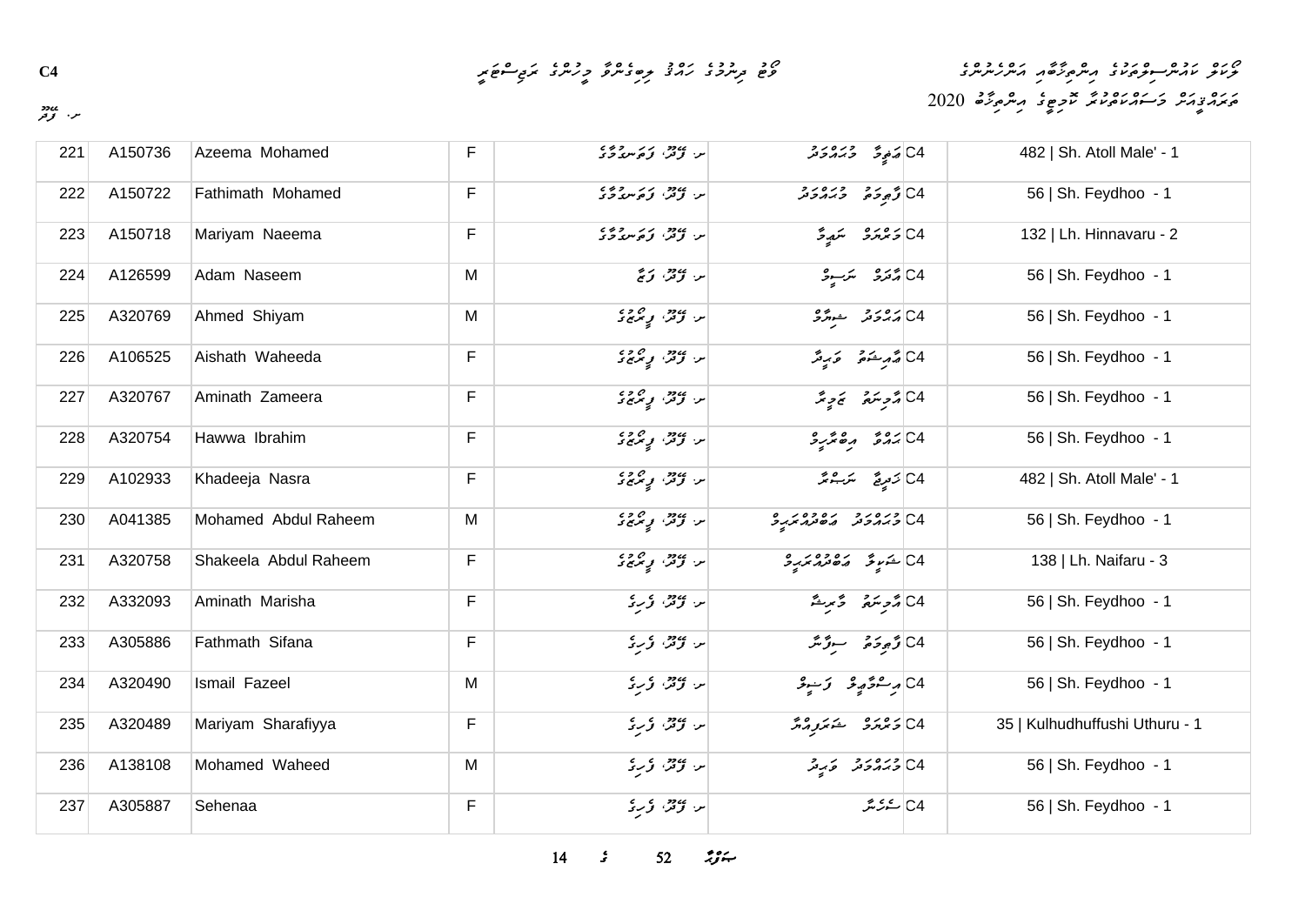| 221 | A150736 | Azeema Mohamed | F | ش. ފޭދޫ، ފަތަސްފާގެ | C4 ޢަޒީމާ މުޙައްމަދު | 482 \| Sh. Atoll Male' - 1 |
|---|---|---|---|---|---|---|
| 222 | A150722 | Fathimath Mohamed | F | ش. ފޭދޫ، ފަތަސްފާގެ | C4 ފާތިމަތު މުޙައްމަދު | 56 \| Sh. Feydhoo - 1 |
| 223 | A150718 | Mariyam Naeema | F | ش. ފޭދޫ، ފަތަސްފާގެ | C4 މަރިޔަމް ނައީމާ | 132 \| Lh. Hinnavaru - 2 |
| 224 | A126599 | Adam Naseem | M | ش. ފޭދޫ، ފަޅި | C4 އާދަމް ނަސީމް | 56 \| Sh. Feydhoo - 1 |
| 225 | A320769 | Ahmed Shiyam | M | ش. ފޭދޫ، ފިރުޖެގެ | C4 އަޙްމަދު ޝިޔާމް | 56 \| Sh. Feydhoo - 1 |
| 226 | A106525 | Aishath Waheeda | F | ش. ފޭދޫ، ފިރުޖެގެ | C4 އާއިޝަތު ވަޙީދާ | 56 \| Sh. Feydhoo - 1 |
| 227 | A320767 | Aminath Zameera | F | ش. ފޭދޫ، ފިރުޖެގެ | C4 އާމިނަތު ޒަމީރާ | 56 \| Sh. Feydhoo - 1 |
| 228 | A320754 | Hawwa Ibrahim | F | ش. ފޭދޫ، ފިރުޖެގެ | C4 ހައްވާ އިބްރާހީމް | 56 \| Sh. Feydhoo - 1 |
| 229 | A102933 | Khadeeja Nasra | F | ش. ފޭދޫ، ފިރުޖެގެ | C4 ޚަދީޖާ ނަސްރާ | 482 \| Sh. Atoll Male' - 1 |
| 230 | A041385 | Mohamed Abdul Raheem | M | ش. ފޭދޫ، ފިރުޖެގެ | C4 މުޙައްމަދު އަބްދުއްރަޙީމް | 56 \| Sh. Feydhoo - 1 |
| 231 | A320758 | Shakeela Abdul Raheem | F | ش. ފޭދޫ، ފިރުޖެގެ | C4 ޝަކީލާ އަބްދުއްރަޙީމް | 138 \| Lh. Naifaru - 3 |
| 232 | A332093 | Aminath Marisha | F | ش. ފޭދޫ، ފިހާރަ | C4 އާމިނަތު މާރިޝާ | 56 \| Sh. Feydhoo - 1 |
| 233 | A305886 | Fathmath Sifana | F | ش. ފޭދޫ، ފިހާރަ | C4 ފާތިމަތު ސިފާނާ | 56 \| Sh. Feydhoo - 1 |
| 234 | A320490 | Ismail Fazeel | M | ش. ފޭދޫ، ފިހާރަ | C4 އިސްމާޢީލް ފަޟީލް | 56 \| Sh. Feydhoo - 1 |
| 235 | A320489 | Mariyam Sharafiyya | F | ش. ފޭދޫ، ފިހާރަ | C4 މަރިޔަމް ޝަރަފިއްޔާ | 35 \| Kulhudhuffushi Uthuru - 1 |
| 236 | A138108 | Mohamed Waheed | M | ش. ފޭދޫ، ފިހާރަ | C4 މުޙައްމަދު ވަޙީދު | 56 \| Sh. Feydhoo - 1 |
| 237 | A305887 | Sehenaa | F | ش. ފޭދޫ، ފިހާރަ | C4 ސެހެނާ | 56 \| Sh. Feydhoo - 1 |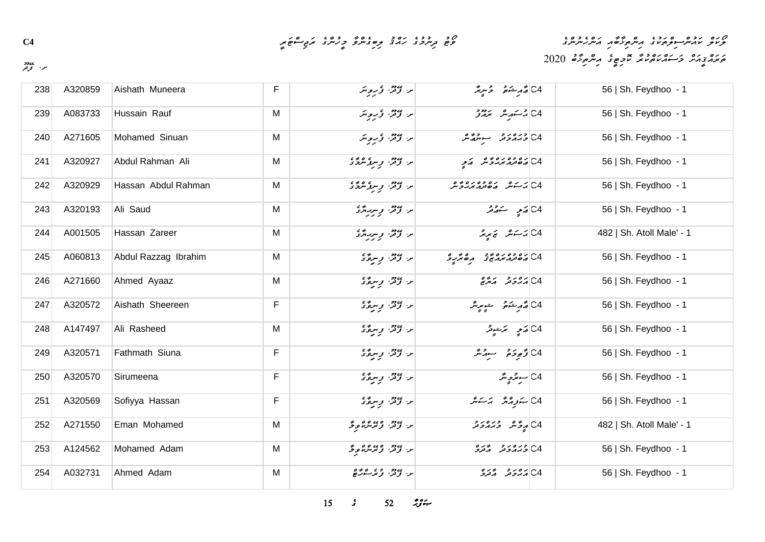| 238 | A320859 | Aishath Muneera | F | ش. ފޭދޫ، ފެހިވިނަ | ޢާއިޝަތު މުނީރާ C4 | 56 \| Sh. Feydhoo - 1 |
|---|---|---|---|---|---|---|
| 239 | A083733 | Hussain Rauf | M | ش. ފޭދޫ، ފެހިވިނަ | ޙުސައިން ރައުފް C4 | 56 \| Sh. Feydhoo - 1 |
| 240 | A271605 | Mohamed Sinuan | M | ش. ފޭދޫ، ފެހިވިނަ | މުޙައްމަދު ސިނުއާން C4 | 56 \| Sh. Feydhoo - 1 |
| 241 | A320927 | Abdul Rahman Ali | M | ش. ފޭދޫ، ފިނޮޅުނގެ | ޢަބްދުއްރަޙްމާން ޢަލި C4 | 56 \| Sh. Feydhoo - 1 |
| 242 | A320929 | Hassan Abdul Rahman | M | ش. ފޭދޫ، ފިނޮޅުނގެ | ޙަސަން ޢަބްދުއްރަޙްމާން C4 | 56 \| Sh. Feydhoo - 1 |
| 243 | A320193 | Ali Saud | M | ش. ފޭދޫ، ފިނިފިނިގެ | ޢަލި ސަޢޫދު C4 | 56 \| Sh. Feydhoo - 1 |
| 244 | A001505 | Hassan Zareer | M | ش. ފޭދޫ، ފިނިފިނިގެ | ޙަސަން ޒަރީރު C4 | 482 \| Sh. Atoll Male' - 1 |
| 245 | A060813 | Abdul Razzag Ibrahim | M | ش. ފޭދޫ، ފިނިވާގެ | ޢަބްދުއްރައްޒާގު އިބްރާހީމް C4 | 56 \| Sh. Feydhoo - 1 |
| 246 | A271660 | Ahmed Ayaaz | M | ش. ފޭދޫ، ފިނިވާގެ | އަޙްމަދު އަޔާޒް C4 | 56 \| Sh. Feydhoo - 1 |
| 247 | A320572 | Aishath Sheereen | F | ش. ފޭދޫ، ފިނިވާގެ | ޢާއިޝަތު ޝީރީން C4 | 56 \| Sh. Feydhoo - 1 |
| 248 | A147497 | Ali Rasheed | M | ش. ފޭދޫ، ފިނިވާގެ | ޢަލި ރަޝީދު C4 | 56 \| Sh. Feydhoo - 1 |
| 249 | A320571 | Fathmath Siuna | F | ش. ފޭދޫ، ފިނިވާގެ | ފާތިމަތު ސިއުނާ C4 | 56 \| Sh. Feydhoo - 1 |
| 250 | A320570 | Sirumeena | F | ش. ފޭދޫ، ފިނިވާގެ | ސިރުމީނާ C4 | 56 \| Sh. Feydhoo - 1 |
| 251 | A320569 | Sofiyya Hassan | F | ش. ފޭދޫ، ފިނިވާގެ | ޞޫފިއްޔާ ޙަސަން C4 | 56 \| Sh. Feydhoo - 1 |
| 252 | A271550 | Eman Mohamed | M | ش. ފޭދޫ، ފެހިނޫފިލާ | އީމާން މުޙައްމަދު C4 | 482 \| Sh. Atoll Male' - 1 |
| 253 | A124562 | Mohamed Adam | M | ش. ފޭދޫ، ފެހިނޫފިލާ | މުޙައްމަދު އާދަމް C4 | 56 \| Sh. Feydhoo - 1 |
| 254 | A032731 | Ahmed Adam | M | ش. ފޭދޫ، ފެހިސްރާޖް | އަޙްމަދު އާދަމް C4 | 56 \| Sh. Feydhoo - 1 |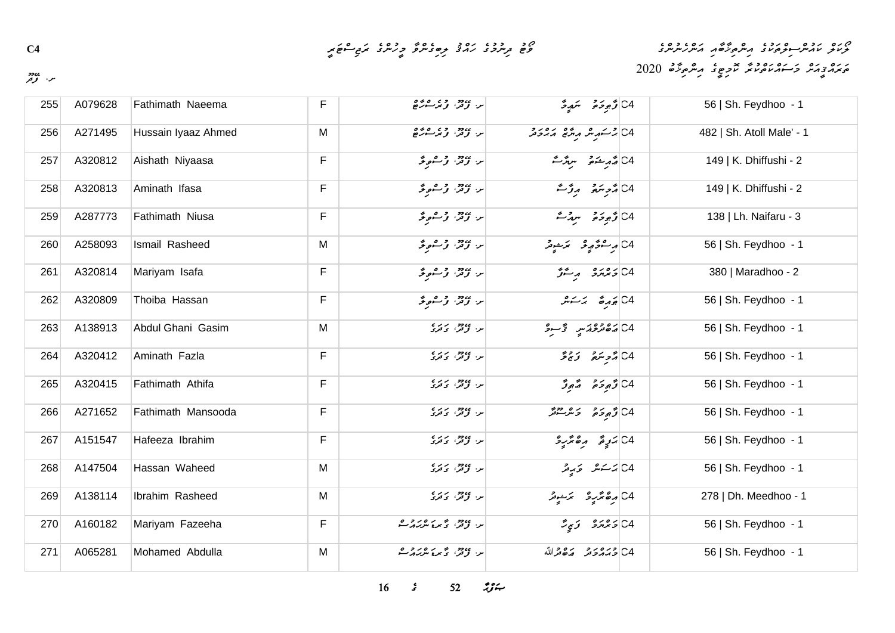| 255 | A079628 | Fathimath Naeema | F | ش. ފޭދޫ، ފެންމަލަފާ | C4 ފާތިމަތު ނަޢީމާ | 56 \| Sh. Feydhoo - 1 |
|---|---|---|---|---|---|---|
| 256 | A271495 | Hussain Iyaaz Ahmed | M | ش. ފޭދޫ، ފެންމަލަފާ | C4 ހުސައިން އިޔާޒް އަހުމަދު | 482 \| Sh. Atoll Male' - 1 |
| 257 | A320812 | Aishath Niyaasa | F | ش. ފޭދޫ، ފެހިވިލާ | C4 އާއިޝަތު ނިޔާސާ | 149 \| K. Dhiffushi - 2 |
| 258 | A320813 | Aminath Ifasa | F | ش. ފޭދޫ، ފެހިވިލާ | C4 އާމިނަތު އިފާސާ | 149 \| K. Dhiffushi - 2 |
| 259 | A287773 | Fathimath Niusa | F | ش. ފޭދޫ، ފެހިވިލާ | C4 ފާތިމަތު ނިއުސާ | 138 \| Lh. Naifaru - 3 |
| 260 | A258093 | Ismail Rasheed | M | ش. ފޭދޫ، ފެހިވިލާ | C4 އިސްމާޢީލް ރަޝީދު | 56 \| Sh. Feydhoo - 1 |
| 261 | A320814 | Mariyam Isafa | F | ش. ފޭދޫ، ފެހިވިލާ | C4 މަރިޔަމް އިސާފާ | 380 \| Maradhoo - 2 |
| 262 | A320809 | Thoiba Hassan | F | ش. ފޭދޫ، ފެހިވިލާ | C4 ތޮއިބާ ހަސަން | 56 \| Sh. Feydhoo - 1 |
| 263 | A138913 | Abdul Ghani Gasim | M | ش. ފޭދޫ، މަތަރި | C4 އަބްދުލްޣަނީ ގާސިމް | 56 \| Sh. Feydhoo - 1 |
| 264 | A320412 | Aminath Fazla | F | ش. ފޭދޫ، މަތަރި | C4 އާމިނަތު ފަޟްލާ | 56 \| Sh. Feydhoo - 1 |
| 265 | A320415 | Fathimath Athifa | F | ش. ފޭދޫ، މަތަރި | C4 ފާތިމަތު އާތިފާ | 56 \| Sh. Feydhoo - 1 |
| 266 | A271652 | Fathimath Mansooda | F | ش. ފޭދޫ، މަތަރި | C4 ފާތިމަތު މަންސޫދާ | 56 \| Sh. Feydhoo - 1 |
| 267 | A151547 | Hafeeza Ibrahim | F | ش. ފޭދޫ، މަތަރި | C4 ހަފީޒާ އިބްރާހީމް | 56 \| Sh. Feydhoo - 1 |
| 268 | A147504 | Hassan Waheed | M | ش. ފޭދޫ، މަތަރި | C4 ހަސަން ވަޙީދު | 56 \| Sh. Feydhoo - 1 |
| 269 | A138114 | Ibrahim Rasheed | M | ش. ފޭދޫ، މަތަރި | C4 އިބްރާހީމް ރަޝީދު | 278 \| Dh. Meedhoo - 1 |
| 270 | A160182 | Mariyam Fazeeha | F | ش. ފޭދޫ، މާރަނގަހުގެ | C4 މަރިޔަމް ފަޒީހާ | 56 \| Sh. Feydhoo - 1 |
| 271 | A065281 | Mohamed Abdulla | M | ش. ފޭދޫ، މާރަނގަހުގެ | C4 މުހައްމަދު އަބްދުﷲ | 56 \| Sh. Feydhoo - 1 |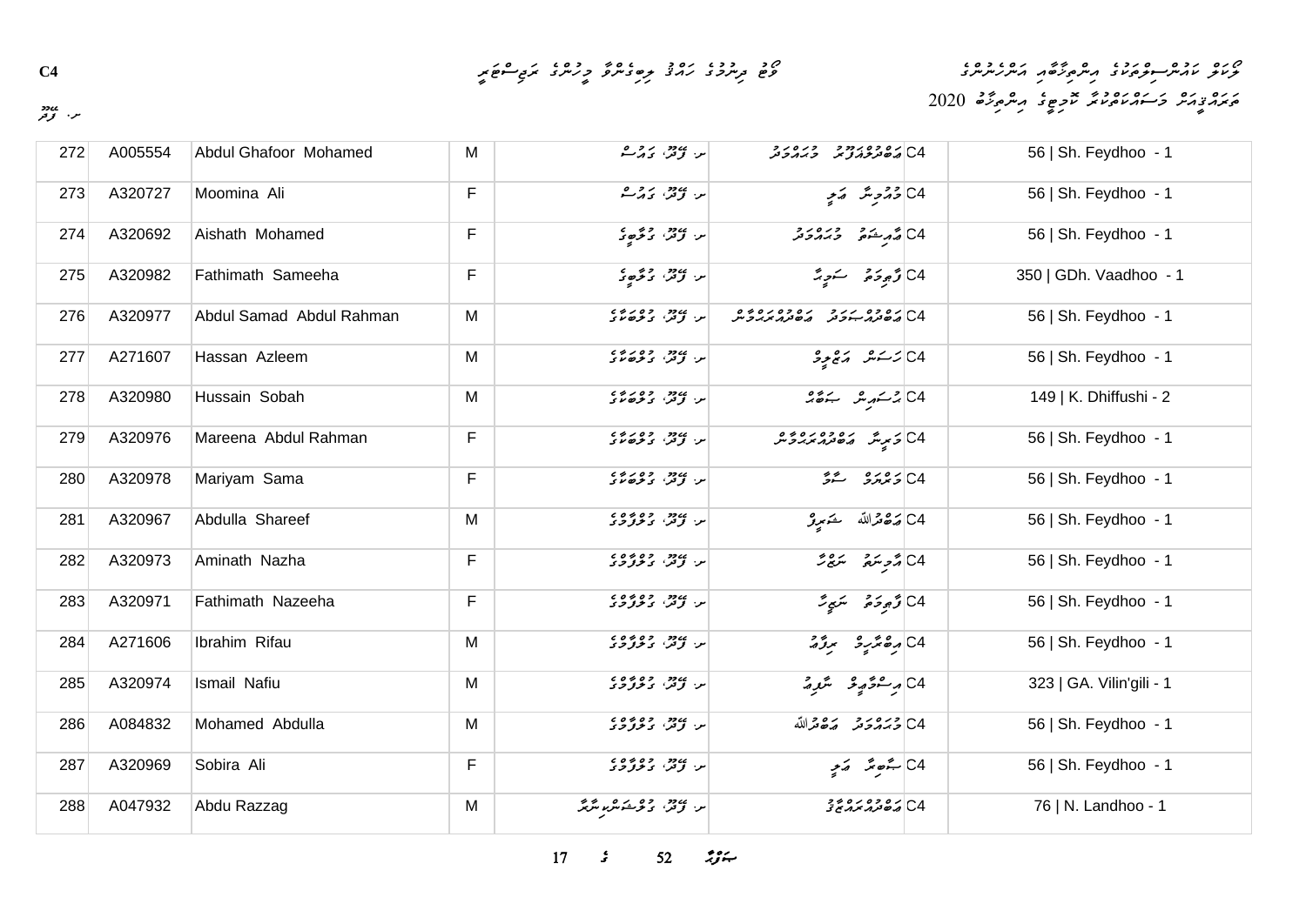| 272 | A005554 | Abdul Ghafoor Mohamed | M | ش. ފޭދޫ، ގައުސް | C4 ޢަބްދުލްޣަފޫރު މުޙައްމަދު | 56 \| Sh. Feydhoo - 1 |
|---|---|---|---|---|---|---|
| 273 | A320727 | Moomina Ali | F | ش. ފޭދޫ، ގައުސް | C4 މޫމިނާ ޢަލީ | 56 \| Sh. Feydhoo - 1 |
| 274 | A320692 | Aishath Mohamed | F | ش. ފޭދޫ، ގުލްފާމް | C4 އާއިޝަތު މުޙައްމަދު | 56 \| Sh. Feydhoo - 1 |
| 275 | A320982 | Fathimath Sameeha | F | ش. ފޭދޫ، ގުލްފާމް | C4 ފާތިމަތު ސަމީހާ | 350 \| GDh. Vaadhoo - 1 |
| 276 | A320977 | Abdul Samad Abdul Rahman | M | ش. ފޭދޫ، ގުލްބަހާރު | C4 ޢަބްދުލްޞަމަދު ޢަބްދުއްރަޙްމާން | 56 \| Sh. Feydhoo - 1 |
| 277 | A271607 | Hassan Azleem | M | ش. ފޭދޫ، ގުލްބަހާރު | C4 ޙަސަން އަޒްލީމް | 56 \| Sh. Feydhoo - 1 |
| 278 | A320980 | Hussain Sobah | M | ش. ފޭދޫ، ގުލްބަހާރު | C4 ޙުސައިން ޞަބާޙް | 149 \| K. Dhiffushi - 2 |
| 279 | A320976 | Mareena Abdul Rahman | F | ش. ފޭދޫ، ގުލްބަހާރު | C4 މަރީނާ ޢަބްދުއްރަޙްމާން | 56 \| Sh. Feydhoo - 1 |
| 280 | A320978 | Mariyam Sama | F | ش. ފޭދޫ، ގުލްބަހާރު | C4 މަރިޔަމް ސަމާ | 56 \| Sh. Feydhoo - 1 |
| 281 | A320967 | Abdulla Shareef | M | ش. ފޭދޫ، ގުލްފާމްގެ | C4 ޢަބްދުﷲ ޝަރީފް | 56 \| Sh. Feydhoo - 1 |
| 282 | A320973 | Aminath Nazha | F | ش. ފޭދޫ، ގުލްފާމްގެ | C4 އާމިނަތު ނަޒްހާ | 56 \| Sh. Feydhoo - 1 |
| 283 | A320971 | Fathimath Nazeeha | F | ش. ފޭދޫ، ގުލްފާމްގެ | C4 ފާތިމަތު ނަޒީހާ | 56 \| Sh. Feydhoo - 1 |
| 284 | A271606 | Ibrahim Rifau | M | ش. ފޭދޫ، ގުލްފާމްގެ | C4 އިބްރާހީމް ރިފާއު | 56 \| Sh. Feydhoo - 1 |
| 285 | A320974 | Ismail Nafiu | M | ش. ފޭދޫ، ގުލްފާމްގެ | C4 އިސްމާއީލް ނާފިއު | 323 \| GA. Vilin'gili - 1 |
| 286 | A084832 | Mohamed Abdulla | M | ش. ފޭދޫ، ގުލްފާމްގެ | C4 މުޙައްމަދު ޢަބްދުﷲ | 56 \| Sh. Feydhoo - 1 |
| 287 | A320969 | Sobira Ali | F | ش. ފޭދޫ، ގުލްފާމްގެ | C4 ޞާބިރާ ޢަލީ | 56 \| Sh. Feydhoo - 1 |
| 288 | A047932 | Abdu Razzag | M | ش. ފޭދޫ، ގުލްޝަންގިނަރާ | C4 ޢަބްދުއްރައްޒާޤު | 76 \| N. Landhoo - 1 |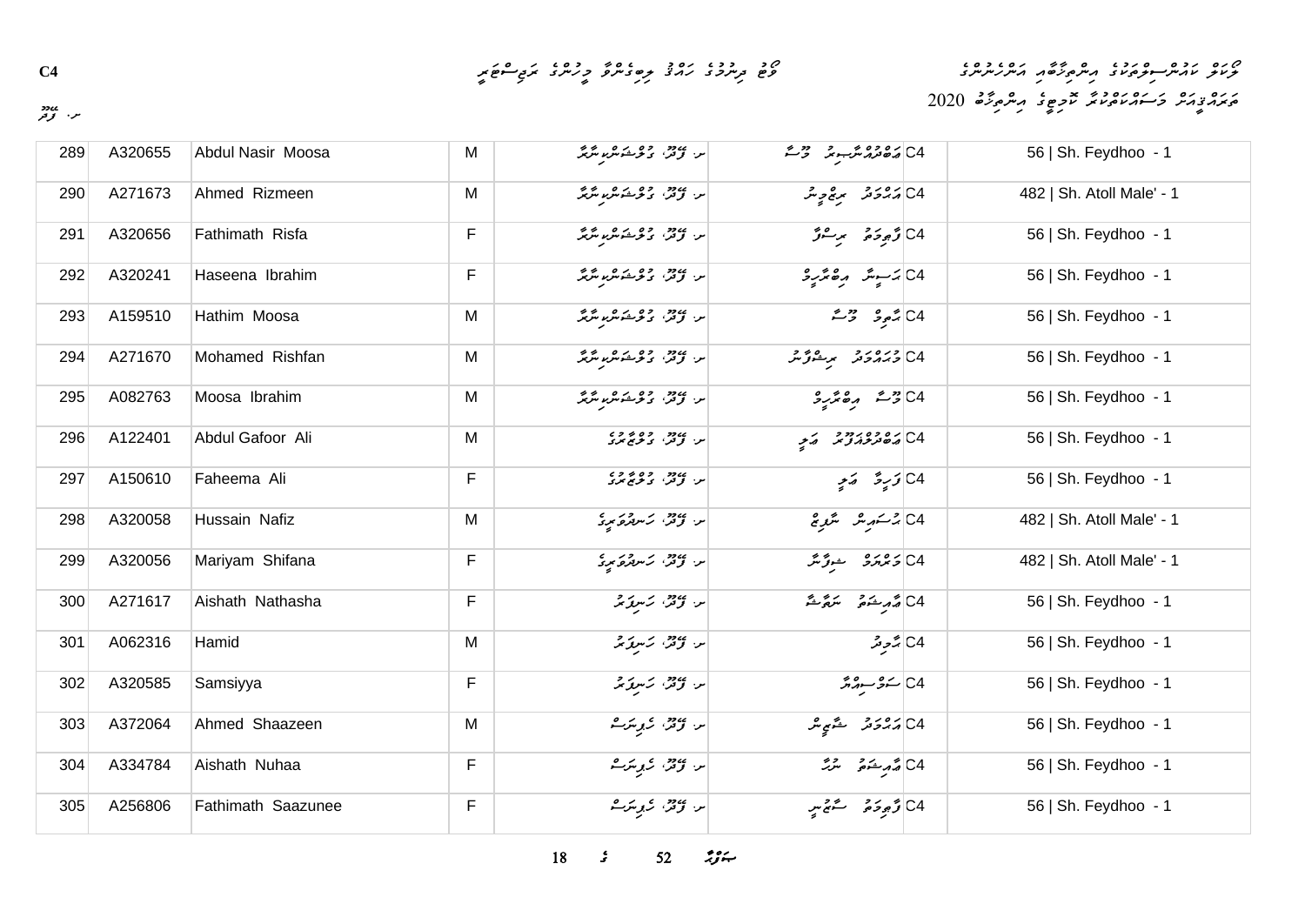| 289 | A320655 | Abdul Nasir Moosa | M | ނ. ފޭދޫ، ގުލްޝަނާބާނާ | ޢަބްދުލްނާސިރު މޫސާ | C4 | 56 \| Sh. Feydhoo - 1 |
|---|---|---|---|---|---|---|---|
| 290 | A271673 | Ahmed Rizmeen | M | ނ. ފޭދޫ، ގުލްޝަނާބާނާ | އަހްމަދު ރިޒްމީން | C4 | 482 \| Sh. Atoll Male' - 1 |
| 291 | A320656 | Fathimath Risfa | F | ނ. ފޭދޫ، ގުލްޝަނާބާނާ | ފާތިމަތު ރިސްފާ | C4 | 56 \| Sh. Feydhoo - 1 |
| 292 | A320241 | Haseena Ibrahim | F | ނ. ފޭދޫ، ގުލްޝަނާބާނާ | ހަސީނާ އިބްރާހިމް | C4 | 56 \| Sh. Feydhoo - 1 |
| 293 | A159510 | Hathim Moosa | M | ނ. ފޭދޫ، ގުލްޝަނާބާނާ | ހާތިމް މޫސާ | C4 | 56 \| Sh. Feydhoo - 1 |
| 294 | A271670 | Mohamed Rishfan | M | ނ. ފޭދޫ، ގުލްޝަނާބާނާ | މުހައްމަދު ރިޝްފާން | C4 | 56 \| Sh. Feydhoo - 1 |
| 295 | A082763 | Moosa Ibrahim | M | ނ. ފޭދޫ، ގުލްޝަނާބާނާ | މޫސާ އިބްރާހިމް | C4 | 56 \| Sh. Feydhoo - 1 |
| 296 | A122401 | Abdul Gafoor Ali | M | ނ. ފޭދޫ، ގުލްޖަރީ | ޢަބްދުލްޣަފޫރު ޢަލީ | C4 | 56 \| Sh. Feydhoo - 1 |
| 297 | A150610 | Faheema Ali | F | ނ. ފޭދޫ، ގުލްޖަރީ | ފަހީމާ ޢަލީ | C4 | 56 \| Sh. Feydhoo - 1 |
| 298 | A320058 | Hussain Nafiz | M | ނ. ފޭދޫ، ހަސަރުވަރީ | ހުސައިން ނާފިޒު | C4 | 482 \| Sh. Atoll Male' - 1 |
| 299 | A320056 | Mariyam Shifana | F | ނ. ފޭދޫ، ހަސަރުވަރީ | މަރިޔަމް ޝިފާނާ | C4 | 482 \| Sh. Atoll Male' - 1 |
| 300 | A271617 | Aishath Nathasha | F | ނ. ފޭދޫ، ހަނިވަރު | އައިޝަތު ނަތާޝާ | C4 | 56 \| Sh. Feydhoo - 1 |
| 301 | A062316 | Hamid | M | ނ. ފޭދޫ، ހަނިވަރު | ހާމިދު | C4 | 56 \| Sh. Feydhoo - 1 |
| 302 | A320585 | Samsiyya | F | ނ. ފޭދޫ، ހަނިވަރު | ސަމްސިއްޔާ | C4 | 56 \| Sh. Feydhoo - 1 |
| 303 | A372064 | Ahmed Shaazeen | M | ނ. ފޭދޫ، ހުވަނަސް | އަހްމަދު ޝާޒީން | C4 | 56 \| Sh. Feydhoo - 1 |
| 304 | A334784 | Aishath Nuhaa | F | ނ. ފޭދޫ، ހުވަނަސް | އައިޝަތު ނުހާ | C4 | 56 \| Sh. Feydhoo - 1 |
| 305 | A256806 | Fathimath Saazunee | F | ނ. ފޭދޫ، ހުވަނަސް | ފާތިމަތު ސާޒުނީ | C4 | 56 \| Sh. Feydhoo - 1 |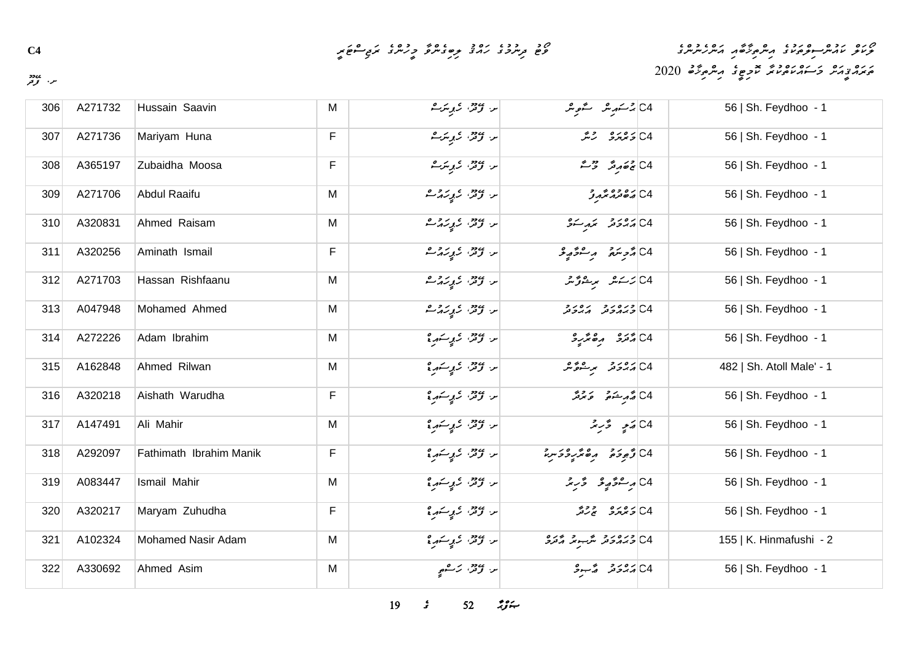| 306 | A271732 | Hussain Saavin | M | ش. فیڈو، ހުވަނަށް | ހުސައިން ސާވިން C4 | 56 \| Sh. Feydhoo - 1 |
|---|---|---|---|---|---|---|
| 307 | A271736 | Mariyam Huna | F | ش. فیڈو، ހުވަނަށް | މަރިޔަމް ހުނާ C4 | 56 \| Sh. Feydhoo - 1 |
| 308 | A365197 | Zubaidha Moosa | F | ش. فیڈو، ހުވަނަށް | ޒުބައިދާ މޫސާ C4 | 56 \| Sh. Feydhoo - 1 |
| 309 | A271706 | Abdul Raaifu | M | ش. فیڈو، ހުވަނަމުސް | އަބްދުއްރާއިފު C4 | 56 \| Sh. Feydhoo - 1 |
| 310 | A320831 | Ahmed Raisam | M | ش. فیڈو، ހުވަނަމުސް | އަހްމަދު ރައިސަމް C4 | 56 \| Sh. Feydhoo - 1 |
| 311 | A320256 | Aminath Ismail | F | ش. فیڈو، ހުވަނަމުސް | އާމިނަތު އިސްމާއިލް C4 | 56 \| Sh. Feydhoo - 1 |
| 312 | A271703 | Hassan Rishfaanu | M | ش. فیڈو، ހުވަނަމުސް | ހަސަން ރިޝްފާނު C4 | 56 \| Sh. Feydhoo - 1 |
| 313 | A047948 | Mohamed Ahmed | M | ش. فیڈو، ހުވަނަމުސް | މުހައްމަދު އަހްމަދު C4 | 56 \| Sh. Feydhoo - 1 |
| 314 | A272226 | Adam Ibrahim | M | ش. فیڈو، ހުވަސަރި | އާދަމް އިބްރާހީމް C4 | 56 \| Sh. Feydhoo - 1 |
| 315 | A162848 | Ahmed Rilwan | M | ش. فیڈو، ހުވަސަރި | އަހްމަދު ރިލްވާން C4 | 482 \| Sh. Atoll Male' - 1 |
| 316 | A320218 | Aishath Warudha | F | ش. فیڈو، ހުވަސަރި | އައިޝަތު ވަރުދާ C4 | 56 \| Sh. Feydhoo - 1 |
| 317 | A147491 | Ali Mahir | M | ش. فیڈو، ހުވަސަރި | އަލި މާހިރު C4 | 56 \| Sh. Feydhoo - 1 |
| 318 | A292097 | Fathimath Ibrahim Manik | F | ش. فیڈو، ހުވަސަރި | ފާތިމަތު އިބްރާހީމްމަނިކު C4 | 56 \| Sh. Feydhoo - 1 |
| 319 | A083447 | Ismail Mahir | M | ش. فیڈو، ހުވަސަރި | އިސްމާއިލް މާހިރު C4 | 56 \| Sh. Feydhoo - 1 |
| 320 | A320217 | Maryam Zuhudha | F | ش. فیڈو، ހުވަސަރި | މަރްޔަމް ޒުހުދާ C4 | 56 \| Sh. Feydhoo - 1 |
| 321 | A102324 | Mohamed Nasir Adam | M | ش. فیڈو، ހުވަސަރި | މުހައްމަދު ނާސިރު އާދަމް C4 | 155 \| K. Hinmafushi - 2 |
| 322 | A330692 | Ahmed Asim | M | ش. فیڈو، ހަސްތި | އަހްމަދު އާސިމް C4 | 56 \| Sh. Feydhoo - 1 |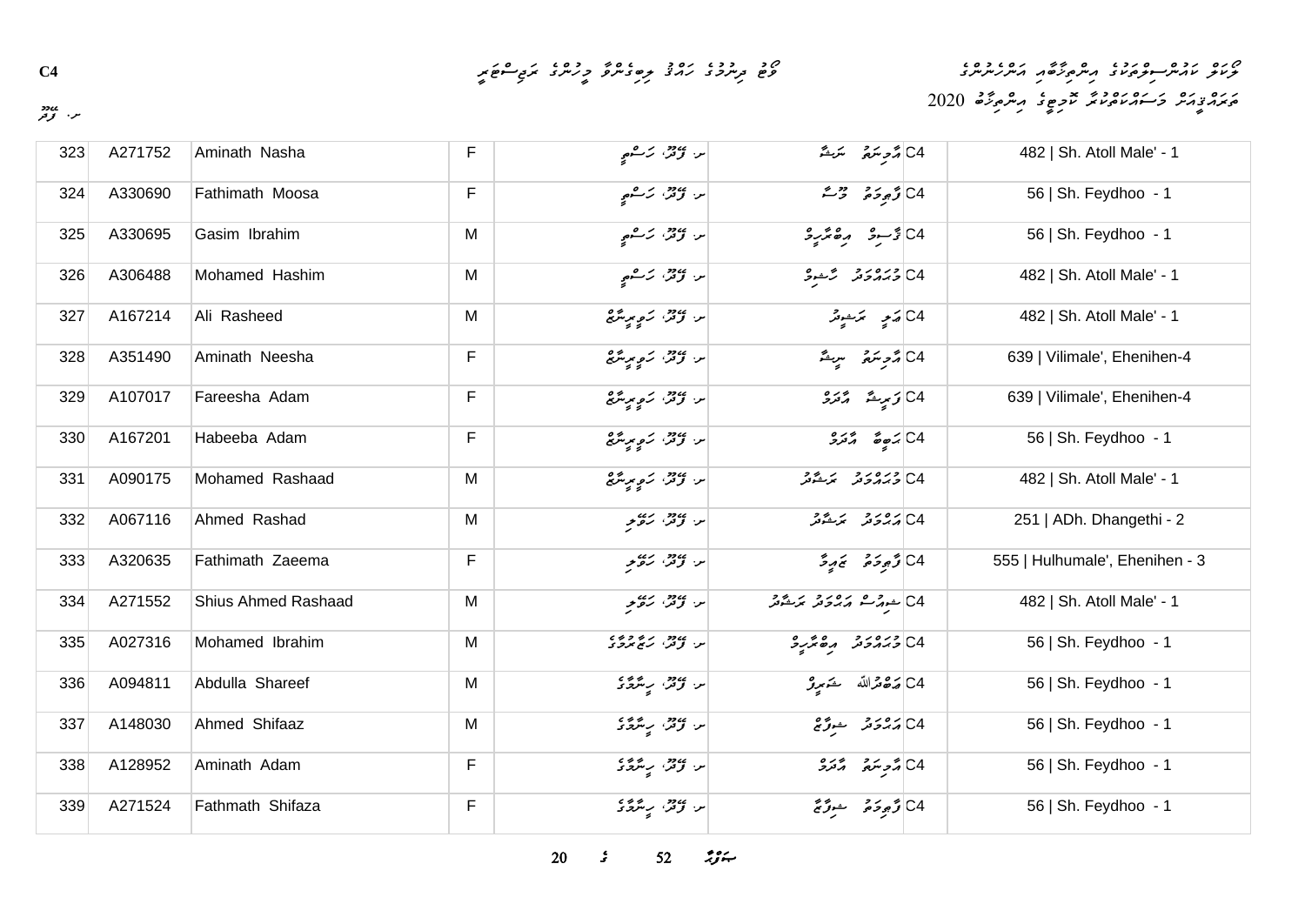| 323 | A271752 | Aminath Nasha | F | ش. ފޭދޫ، ހަސްތީ | C4 އާމިނަތު ނަޝާ | 482 \| Sh. Atoll Male' - 1 |
|---|---|---|---|---|---|---|
| 324 | A330690 | Fathimath Moosa | F | ش. ފޭދޫ، ހަސްތީ | C4 ފާތިމަތު މޫސާ | 56 \| Sh. Feydhoo - 1 |
| 325 | A330695 | Gasim Ibrahim | M | ش. ފޭދޫ، ހަސްތީ | C4 ޤާސިމް އިބްރާހީމް | 56 \| Sh. Feydhoo - 1 |
| 326 | A306488 | Mohamed Hashim | M | ش. ފޭދޫ، ހަސްތީ | C4 މުހައްމަދު ހާޝިމް | 482 \| Sh. Atoll Male' - 1 |
| 327 | A167214 | Ali Rasheed | M | ش. ފޭދޫ، ހަވިރިންޖ | C4 އަލި ރަޝީދު | 482 \| Sh. Atoll Male' - 1 |
| 328 | A351490 | Aminath Neesha | F | ش. ފޭދޫ، ހަވިރިންޖ | C4 އާމިނަތު ނީޝާ | 639 \| Vilimale', Ehenihen-4 |
| 329 | A107017 | Fareesha Adam | F | ش. ފޭދޫ، ހަވިރިންޖ | C4 ފަރީޝާ އާދަމް | 639 \| Vilimale', Ehenihen-4 |
| 330 | A167201 | Habeeba Adam | F | ش. ފޭދޫ، ހަވިރިންޖ | C4 ހަބީބާ އާދަމް | 56 \| Sh. Feydhoo - 1 |
| 331 | A090175 | Mohamed Rashaad | M | ش. ފޭދޫ، ހަވިރިންޖ | C4 މުހައްމަދު ރަޝާދު | 482 \| Sh. Atoll Male' - 1 |
| 332 | A067116 | Ahmed Rashad | M | ش. ފޭދޫ، ހަވޭލި | C4 އަހްމަދު ރަޝާދު | 251 \| ADh. Dhangethi - 2 |
| 333 | A320635 | Fathimath Zaeema | F | ش. ފޭދޫ، ހަވޭލި | C4 ފާތިމަތު ޒައީމާ | 555 \| Hulhumale', Ehenihen - 3 |
| 334 | A271552 | Shius Ahmed Rashaad | M | ش. ފޭދޫ، ހަވޭލި | C4 ޝިއުސް އަހްމަދު ރަޝާދު | 482 \| Sh. Atoll Male' - 1 |
| 335 | A027316 | Mohamed Ibrahim | M | ش. ފޭދޫ، ހަޖަރުގެ | C4 މުހައްމަދު އިބްރާހީމް | 56 \| Sh. Feydhoo - 1 |
| 336 | A094811 | Abdulla Shareef | M | ش. ފޭދޫ، ހިލަމާގެ | C4 އަބްދުﷲ ޝަރީފް | 56 \| Sh. Feydhoo - 1 |
| 337 | A148030 | Ahmed Shifaaz | M | ش. ފޭދޫ، ހިލަމާގެ | C4 އަހްމަދު ޝިފާޒް | 56 \| Sh. Feydhoo - 1 |
| 338 | A128952 | Aminath Adam | F | ش. ފޭދޫ، ހިލަމާގެ | C4 އާމިނަތު އާދަމް | 56 \| Sh. Feydhoo - 1 |
| 339 | A271524 | Fathmath Shifaza | F | ش. ފޭދޫ، ހިލަމާގެ | C4 ފާތިމަތު ޝިފާޒާ | 56 \| Sh. Feydhoo - 1 |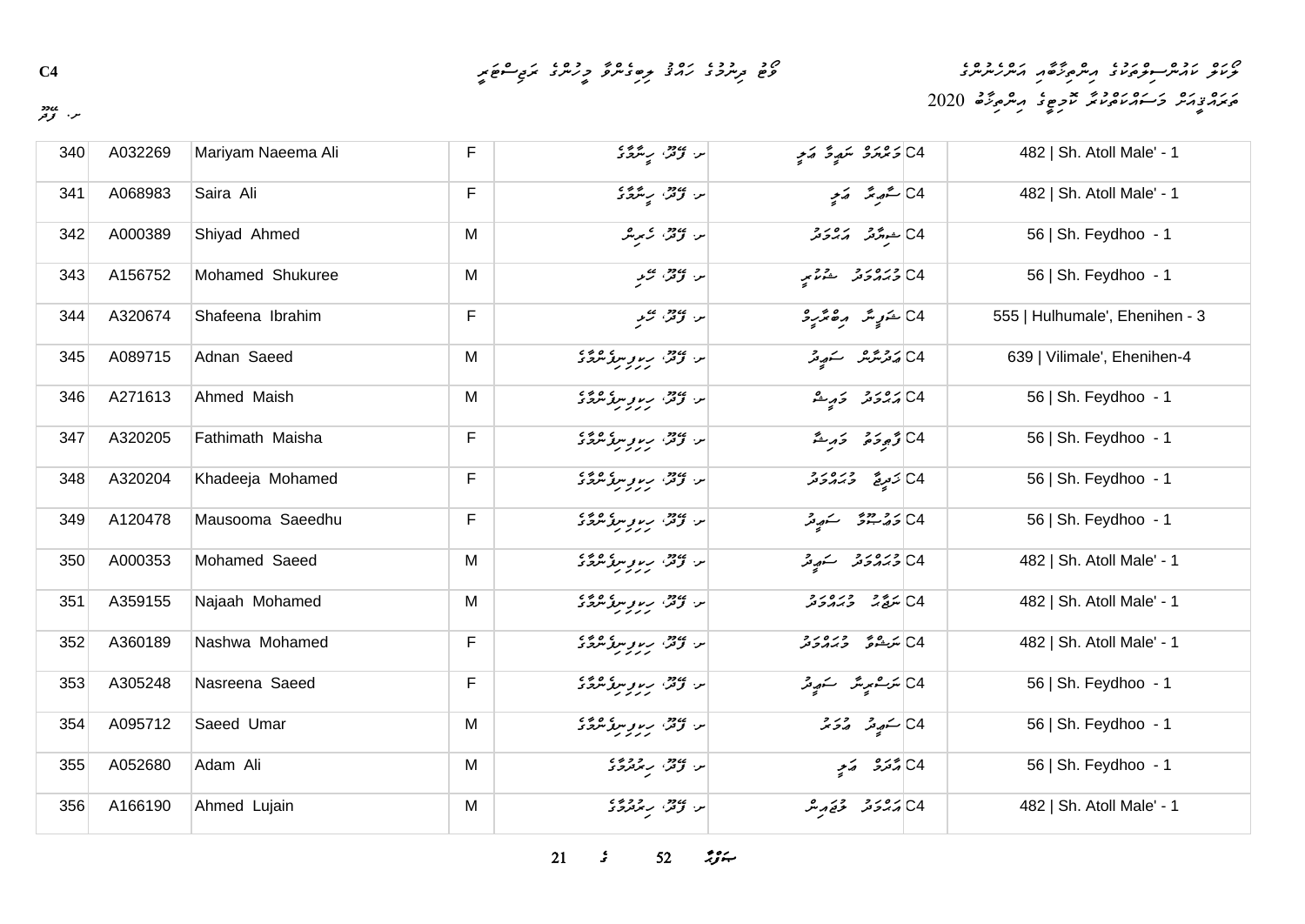| 340 | A032269 | Mariyam Naeema Ali | F | ش. ފޭދޫ، ޞިނާގެ | ޝަރީފާ ސަލިމާ ޢަލި C4 | 482 \| Sh. Atoll Male' - 1 |
|---|---|---|---|---|---|---|
| 341 | A068983 | Saira Ali | F | ش. ފޭދޫ، ޞިނާގެ | ސާއިރާ ޢަލި C4 | 482 \| Sh. Atoll Male' - 1 |
| 342 | A000389 | Shiyad Ahmed | M | ش. ފޭދޫ، ގުރިން | ޝިޔާދު އަޙްމަދު C4 | 56 \| Sh. Feydhoo - 1 |
| 343 | A156752 | Mohamed Shukuree | M | ش. ފޭދޫ، ނޫރު | މުޙައްމަދު ޝުކުރީ C4 | 56 \| Sh. Feydhoo - 1 |
| 344 | A320674 | Shafeena Ibrahim | F | ش. ފޭދޫ، ނޫރު | ޝަފީނާ އިބްރާހީމް C4 | 555 \| Hulhumale', Ehenihen - 3 |
| 345 | A089715 | Adnan Saeed | M | ش. ފޭދޫ، ހިރިވިނިގެ | އަދުނާން ސަޢީދު C4 | 639 \| Vilimale', Ehenihen-4 |
| 346 | A271613 | Ahmed Maish | M | ش. ފޭދޫ، ހިރިވިނިގެ | އަޙްމަދު މައިޝް C4 | 56 \| Sh. Feydhoo - 1 |
| 347 | A320205 | Fathimath Maisha | F | ش. ފޭދޫ، ހިރިވިނިގެ | ފާތިމަތު މައިޝާ C4 | 56 \| Sh. Feydhoo - 1 |
| 348 | A320204 | Khadeeja Mohamed | F | ش. ފޭދޫ، ހިރިވިނިގެ | ޚަދީޖާ މުޙައްމަދު C4 | 56 \| Sh. Feydhoo - 1 |
| 349 | A120478 | Mausooma Saeedhu | F | ش. ފޭދޫ، ހިރިވިނިގެ | މަޢުޞޫމާ ސަޢީދު C4 | 56 \| Sh. Feydhoo - 1 |
| 350 | A000353 | Mohamed Saeed | M | ش. ފޭދޫ، ހިރިވިނިގެ | މުޙައްމަދު ސަޢީދު C4 | 482 \| Sh. Atoll Male' - 1 |
| 351 | A359155 | Najaah Mohamed | M | ش. ފޭދޫ، ހިރިވިނިގެ | ނަޖާޙް މުޙައްމަދު C4 | 482 \| Sh. Atoll Male' - 1 |
| 352 | A360189 | Nashwa Mohamed | F | ش. ފޭދޫ، ހިރިވިނިގެ | ނަޝްވާ މުޙައްމަދު C4 | 482 \| Sh. Atoll Male' - 1 |
| 353 | A305248 | Nasreena Saeed | F | ش. ފޭދޫ، ހިރިވިނިގެ | ނަސްރީނާ ސަޢީދު C4 | 56 \| Sh. Feydhoo - 1 |
| 354 | A095712 | Saeed Umar | M | ش. ފޭދޫ، ހިރިވިނިގެ | ސަޢީދު ޢުމަރު C4 | 56 \| Sh. Feydhoo - 1 |
| 355 | A052680 | Adam Ali | M | ش. ފޭދޫ، ހިރުދުގެ | އާދަމް ޢަލި C4 | 56 \| Sh. Feydhoo - 1 |
| 356 | A166190 | Ahmed Lujain | M | ش. ފޭދޫ، ހިރުދުގެ | އަޙްމަދު ލުޖައިން C4 | 482 \| Sh. Atoll Male' - 1 |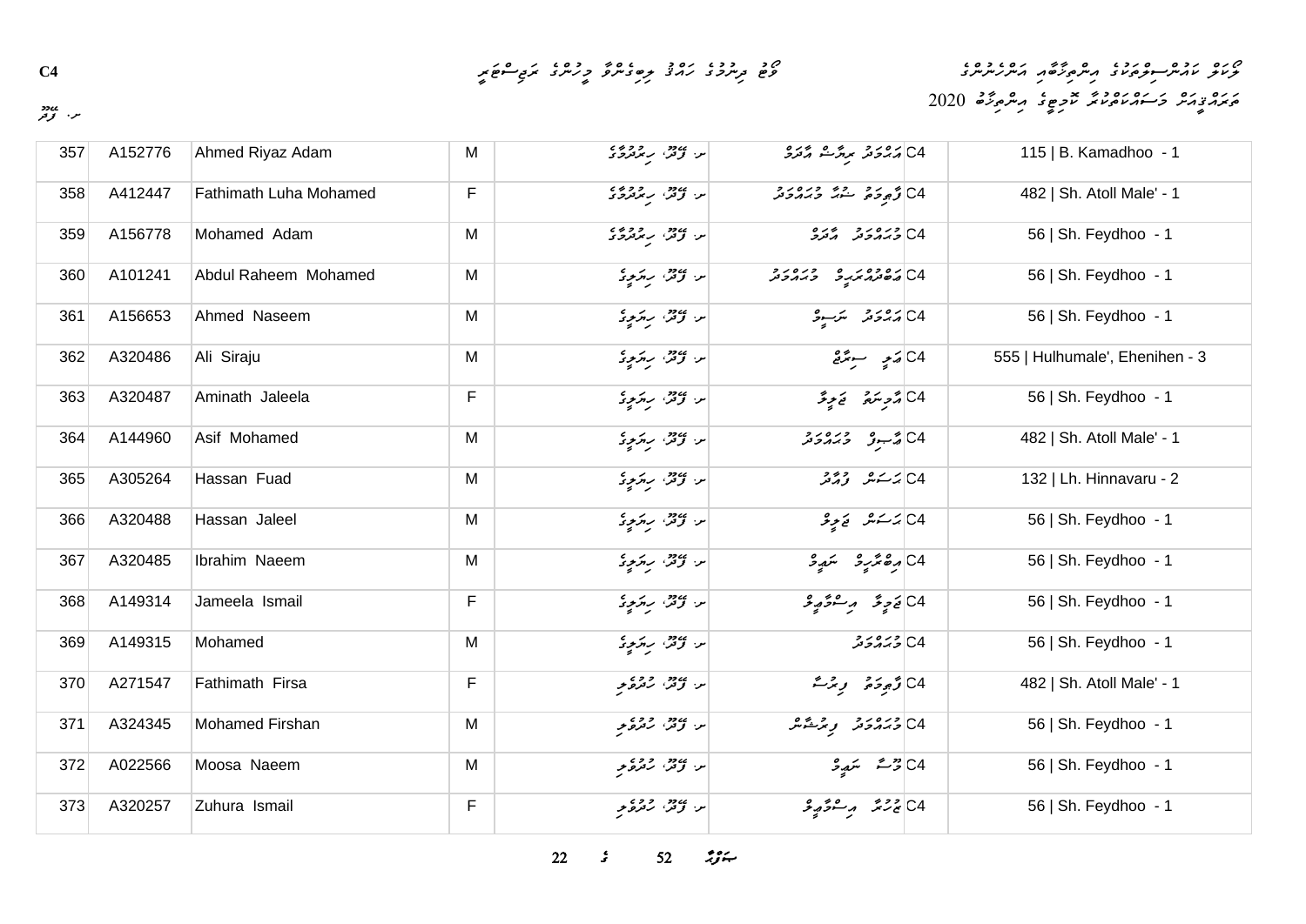| 357 | A152776 | Ahmed Riyaz Adam | M | ސ. ފޭދޫ، ހިރުދުމާގެ | C4 އަހުމަދު ރިޔާޒު އާދަމް | 115 \| B. Kamadhoo - 1 |
|---|---|---|---|---|---|---|
| 358 | A412447 | Fathimath Luha Mohamed | F | ސ. ފޭދޫ، ހިރުދުމާގެ | C4 ފާތިމަތު ލުހާ މުޙައްމަދު | 482 \| Sh. Atoll Male' - 1 |
| 359 | A156778 | Mohamed Adam | M | ސ. ފޭދޫ، ހިރުދުމާގެ | C4 މުޙައްމަދު އާދަމް | 56 \| Sh. Feydhoo - 1 |
| 360 | A101241 | Abdul Raheem Mohamed | M | ސ. ފޭދޫ، ހިދަލިގެ | C4 އަބްދުއްރަޙީމް މުޙައްމަދު | 56 \| Sh. Feydhoo - 1 |
| 361 | A156653 | Ahmed Naseem | M | ސ. ފޭދޫ، ހިދަލިގެ | C4 އަހުމަދު ނަސީމް | 56 \| Sh. Feydhoo - 1 |
| 362 | A320486 | Ali Siraju | M | ސ. ފޭދޫ، ހިދަލިގެ | C4 އަލި ސިރާޖު | 555 \| Hulhumale', Ehenihen - 3 |
| 363 | A320487 | Aminath Jaleela | F | ސ. ފޭދޫ، ހިދަލިގެ | C4 އާމިނަތު ޖަލީލާ | 56 \| Sh. Feydhoo - 1 |
| 364 | A144960 | Asif Mohamed | M | ސ. ފޭދޫ، ހިދަލިގެ | C4 އާސިފް މުޙައްމަދު | 482 \| Sh. Atoll Male' - 1 |
| 365 | A305264 | Hassan Fuad | M | ސ. ފޭދޫ، ހިދަލިގެ | C4 ހަސަން ފުއާދު | 132 \| Lh. Hinnavaru - 2 |
| 366 | A320488 | Hassan Jaleel | M | ސ. ފޭދޫ، ހިދަލިގެ | C4 ހަސަން ޖަލީލް | 56 \| Sh. Feydhoo - 1 |
| 367 | A320485 | Ibrahim Naeem | M | ސ. ފޭދޫ، ހިދަލިގެ | C4 އިބްރާހީމް ނަޢީމް | 56 \| Sh. Feydhoo - 1 |
| 368 | A149314 | Jameela Ismail | F | ސ. ފޭދޫ، ހިދަލިގެ | C4 ޖަމީލާ އިސްމާޢީލް | 56 \| Sh. Feydhoo - 1 |
| 369 | A149315 | Mohamed | M | ސ. ފޭދޫ، ހިދަލިގެ | C4 މުޙައްމަދު | 56 \| Sh. Feydhoo - 1 |
| 370 | A271547 | Fathimath Firsa | F | ސ. ފޭދޫ، ހުދުވެލި | C4 ފާތިމަތު ފިރުސާ | 482 \| Sh. Atoll Male' - 1 |
| 371 | A324345 | Mohamed Firshan | M | ސ. ފޭދޫ، ހުދުވެލި | C4 މުޙައްމަދު ފިރުޝާން | 56 \| Sh. Feydhoo - 1 |
| 372 | A022566 | Moosa Naeem | M | ސ. ފޭދޫ، ހުދުވެލި | C4 މޫސާ ނަޢީމް | 56 \| Sh. Feydhoo - 1 |
| 373 | A320257 | Zuhura Ismail | F | ސ. ފޭދޫ، ހުދުވެލި | C4 ޒުހުރާ އިސްމާޢީލް | 56 \| Sh. Feydhoo - 1 |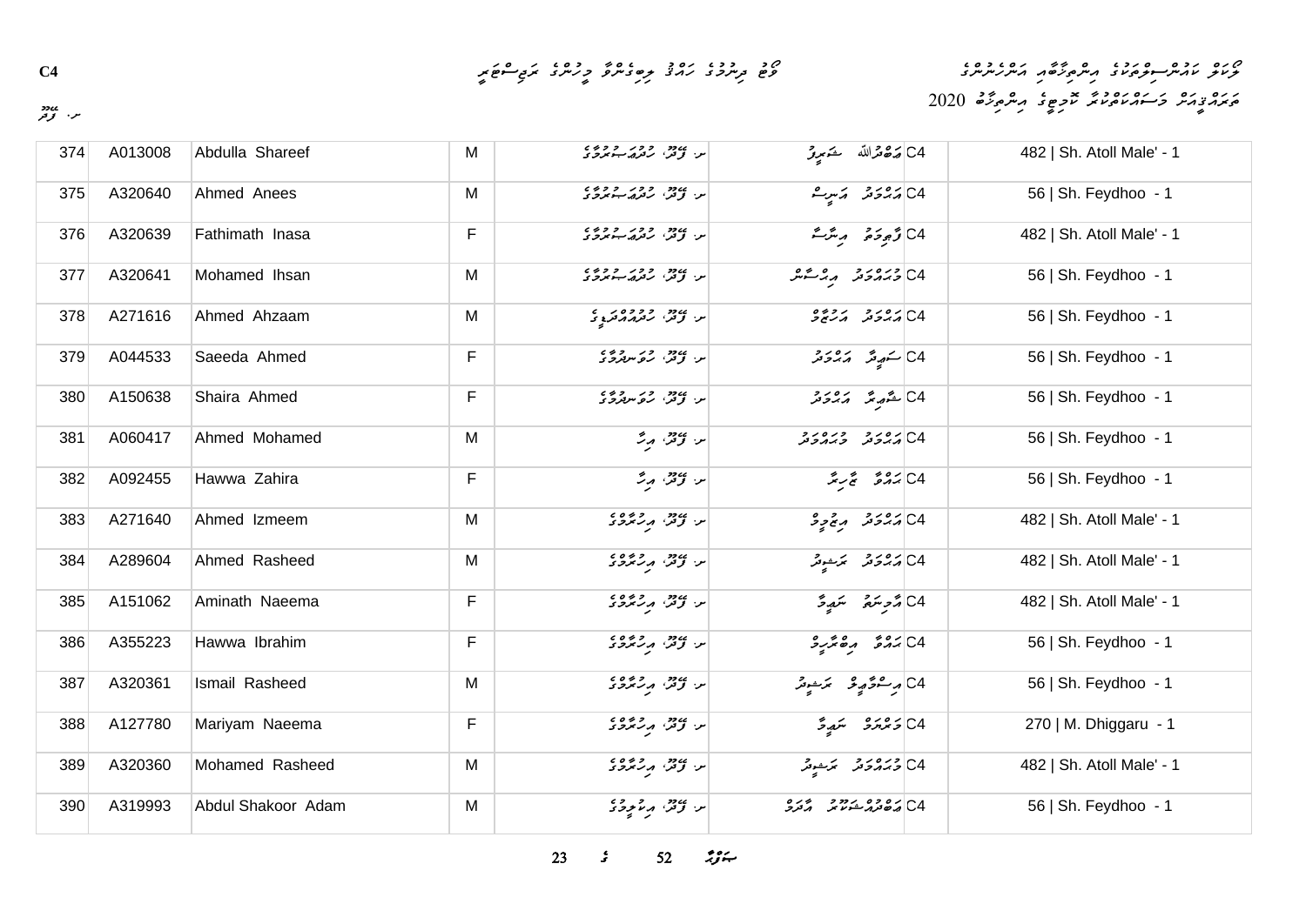| 374 | A013008 | Abdulla Shareef | M | ނ. ފޯދޫ، ހުދުއަސުރުމާގެ | C4 އަބްދުﷲ ޝަރީފު | 482 \| Sh. Atoll Male' - 1 |
|---|---|---|---|---|---|---|
| 375 | A320640 | Ahmed Anees | M | ނ. ފޯދޫ، ހުދުއަސުރުމާގެ | C4 އަހުމަދު އަނީސް | 56 \| Sh. Feydhoo - 1 |
| 376 | A320639 | Fathimath Inasa | F | ނ. ފޯދޫ، ހުދުއަސުރުމާގެ | C4 ފާތިމަތު އިނާސާ | 482 \| Sh. Atoll Male' - 1 |
| 377 | A320641 | Mohamed Ihsan | M | ނ. ފޯދޫ، ހުދުއަސުރުމާގެ | C4 މުހައްމަދު އިޙްސާން | 56 \| Sh. Feydhoo - 1 |
| 378 | A271616 | Ahmed Ahzaam | M | ނ. ފޯދޫ، ހުދުއްމުދަރީގެ | C4 އަހުމަދު އަޙްޒާމް | 56 \| Sh. Feydhoo - 1 |
| 379 | A044533 | Saeeda Ahmed | F | ނ. ފޯދޫ، ހުވަނދުމާގެ | C4 ސަޢީދާ އަހުމަދު | 56 \| Sh. Feydhoo - 1 |
| 380 | A150638 | Shaira Ahmed | F | ނ. ފޯދޫ، ހުވަނދުމާގެ | C4 ޝާއިރާ އަހުމަދު | 56 \| Sh. Feydhoo - 1 |
| 381 | A060417 | Ahmed Mohamed | M | ނ. ފޯދޫ، އިރާ | C4 އަހުމަދު މުހައްމަދު | 56 \| Sh. Feydhoo - 1 |
| 382 | A092455 | Hawwa Zahira | F | ނ. ފޯދޫ، އިރާ | C4 ހައްވާ ޒާހިރާ | 56 \| Sh. Feydhoo - 1 |
| 383 | A271640 | Ahmed Izmeem | M | ނ. ފޯދޫ، އިހުދޫގެ | C4 އަހުމަދު އިޒްމީމް | 482 \| Sh. Atoll Male' - 1 |
| 384 | A289604 | Ahmed Rasheed | M | ނ. ފޯދޫ، އިހުދޫގެ | C4 އަހުމަދު ރަޝީދު | 482 \| Sh. Atoll Male' - 1 |
| 385 | A151062 | Aminath Naeema | F | ނ. ފޯދޫ، އިހުދޫގެ | C4 އާމިނަތު ނަޢީމާ | 482 \| Sh. Atoll Male' - 1 |
| 386 | A355223 | Hawwa Ibrahim | F | ނ. ފޯދޫ، އިހުދޫގެ | C4 ހައްވާ އިބްރާހީމް | 56 \| Sh. Feydhoo - 1 |
| 387 | A320361 | Ismail Rasheed | M | ނ. ފޯދޫ، އިހުދޫގެ | C4 އިސްމާޢީލް ރަޝީދު | 56 \| Sh. Feydhoo - 1 |
| 388 | A127780 | Mariyam Naeema | F | ނ. ފޯދޫ، އިހުދޫގެ | C4 މަރިޔަމް ނަޢީމާ | 270 \| M. Dhiggaru - 1 |
| 389 | A320360 | Mohamed Rasheed | M | ނ. ފޯދޫ، އިހުދޫގެ | C4 މުހައްމަދު ރަޝީދު | 482 \| Sh. Atoll Male' - 1 |
| 390 | A319993 | Abdul Shakoor Adam | M | ނ. ފޯދޫ، އިލާވިލާ | C4 އަބްދުލްޝަކޫރު އާދަމް | 56 \| Sh. Feydhoo - 1 |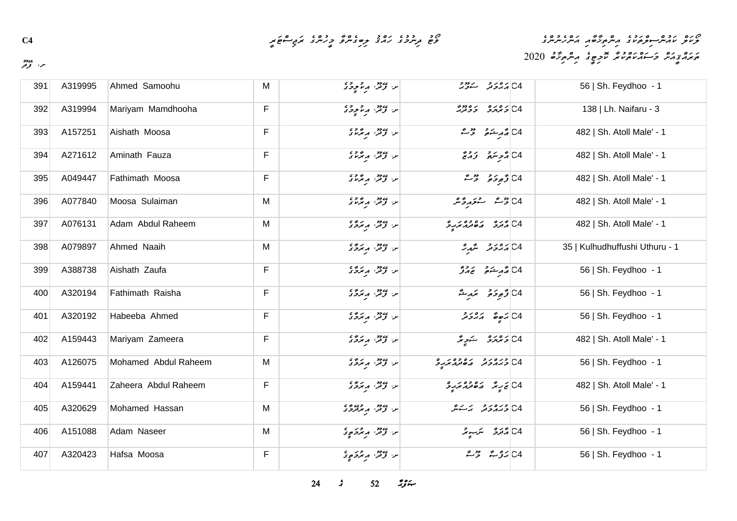| 391 | A319995 | Ahmed Samoohu | M | ش. ފީދޫ، އިޝާއިޖުގެ | C4 ﺃﺣﻤﺪ ﺳﺎﻣﻮﺡ | 56 \| Sh. Feydhoo - 1 |
|---|---|---|---|---|---|---|
| 392 | A319994 | Mariyam Mamdhooha | F | ش. ފީދޫ، އިޝާއިޖުގެ | C4 ﻣﺮﻳﻢ ﻣﻤﺪﻭﺣﺔ | 138 \| Lh. Naifaru - 3 |
| 393 | A157251 | Aishath Moosa | F | ش. ފީދޫ، އިރުމާގެ | C4 ﻋﺎﺋﺸﺔ ﻣﻮﺳﻰ | 482 \| Sh. Atoll Male' - 1 |
| 394 | A271612 | Aminath Fauza | F | ش. ފީދޫ، އިރުމާގެ | C4 ﺁﻣﻨﺔ ﻓﻮﺯﺍ | 482 \| Sh. Atoll Male' - 1 |
| 395 | A049447 | Fathimath Moosa | F | ش. ފީދޫ، އިރުމާގެ | C4 ﻓﺎﻃﻤﺔ ﻣﻮﺳﻰ | 482 \| Sh. Atoll Male' - 1 |
| 396 | A077840 | Moosa Sulaiman | M | ش. ފީދޫ، އިރުމާގެ | C4 ﻣﻮﺳﻰ ﺳﻠﻴﻤﺎﻥ | 482 \| Sh. Atoll Male' - 1 |
| 397 | A076131 | Adam Abdul Raheem | M | ش. ފީދޫ، އިރަމާގެ | C4 ﺁﺩﻡ ﻋﺒﺪﺍﻟﺮﺣﻴﻢ | 482 \| Sh. Atoll Male' - 1 |
| 398 | A079897 | Ahmed Naaih | M | ش. ފީދޫ، އިރަމާގެ | C4 ﺃﺣﻤﺪ ﻧﺎﺋﺢ | 35 \| Kulhudhuffushi Uthuru - 1 |
| 399 | A388738 | Aishath Zaufa | F | ش. ފީދޫ، އިރަމާގެ | C4 ﻋﺎﺋﺸﺔ ﺯﻭﻓﺎ | 56 \| Sh. Feydhoo - 1 |
| 400 | A320194 | Fathimath Raisha | F | ش. ފީދޫ، އިރަމާގެ | C4 ﻓﺎﻃﻤﺔ ﺭﺍﺋﺸﺔ | 56 \| Sh. Feydhoo - 1 |
| 401 | A320192 | Habeeba Ahmed | F | ش. ފީދޫ، އިރަމާގެ | C4 ﺣﺒﻴﺒﺔ ﺃﺣﻤﺪ | 56 \| Sh. Feydhoo - 1 |
| 402 | A159443 | Mariyam Zameera | F | ش. ފީދޫ، އިރަމާގެ | C4 ﻣﺮﻳﻢ ﺯﻣﻴﺮﺓ | 482 \| Sh. Atoll Male' - 1 |
| 403 | A126075 | Mohamed Abdul Raheem | M | ش. ފީދޫ، އިރަމާގެ | C4 ﻣﺤﻤﺪ ﻋﺒﺪﺍﻟﺮﺣﻴﻢ | 56 \| Sh. Feydhoo - 1 |
| 404 | A159441 | Zaheera Abdul Raheem | F | ش. ފީދޫ، އިރަމާގެ | C4 ﻇﻬﻴﺮﺓ ﻋﺒﺪﺍﻟﺮﺣﻴﻢ | 482 \| Sh. Atoll Male' - 1 |
| 405 | A320629 | Mohamed Hassan | M | ش. ފީދޫ، އިރުދޫގެ | C4 ﻣﺤﻤﺪ ﺣﺴﻦ | 56 \| Sh. Feydhoo - 1 |
| 406 | A151088 | Adam Naseer | M | ش. ފީދޫ، އިރުމަތީގެ | C4 ﺁﺩﻡ ﻧﺼﻴﺮ | 56 \| Sh. Feydhoo - 1 |
| 407 | A320423 | Hafsa Moosa | F | ش. ފީދޫ، އިރުމަތީގެ | C4 ﺣﻔﺼﺔ ﻣﻮﺳﻰ | 56 \| Sh. Feydhoo - 1 |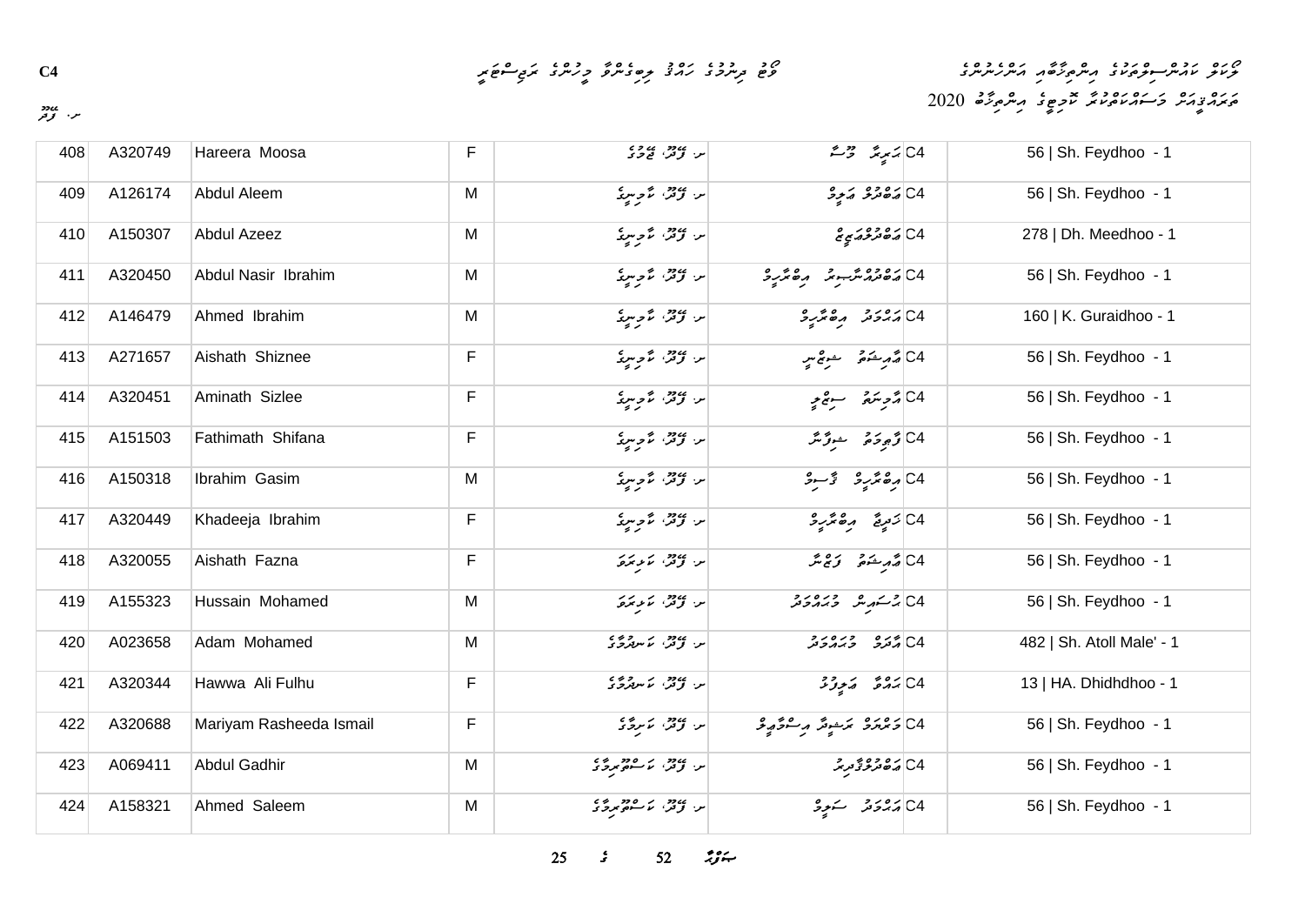| 408 | A320749 | Hareera Moosa | F | ސ. ފޯދޫ، ޖަވާހާ | ހަރީރާ މޫސާ C4 | 56 \| Sh. Feydhoo - 1 |
|---|---|---|---|---|---|---|
| 409 | A126174 | Abdul Aleem | M | ސ. ފޯދޫ، ހާވީނަ | އަބްދުލް އަލީމް C4 | 56 \| Sh. Feydhoo - 1 |
| 410 | A150307 | Abdul Azeez | M | ސ. ފޯދޫ، ހާވީނަ | އަބްދުލްއަޒީޒް C4 | 278 \| Dh. Meedhoo - 1 |
| 411 | A320450 | Abdul Nasir Ibrahim | M | ސ. ފޯދޫ، ހާވީނަ | އަބްދުލްނާޞިރު އިބްރާހީމް C4 | 56 \| Sh. Feydhoo - 1 |
| 412 | A146479 | Ahmed Ibrahim | M | ސ. ފޯދޫ، ހާވީނަ | އަޙްމަދު އިބްރާހީމް C4 | 160 \| K. Guraidhoo - 1 |
| 413 | A271657 | Aishath Shiznee | F | ސ. ފޯދޫ، ހާވީނަ | އާއިޝަތު ޝިޒްނީ C4 | 56 \| Sh. Feydhoo - 1 |
| 414 | A320451 | Aminath Sizlee | F | ސ. ފޯދޫ، ހާވީނަ | އާމިނަތު ސިޒްލީ C4 | 56 \| Sh. Feydhoo - 1 |
| 415 | A151503 | Fathimath Shifana | F | ސ. ފޯދޫ، ހާވީނަ | ފާތިމަތު ޝިފާނާ C4 | 56 \| Sh. Feydhoo - 1 |
| 416 | A150318 | Ibrahim Gasim | M | ސ. ފޯދޫ، ހާވީނަ | އިބްރާހީމް ޤާސިމް C4 | 56 \| Sh. Feydhoo - 1 |
| 417 | A320449 | Khadeeja Ibrahim | F | ސ. ފޯދޫ، ހާވީނަ | ޚަދީޖާ އިބްރާހީމް C4 | 56 \| Sh. Feydhoo - 1 |
| 418 | A320055 | Aishath Fazna | F | ސ. ފޯދޫ، ހަވީރަ | އާއިޝަތު ފަޒްނާ C4 | 56 \| Sh. Feydhoo - 1 |
| 419 | A155323 | Hussain Mohamed | M | ސ. ފޯދޫ، ހަވީރަ | ޙުސައިން މުޙައްމަދު C4 | 56 \| Sh. Feydhoo - 1 |
| 420 | A023658 | Adam Mohamed | M | ސ. ފޯދޫ، ހަސަރުވާގެ | އާދަމް މުޙައްމަދު C4 | 482 \| Sh. Atoll Male' - 1 |
| 421 | A320344 | Hawwa Ali Fulhu | F | ސ. ފޯދޫ، ހަސަރުވާގެ | ޙައްވާ އަލިފުޅު C4 | 13 \| HA. Dhidhdhoo - 1 |
| 422 | A320688 | Mariyam Rasheeda Ismail | F | ސ. ފޯދޫ، ހަރިވާގެ | މަރިޔަމް ރަޝީދާ އިސްމާއީލް C4 | 56 \| Sh. Feydhoo - 1 |
| 423 | A069411 | Abdul Gadhir | M | ސ. ފޯދޫ، ހަސަންދުރުވާގެ | އަބްދުލްޤާދިރު C4 | 56 \| Sh. Feydhoo - 1 |
| 424 | A158321 | Ahmed Saleem | M | ސ. ފޯދޫ، ހަސަންދުރުވާގެ | އަޙްމަދު ސަލީމް C4 | 56 \| Sh. Feydhoo - 1 |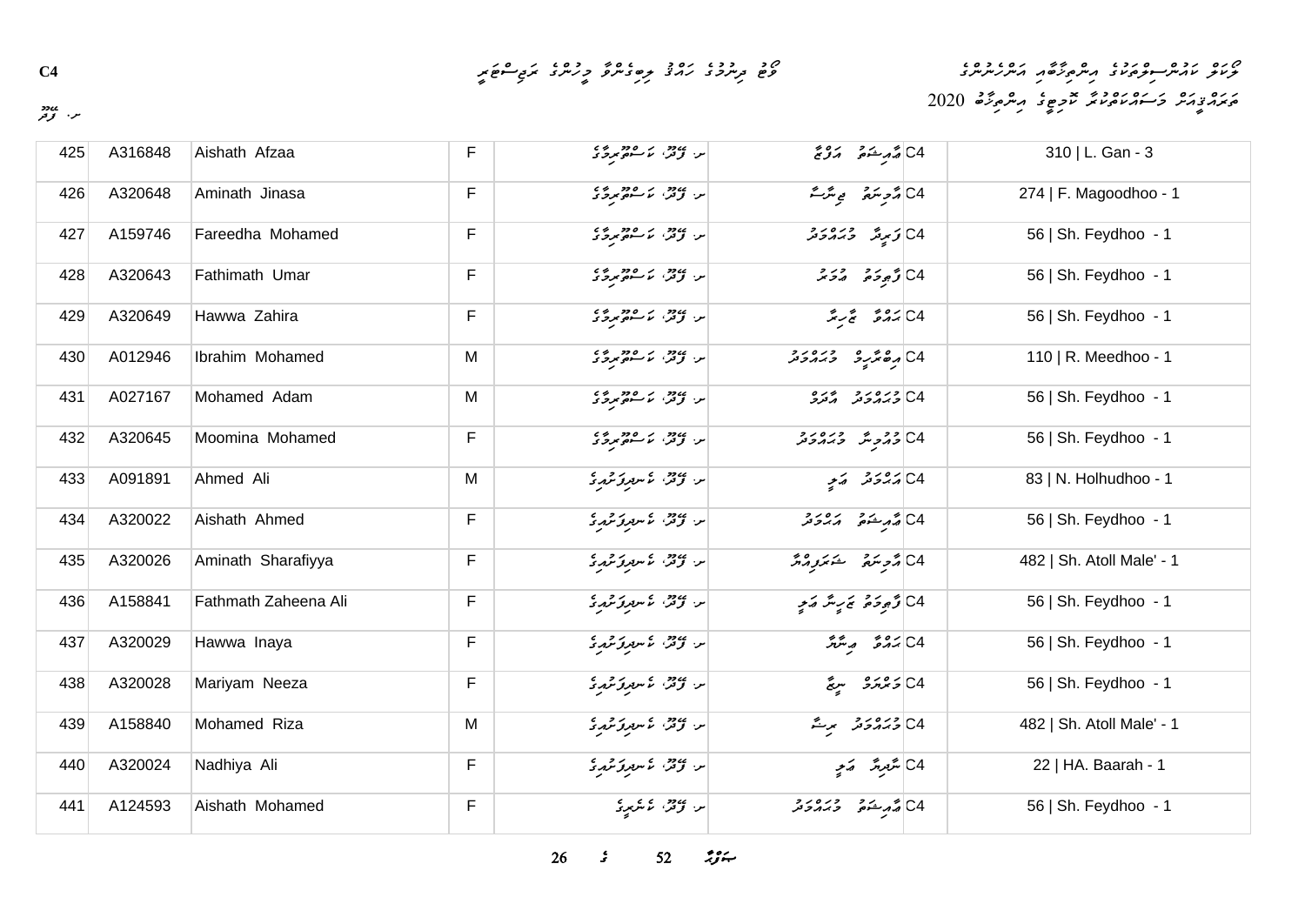| 425 | A316848 | Aishath Afzaa | F | ނ. ފުނަދޫ، ކަސްތޫރިމާގެ | C4 ޢާއިޝަތު އަފްޒާ | 310 \| L. Gan - 3 |
|---|---|---|---|---|---|---|
| 426 | A320648 | Aminath Jinasa | F | ނ. ފުނަދޫ، ކަސްތޫރިމާގެ | C4 އާމިނަތު ޖިނާސާ | 274 \| F. Magoodhoo - 1 |
| 427 | A159746 | Fareedha Mohamed | F | ނ. ފުނަދޫ، ކަސްތޫރިމާގެ | C4 ފަރީދާ މުހައްމަދު | 56 \| Sh. Feydhoo - 1 |
| 428 | A320643 | Fathimath Umar | F | ނ. ފުނަދޫ، ކަސްތޫރިމާގެ | C4 ފާތިމަތު އުމަރު | 56 \| Sh. Feydhoo - 1 |
| 429 | A320649 | Hawwa Zahira | F | ނ. ފުނަދޫ، ކަސްތޫރިމާގެ | C4 ހައްވާ ޒާހިރާ | 56 \| Sh. Feydhoo - 1 |
| 430 | A012946 | Ibrahim Mohamed | M | ނ. ފުނަދޫ، ކަސްތޫރިމާގެ | C4 އިބްރާހީމް މުހައްމަދު | 110 \| R. Meedhoo - 1 |
| 431 | A027167 | Mohamed Adam | M | ނ. ފުނަދޫ، ކަސްތޫރިމާގެ | C4 މުހައްމަދު އާދަމް | 56 \| Sh. Feydhoo - 1 |
| 432 | A320645 | Moomina Mohamed | F | ނ. ފުނަދޫ، ކަސްތޫރިމާގެ | C4 މޫމިނާ މުހައްމަދު | 56 \| Sh. Feydhoo - 1 |
| 433 | A091891 | Ahmed Ali | M | ނ. ފުނަދޫ، ކެނެރީފަތުރުގެ | C4 އަހްމަދު އަލި | 83 \| N. Holhudhoo - 1 |
| 434 | A320022 | Aishath Ahmed | F | ނ. ފުނަދޫ، ކެނެރީފަތުރުގެ | C4 ޢާއިޝަތު އަހްމަދު | 56 \| Sh. Feydhoo - 1 |
| 435 | A320026 | Aminath Sharafiyya | F | ނ. ފުނަދޫ، ކެނެރީފަތުރުގެ | C4 އާމިނަތު ޝަރަފިއްޔާ | 482 \| Sh. Atoll Male' - 1 |
| 436 | A158841 | Fathmath Zaheena Ali | F | ނ. ފުނަދޫ، ކެނެރީފަތުރުގެ | C4 ފާތިމަތު ޒަހީނާ އަލި | 56 \| Sh. Feydhoo - 1 |
| 437 | A320029 | Hawwa Inaya | F | ނ. ފުނަދޫ، ކެނެރީފަތުރުގެ | C4 ހައްވާ އިނާޔާ | 56 \| Sh. Feydhoo - 1 |
| 438 | A320028 | Mariyam Neeza | F | ނ. ފުނަދޫ، ކެނެރީފަތުރުގެ | C4 މަރިޔަމް ނީޒާ | 56 \| Sh. Feydhoo - 1 |
| 439 | A158840 | Mohamed Riza | M | ނ. ފުނަދޫ، ކެނެރީފަތުރުގެ | C4 މުހައްމަދު ރިޟާ | 482 \| Sh. Atoll Male' - 1 |
| 440 | A320024 | Nadhiya Ali | F | ނ. ފުނަދޫ، ކެނެރީފަތުރުގެ | C4 ނާދިޔާ އަލި | 22 \| HA. Baarah - 1 |
| 441 | A124593 | Aishath Mohamed | F | ނ. ފުނަދޫ، ކެންރީގެ | C4 ޢާއިޝަތު މުހައްމަދު | 56 \| Sh. Feydhoo - 1 |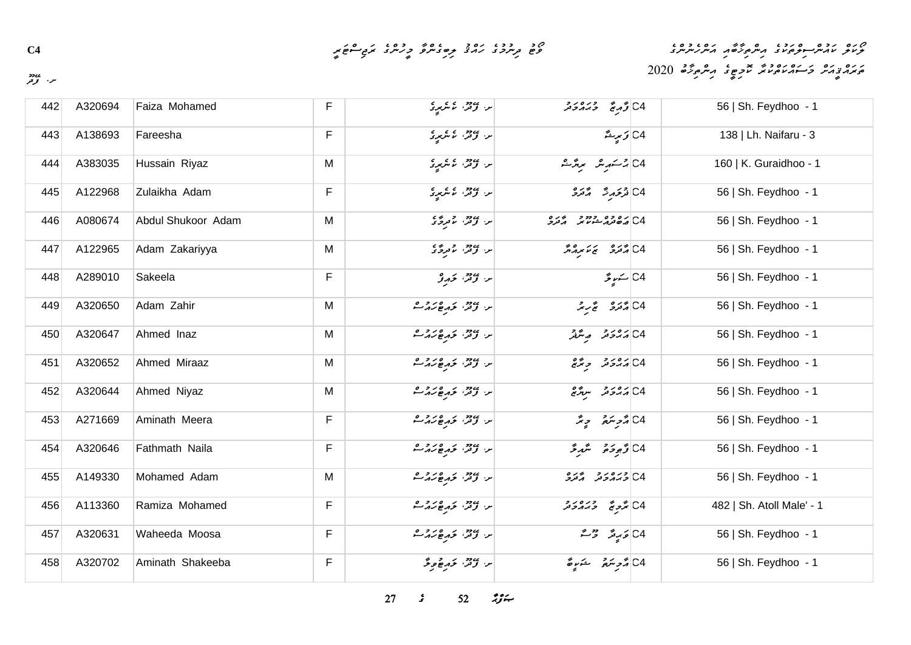| 442 | A320694 | Faiza Mohamed | F | ش. ފޭދޫ، ކެންޑީގެ | ފާއިޒާ މުޙައްމަދު C4 | 56 \| Sh. Feydhoo - 1 |
|---|---|---|---|---|---|---|
| 443 | A138693 | Fareesha | F | ش. ފޭދޫ، ކެންޑީގެ | ފަރީޝާ C4 | 138 \| Lh. Naifaru - 3 |
| 444 | A383035 | Hussain Riyaz | M | ش. ފޭދޫ، ކެންޑީގެ | ޙުސައިން ރިޔާޒް C4 | 160 \| K. Guraidhoo - 1 |
| 445 | A122968 | Zulaikha Adam | F | ش. ފޭދޫ، ކެންޑީގެ | ޒުލައިޚާ އާދަމް C4 | 56 \| Sh. Feydhoo - 1 |
| 446 | A080674 | Abdul Shukoor Adam | M | ش. ފޭދޫ، ކުރިމަގު | އަބްދުލްޝުކޫރު އާދަމް C4 | 56 \| Sh. Feydhoo - 1 |
| 447 | A122965 | Adam Zakariyya | M | ش. ފޭދޫ، ކުރިމަގު | އާދަމް ޒަކަރިއްޔާ C4 | 56 \| Sh. Feydhoo - 1 |
| 448 | A289010 | Sakeela | F | ش. ފޭދޫ، ކަމިލް | ސަކީލާ C4 | 56 \| Sh. Feydhoo - 1 |
| 449 | A320650 | Adam Zahir | M | ش. ފޭދޫ، ކަމިބަހާރުގެ | އާދަމް ޒާހިރު C4 | 56 \| Sh. Feydhoo - 1 |
| 450 | A320647 | Ahmed Inaz | M | ش. ފޭދޫ، ކަމިބަހާރުގެ | އަހުމަދު އިނާޒު C4 | 56 \| Sh. Feydhoo - 1 |
| 451 | A320652 | Ahmed Miraaz | M | ش. ފޭދޫ، ކަމިބަހާރުގެ | އަހުމަދު މިރާޒް C4 | 56 \| Sh. Feydhoo - 1 |
| 452 | A320644 | Ahmed Niyaz | M | ش. ފޭދޫ، ކަމިބަހާރުގެ | އަހުމަދު ނިޔާޒް C4 | 56 \| Sh. Feydhoo - 1 |
| 453 | A271669 | Aminath Meera | F | ش. ފޭދޫ، ކަމިބަހާރުގެ | އާމިނަތު މީރާ C4 | 56 \| Sh. Feydhoo - 1 |
| 454 | A320646 | Fathmath Naila | F | ش. ފޭދޫ، ކަމިބަހާރުގެ | ފާތިމަތު ނާއިލާ C4 | 56 \| Sh. Feydhoo - 1 |
| 455 | A149330 | Mohamed Adam | M | ش. ފޭދޫ، ކަމިބަހާރުގެ | މުޙައްމަދު އާދަމް C4 | 56 \| Sh. Feydhoo - 1 |
| 456 | A113360 | Ramiza Mohamed | F | ش. ފޭދޫ، ކަމިބަހާރުގެ | ރާމިޒާ މުޙައްމަދު C4 | 482 \| Sh. Atoll Male' - 1 |
| 457 | A320631 | Waheeda Moosa | F | ش. ފޭދޫ، ކަމިބަހާރުގެ | ވަހީދާ މޫސާ C4 | 56 \| Sh. Feydhoo - 1 |
| 458 | A320702 | Aminath Shakeeba | F | ش. ފޭދޫ، ކަމިބުވާ | އާމިނަތު ޝަކީބާ C4 | 56 \| Sh. Feydhoo - 1 |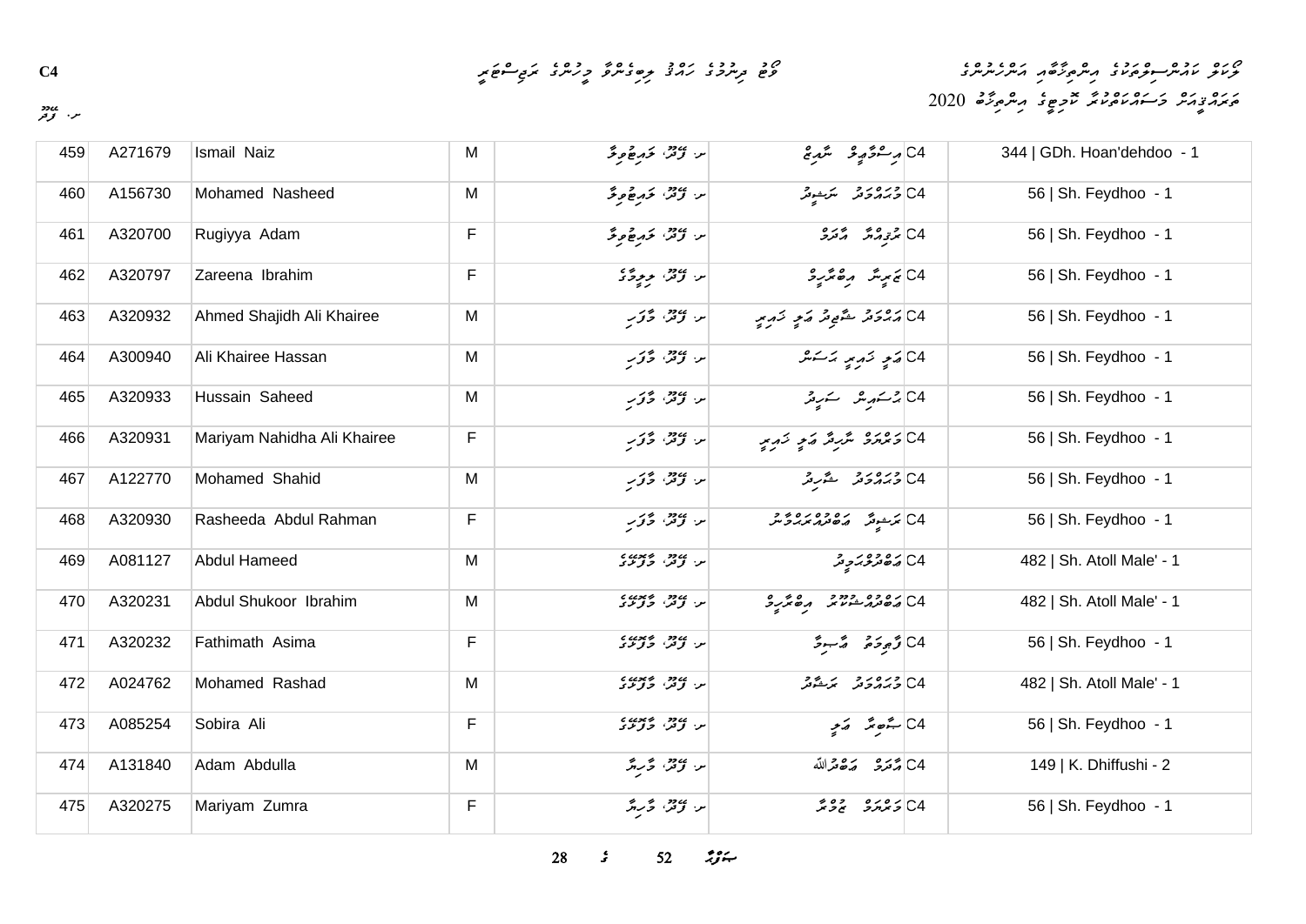| 459 | A271679 | Ismail Naiz | M | ش. ފޭދޫ، ވައިޓްވިލާ | C4 ޒިސްމާޢީލު ނާއިޒް | 344 \| GDh. Hoan'dehdoo - 1 |
|---|---|---|---|---|---|---|
| 460 | A156730 | Mohamed Nasheed | M | ش. ފޭދޫ، ވައިޓްވިލާ | C4 މުޙައްމަދު ނަޝީދު | 56 \| Sh. Feydhoo - 1 |
| 461 | A320700 | Rugiyya Adam | F | ش. ފޭދޫ، ވައިޓްވިލާ | C4 ރުގިއްޔާ އާދަމް | 56 \| Sh. Feydhoo - 1 |
| 462 | A320797 | Zareena Ibrahim | F | ش. ފޭދޫ، ވިލިމާގެ | C4 ޒަރީނާ އިބްރާހީމް | 56 \| Sh. Feydhoo - 1 |
| 463 | A320932 | Ahmed Shajidh Ali Khairee | M | ش. ފޭދޫ، މާފަރި | C4 އަޙްމަދު ޝާޖިދު ޢަލީ ޚައިރީ | 56 \| Sh. Feydhoo - 1 |
| 464 | A300940 | Ali Khairee Hassan | M | ش. ފޭދޫ، މާފަރި | C4 ޢަލީ ޚައިރީ ޙަސަން | 56 \| Sh. Feydhoo - 1 |
| 465 | A320933 | Hussain Saheed | M | ش. ފޭދޫ، މާފަރި | C4 ޙުސައިން ސަހީދު | 56 \| Sh. Feydhoo - 1 |
| 466 | A320931 | Mariyam Nahidha Ali Khairee | F | ش. ފޭދޫ، މާފަރި | C4 މަރްޔަމް ނާހިދާ ޢަލީ ޚައިރީ | 56 \| Sh. Feydhoo - 1 |
| 467 | A122770 | Mohamed Shahid | M | ش. ފޭދޫ، މާފަރި | C4 މުޙައްމަދު ޝާހިދު | 56 \| Sh. Feydhoo - 1 |
| 468 | A320930 | Rasheeda Abdul Rahman | F | ش. ފޭދޫ، މާފަރި | C4 ރަޝީދާ ޢަބްދުއްރަޙްމާން | 56 \| Sh. Feydhoo - 1 |
| 469 | A081127 | Abdul Hameed | M | ش. ފޭދޫ، މާފެހެގެ | C4 ޢަބްދުލްޙަމީދު | 482 \| Sh. Atoll Male' - 1 |
| 470 | A320231 | Abdul Shukoor Ibrahim | M | ش. ފޭދޫ، މާފެހެގެ | C4 ޢަބްދުއްޝަކޫރު އިބްރާހީމް | 482 \| Sh. Atoll Male' - 1 |
| 471 | A320232 | Fathimath Asima | F | ش. ފޭދޫ، މާފެހެގެ | C4 ފާތިމަތު އާސިމާ | 56 \| Sh. Feydhoo - 1 |
| 472 | A024762 | Mohamed Rashad | M | ش. ފޭދޫ، މާފެހެގެ | C4 މުޙައްމަދު ރަޝާދު | 482 \| Sh. Atoll Male' - 1 |
| 473 | A085254 | Sobira Ali | F | ش. ފޭދޫ، މާފެހެގެ | C4 ޞާބިރާ ޢަލީ | 56 \| Sh. Feydhoo - 1 |
| 474 | A131840 | Adam Abdulla | M | ش. ފޭދޫ، މާރިޔާ | C4 އާދަމް ޢަބްދުﷲ | 149 \| K. Dhiffushi - 2 |
| 475 | A320275 | Mariyam Zumra | F | ش. ފޭދޫ، މާރިޔާ | C4 މަރްޔަމް ޒުމްރާ | 56 \| Sh. Feydhoo - 1 |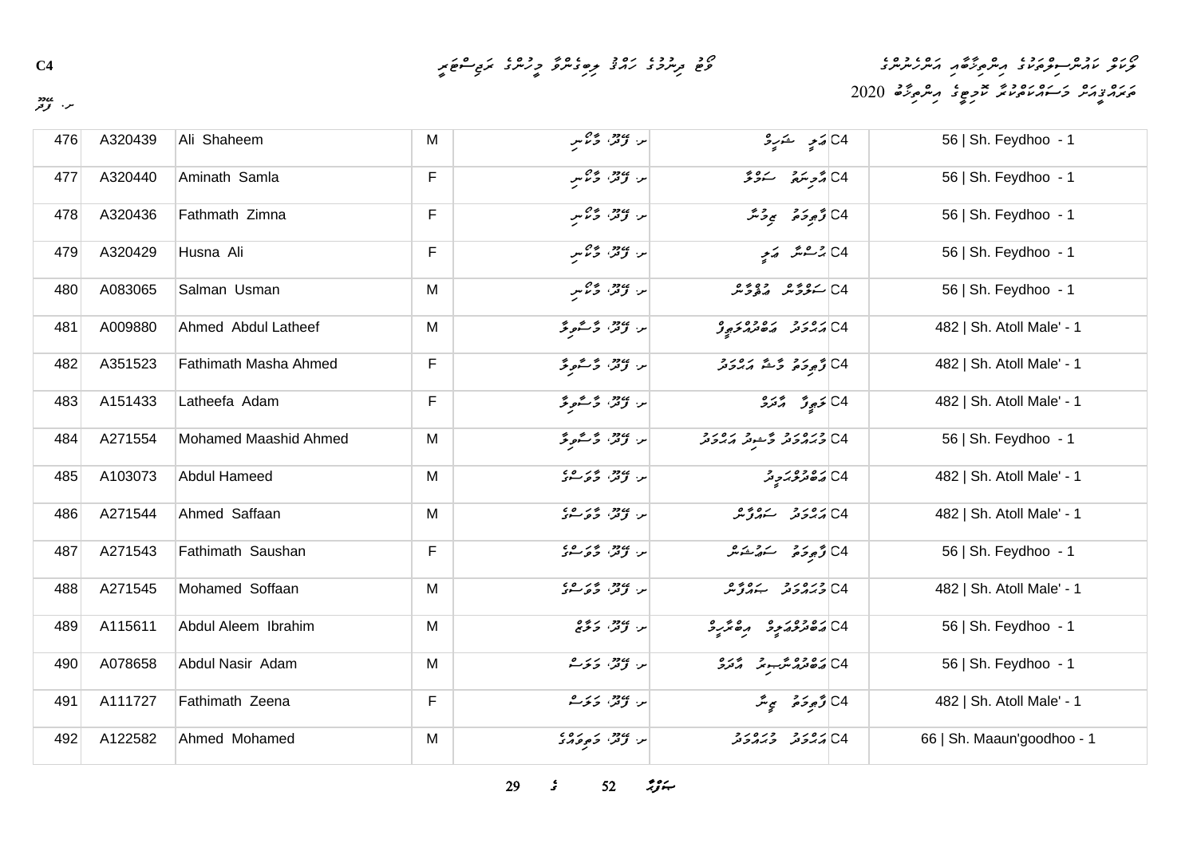| 476 | A320439 | Ali Shaheem | M | ނ. ފޭދޫ، މާނަ | C4 އަލި ޝަހީމް | 56 \| Sh. Feydhoo - 1 |
|---|---|---|---|---|---|---|
| 477 | A320440 | Aminath Samla | F | ނ. ފޭދޫ، މާނަ | C4 އާމިނަތު ސަމްލާ | 56 \| Sh. Feydhoo - 1 |
| 478 | A320436 | Fathmath Zimna | F | ނ. ފޭދޫ، މާނަ | C4 ފާތިމަތު ޒިމްނާ | 56 \| Sh. Feydhoo - 1 |
| 479 | A320429 | Husna Ali | F | ނ. ފޭދޫ، މާނަ | C4 ހުސްނާ އަލި | 56 \| Sh. Feydhoo - 1 |
| 480 | A083065 | Salman Usman | M | ނ. ފޭދޫ، މާނަ | C4 ސަލްމާން އުސްމާން | 56 \| Sh. Feydhoo - 1 |
| 481 | A009880 | Ahmed Abdul Latheef | M | ނ. ފޭދޫ، މާސްކޮލާ | C4 އަހްމަދު އަބްދުއްލަޠީފް | 482 \| Sh. Atoll Male' - 1 |
| 482 | A351523 | Fathimath Masha Ahmed | F | ނ. ފޭދޫ، މާސްކޮލާ | C4 ފާތިމަތު މާޝާ އަހްމަދު | 482 \| Sh. Atoll Male' - 1 |
| 483 | A151433 | Latheefa Adam | F | ނ. ފޭދޫ، މާސްކޮލާ | C4 ލަޠީފާ އާދަމް | 482 \| Sh. Atoll Male' - 1 |
| 484 | A271554 | Mohamed Maashid Ahmed | M | ނ. ފޭދޫ، މާސްކޮލާ | C4 މުހައްމަދު މާޝިދު އަހްމަދު | 56 \| Sh. Feydhoo - 1 |
| 485 | A103073 | Abdul Hameed | M | ނ. ފޭދޫ، މާވަސްގެ | C4 އަބްދުލްހަމީދު | 482 \| Sh. Atoll Male' - 1 |
| 486 | A271544 | Ahmed Saffaan | M | ނ. ފޭދޫ، މާވަސްގެ | C4 އަހްމަދު ސައްފާން | 482 \| Sh. Atoll Male' - 1 |
| 487 | A271543 | Fathimath Saushan | F | ނ. ފޭދޫ، މާވަސްގެ | C4 ފާތިމަތު ސައުޝަން | 56 \| Sh. Feydhoo - 1 |
| 488 | A271545 | Mohamed Soffaan | M | ނ. ފޭދޫ، މާވަސްގެ | C4 މުހައްމަދު ސޮއްފާން | 482 \| Sh. Atoll Male' - 1 |
| 489 | A115611 | Abdul Aleem Ibrahim | M | ނ. ފޭދޫ، މަވާޒް | C4 އަބްދުލްއަލީމް އިބްރާހީމް | 56 \| Sh. Feydhoo - 1 |
| 490 | A078658 | Abdul Nasir Adam | M | ނ. ފޭދޫ، މަވަސް | C4 އަބްދުއްނާސިރު އާދަމް | 56 \| Sh. Feydhoo - 1 |
| 491 | A111727 | Fathimath Zeena | F | ނ. ފޭދޫ، މަވަސް | C4 ފާތިމަތު ޒީނާ | 482 \| Sh. Atoll Male' - 1 |
| 492 | A122582 | Ahmed Mohamed | M | ނ. ފޭދޫ، މަތިވަރުގެ | C4 އަހްމަދު މުހައްމަދު | 66 \| Sh. Maaun'goodhoo - 1 |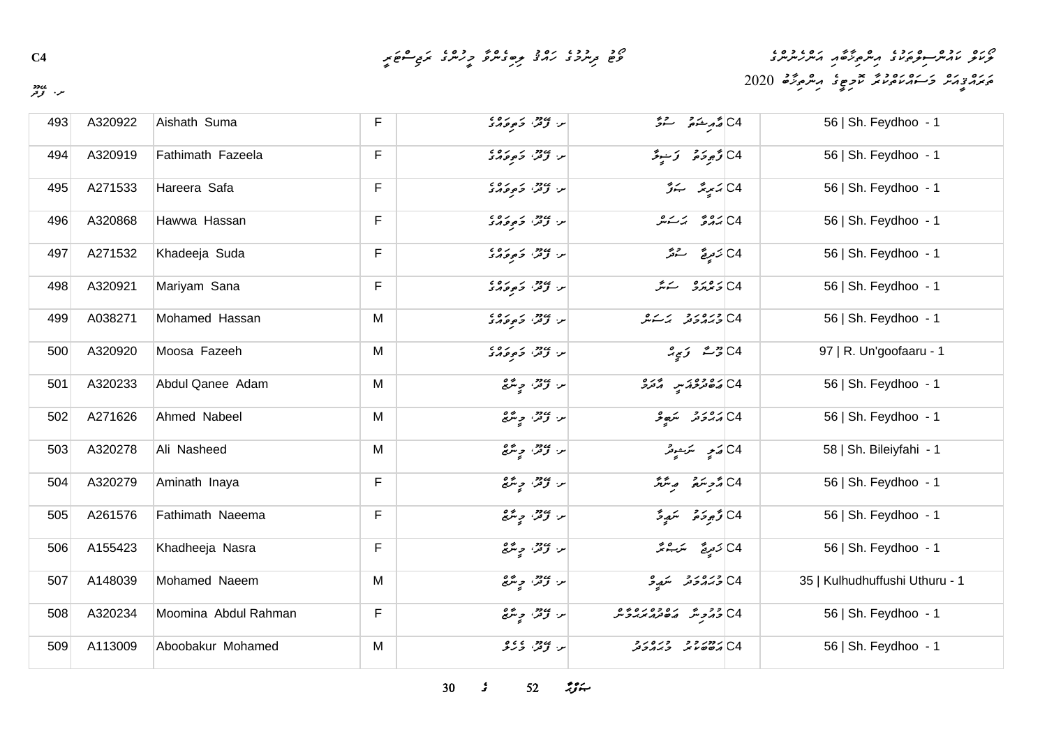| 493 | A320922 | Aishath Suma | F | ش. ފޭދޫ، މަތިވަރުގެ | C4 ޢާއިޝަތު ސުމާ | 56 \| Sh. Feydhoo - 1 |
|---|---|---|---|---|---|---|
| 494 | A320919 | Fathimath Fazeela | F | ش. ފޭދޫ، މަތިވަރުގެ | C4 ފާތިމަތު ފަޒީލާ | 56 \| Sh. Feydhoo - 1 |
| 495 | A271533 | Hareera Safa | F | ش. ފޭދޫ، މަތިވަރުގެ | C4 ހަރީރާ ސަފާ | 56 \| Sh. Feydhoo - 1 |
| 496 | A320868 | Hawwa Hassan | F | ش. ފޭދޫ، މަތިވަރުގެ | C4 ހައްވާ ހަސަން | 56 \| Sh. Feydhoo - 1 |
| 497 | A271532 | Khadeeja Suda | F | ش. ފޭދޫ، މަތިވަރުގެ | C4 ޚަދީޖާ ސުދާ | 56 \| Sh. Feydhoo - 1 |
| 498 | A320921 | Mariyam Sana | F | ش. ފޭދޫ، މަތިވަރުގެ | C4 މަރިޔަމް ސަނާ | 56 \| Sh. Feydhoo - 1 |
| 499 | A038271 | Mohamed Hassan | M | ش. ފޭދޫ، މަތިވަރުގެ | C4 މުޙައްމަދު ހަސަން | 56 \| Sh. Feydhoo - 1 |
| 500 | A320920 | Moosa Fazeeh | M | ش. ފޭދޫ، މަތިވަރުގެ | C4 މޫސާ ފަޒީހު | 97 \| R. Un'goofaaru - 1 |
| 501 | A320233 | Abdul Qanee Adam | M | ش. ފޭދޫ، ވިނަސް | C4 އަބްދުލްޤަނީ އާދަމް | 56 \| Sh. Feydhoo - 1 |
| 502 | A271626 | Ahmed Nabeel | M | ش. ފޭދޫ، ވިނަސް | C4 އަޙްމަދު ނަބީލް | 56 \| Sh. Feydhoo - 1 |
| 503 | A320278 | Ali Nasheed | M | ش. ފޭދޫ، ވިނަސް | C4 އަލީ ނަޝީދު | 58 \| Sh. Bileiyfahi - 1 |
| 504 | A320279 | Aminath Inaya | F | ش. ފޭދޫ، ވިނަސް | C4 އާމިނަތު އިނާޔާ | 56 \| Sh. Feydhoo - 1 |
| 505 | A261576 | Fathimath Naeema | F | ش. ފޭދޫ، ވިނަސް | C4 ފާތިމަތު ނަޢީމާ | 56 \| Sh. Feydhoo - 1 |
| 506 | A155423 | Khadheeja Nasra | F | ش. ފޭދޫ، ވިނަސް | C4 ޚަދީޖާ ނަޞްރާ | 56 \| Sh. Feydhoo - 1 |
| 507 | A148039 | Mohamed Naeem | M | ش. ފޭދޫ، ވިނަސް | C4 މުޙައްމަދު ނަޢީމް | 35 \| Kulhudhuffushi Uthuru - 1 |
| 508 | A320234 | Moomina Abdul Rahman | F | ش. ފޭދޫ، ވިނަސް | C4 މޫމިނާ އަބްދުއްރަޙްމާން | 56 \| Sh. Feydhoo - 1 |
| 509 | A113009 | Aboobakur Mohamed | M | ش. ފޭދޫ، ވެހެލް | C4 އަބޫބަކުރު މުޙައްމަދު | 56 \| Sh. Feydhoo - 1 |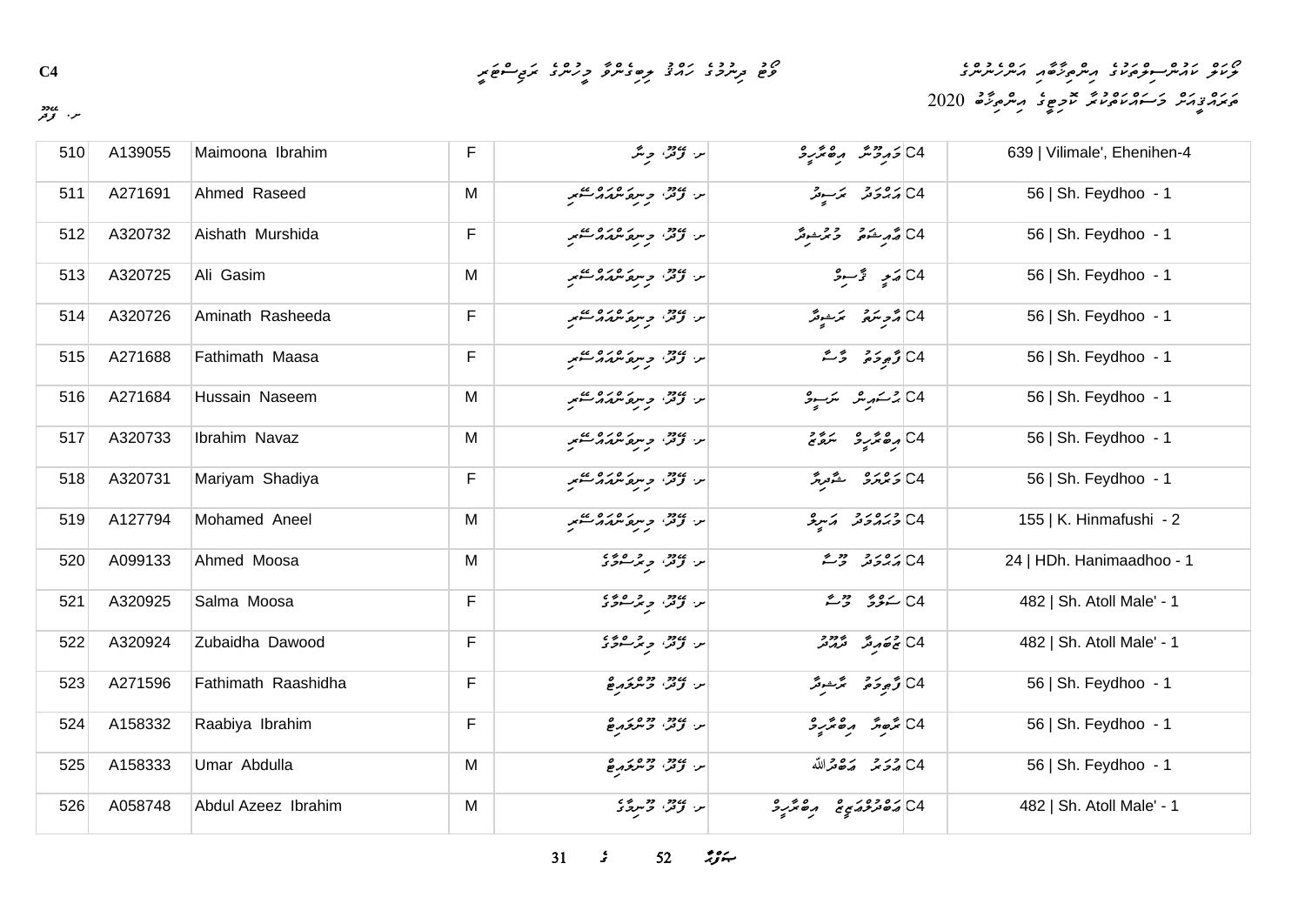| 510 | A139055 | Maimoona Ibrahim | F | ނ. ފާރު، މިނާ | މައިމޫނާ  އިބްރާހީމް C4 | 639 \| Vilimale', Ehenihen-4 |
|---|---|---|---|---|---|---|
| 511 | A271691 | Ahmed Raseed | M | ނ. ފާރު، ވިނިލަނދުއެސްޓޭ | އަހުމަދު  ރަސީދު C4 | 56 \| Sh. Feydhoo - 1 |
| 512 | A320732 | Aishath Murshida | F | ނ. ފާރު، ވިނިލަނދުއެސްޓޭ | އައިޝަތު  މުރުޝިދާ C4 | 56 \| Sh. Feydhoo - 1 |
| 513 | A320725 | Ali Gasim | M | ނ. ފާރު، ވިނިލަނދުއެސްޓޭ | އަލީ  ގާސިމް C4 | 56 \| Sh. Feydhoo - 1 |
| 514 | A320726 | Aminath Rasheeda | F | ނ. ފާރު، ވިނިލަނދުއެސްޓޭ | އާމިނަތު  ރަޝީދާ C4 | 56 \| Sh. Feydhoo - 1 |
| 515 | A271688 | Fathimath Maasa | F | ނ. ފާރު، ވިނިލަނދުއެސްޓޭ | ފާތިމަތު  މާސާ C4 | 56 \| Sh. Feydhoo - 1 |
| 516 | A271684 | Hussain Naseem | M | ނ. ފާރު، ވިނިލަނދުއެސްޓޭ | ހުސައިން  ނަސީމް C4 | 56 \| Sh. Feydhoo - 1 |
| 517 | A320733 | Ibrahim Navaz | M | ނ. ފާރު، ވިނިލަނދުއެސްޓޭ | އިބްރާހީމް  ނަވާޒް C4 | 56 \| Sh. Feydhoo - 1 |
| 518 | A320731 | Mariyam Shadiya | F | ނ. ފާރު، ވިނިލަނދުއެސްޓޭ | މަރިޔަމް  ޝާދިޔާ C4 | 56 \| Sh. Feydhoo - 1 |
| 519 | A127794 | Mohamed Aneel | M | ނ. ފާރު، ވިނިލަނދުއެސްޓޭ | މުޙައްމަދު  އަނީލް C4 | 155 \| K. Hinmafushi - 2 |
| 520 | A099133 | Ahmed Moosa | M | ނ. ފާރު، ވިރުސްވާގެ | އަޙްމަދު  މޫސާ C4 | 24 \| HDh. Hanimaadhoo - 1 |
| 521 | A320925 | Salma Moosa | F | ނ. ފާރު، ވިރުސްވާގެ | ސަލްމާ  މޫސާ C4 | 482 \| Sh. Atoll Male' - 1 |
| 522 | A320924 | Zubaidha Dawood | F | ނ. ފާރު، ވިރުސްވާގެ | ޒުބައިދާ  ދާއޫދު C4 | 482 \| Sh. Atoll Male' - 1 |
| 523 | A271596 | Fathimath Raashidha | F | ނ. ފާރު، ވޮންޓަރިޖް | ފާތިމަތު  ރާޝިދާ C4 | 56 \| Sh. Feydhoo - 1 |
| 524 | A158332 | Raabiya Ibrahim | F | ނ. ފާރު، ވޮންޓަރިޖް | ރާބިޔާ  އިބްރާހީމް C4 | 56 \| Sh. Feydhoo - 1 |
| 525 | A158333 | Umar Abdulla | M | ނ. ފާރު، ވޮންޓަރިޖް | އުމަރު  އަބްދުﷲ C4 | 56 \| Sh. Feydhoo - 1 |
| 526 | A058748 | Abdul Azeez Ibrahim | M | ނ. ފާރު، ވޮނިފާގެ | އަބްދުލްޢަޒީޒް  އިބްރާހީމް C4 | 482 \| Sh. Atoll Male' - 1 |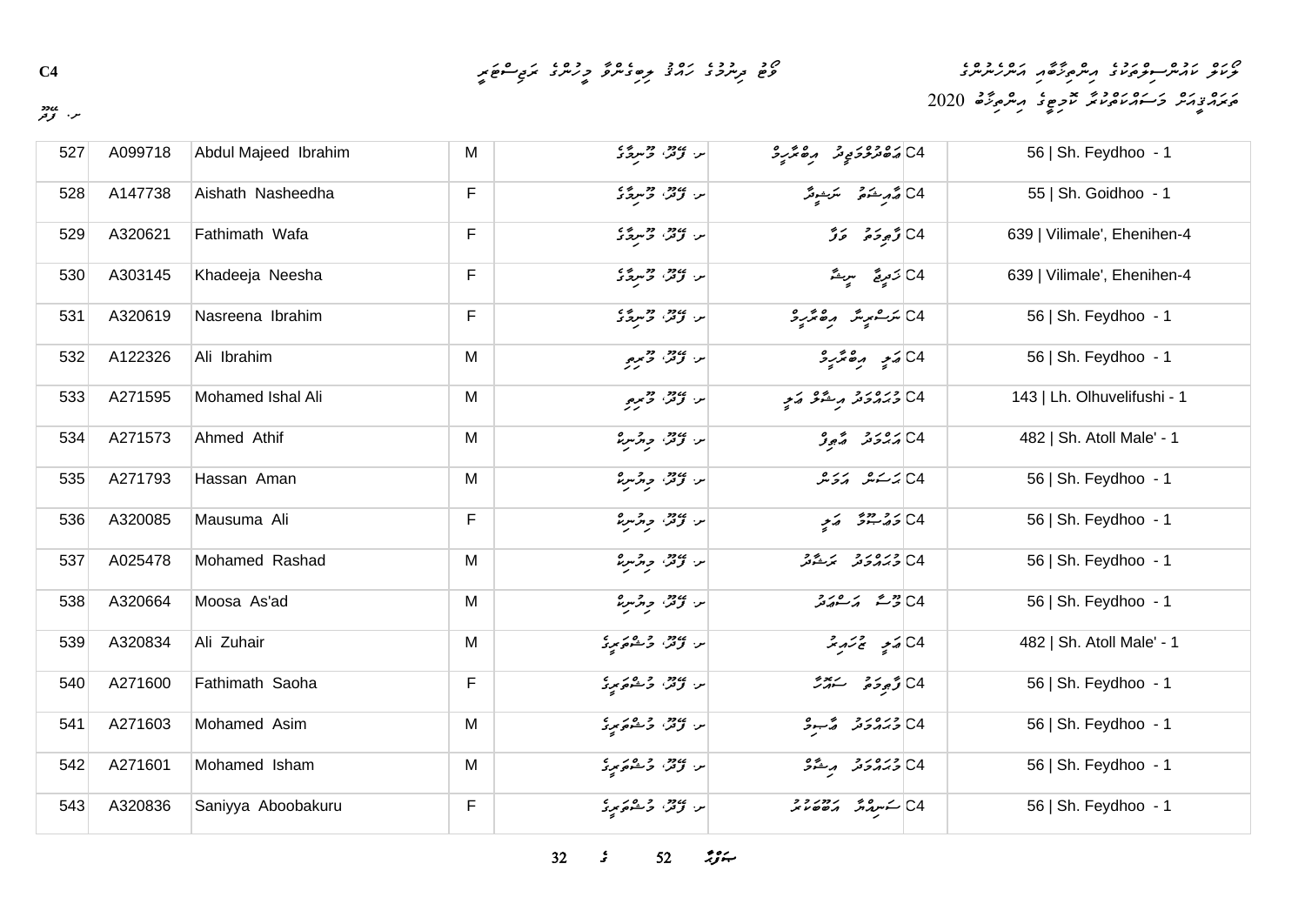| 527 | A099718 | Abdul Majeed Ibrahim | M | ش. فޭދޫ، ފުނިގަހު | C4 ޢަބްދުލްމަޖީދު އިބްރާހީމް | 56 \| Sh. Feydhoo - 1 |
|---|---|---|---|---|---|---|
| 528 | A147738 | Aishath Nasheedha | F | ش. ފޭދޫ، ފުނިގަހު | C4 އައިޝަތު ނަޝީދާ | 55 \| Sh. Goidhoo - 1 |
| 529 | A320621 | Fathimath Wafa | F | ش. ފޭދޫ، ފުނިގަހު | C4 ފާތިމަތު ވަފާ | 639 \| Vilimale', Ehenihen-4 |
| 530 | A303145 | Khadeeja Neesha | F | ش. ފޭދޫ، ފުނިގަހު | C4 ޚަދީޖާ ނީޝާ | 639 \| Vilimale', Ehenihen-4 |
| 531 | A320619 | Nasreena Ibrahim | F | ش. ފޭދޫ، ފުނިގަހު | C4 ނަސްރީނާ އިބްރާހީމް | 56 \| Sh. Feydhoo - 1 |
| 532 | A122326 | Ali Ibrahim | M | ش. ފޭދޫ، ފުރަތު | C4 އަލީ އިބްރާހީމް | 56 \| Sh. Feydhoo - 1 |
| 533 | A271595 | Mohamed Ishal Ali | M | ش. ފޭދޫ، ފުރަތު | C4 މުޙައްމަދު އިޝާލް އަލީ | 143 \| Lh. Olhuvelifushi - 1 |
| 534 | A271573 | Ahmed Athif | M | ش. ފޭދޫ، ފިޔާޒުގެ | C4 އަޙްމަދު އާތިފް | 482 \| Sh. Atoll Male' - 1 |
| 535 | A271793 | Hassan Aman | M | ش. ފޭދޫ، ފިޔާޒުގެ | C4 ޙަސަން އަމަން | 56 \| Sh. Feydhoo - 1 |
| 536 | A320085 | Mausuma Ali | F | ش. ފޭދޫ، ފިޔާޒުގެ | C4 މައުސޫމާ އަލީ | 56 \| Sh. Feydhoo - 1 |
| 537 | A025478 | Mohamed Rashad | M | ش. ފޭދޫ، ފިޔާޒުގެ | C4 މުޙައްމަދު ރަޝާދު | 56 \| Sh. Feydhoo - 1 |
| 538 | A320664 | Moosa As'ad | M | ش. ފޭދޫ، ފިޔާޒުގެ | C4 މޫސާ އަސްޢަދު | 56 \| Sh. Feydhoo - 1 |
| 539 | A320834 | Ali Zuhair | M | ش. ފޭދޫ، ފުލްއޯރިގެ | C4 އަލީ ޒުހައިރު | 482 \| Sh. Atoll Male' - 1 |
| 540 | A271600 | Fathimath Saoha | F | ش. ފޭދޫ، ފުލްއޯރިގެ | C4 ފާތިމަތު ސަޢޫހާ | 56 \| Sh. Feydhoo - 1 |
| 541 | A271603 | Mohamed Asim | M | ش. ފޭދޫ، ފުލްއޯރިގެ | C4 މުޙައްމަދު އާސިމް | 56 \| Sh. Feydhoo - 1 |
| 542 | A271601 | Mohamed Isham | M | ش. ފޭދޫ، ފުލްއޯރިގެ | C4 މުޙައްމަދު އިޝާމް | 56 \| Sh. Feydhoo - 1 |
| 543 | A320836 | Saniyya Aboobakuru | F | ش. ފޭދޫ، ފުލްއޯރިގެ | C4 ސަނިއްޔާ އަބޫބަކުރު | 56 \| Sh. Feydhoo - 1 |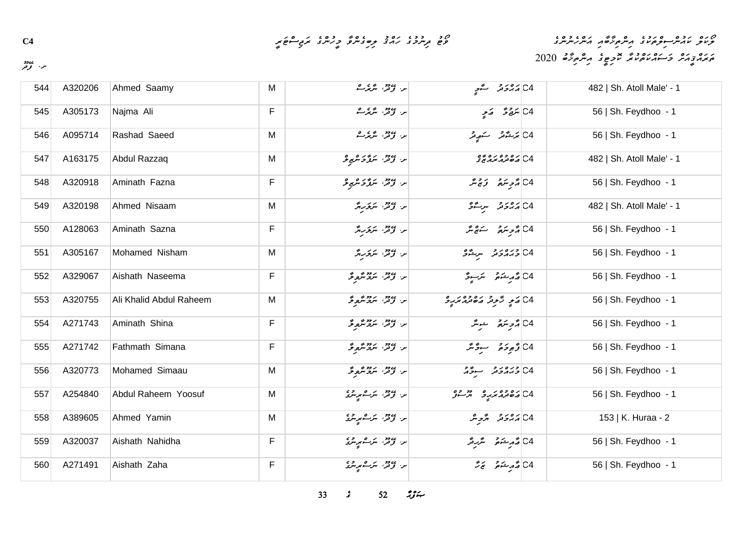| 544 | A320206 | Ahmed Saamy | M | ش. ފީދޫ، ނާރެސް | އަޙްމަދު ސާމީ C4 | 482 \| Sh. Atoll Male' - 1 |
|---|---|---|---|---|---|---|
| 545 | A305173 | Najma Ali | F | ش. ފީދޫ، ނާރެސް | ނަޖްމާ ޢަލީ C4 | 56 \| Sh. Feydhoo - 1 |
| 546 | A095714 | Rashad Saeed | M | ش. ފީދޫ، ނާރެސް | ރަޝާދު ސަޢީދު C4 | 56 \| Sh. Feydhoo - 1 |
| 547 | A163175 | Abdul Razzaq | M | ش. ފީދޫ، ނަފާމަންޒިލް | ޢަބްދުއްރައްޒާޤު C4 | 482 \| Sh. Atoll Male' - 1 |
| 548 | A320918 | Aminath Fazna | F | ش. ފީދޫ، ނަފާމަންޒިލް | އާމިނަތު ފަޒްނާ C4 | 56 \| Sh. Feydhoo - 1 |
| 549 | A320198 | Ahmed Nisaam | M | ش. ފީދޫ، ނަލަހިއްލާ | އަޙްމަދު ނިސާމް C4 | 482 \| Sh. Atoll Male' - 1 |
| 550 | A128063 | Aminath Sazna | F | ش. ފީދޫ، ނަލަހިއްލާ | އާމިނަތު ސަޒްނާ C4 | 56 \| Sh. Feydhoo - 1 |
| 551 | A305167 | Mohamed Nisham | M | ش. ފީދޫ، ނަލަހިއްލާ | މުޙައްމަދު ނިޝާމް C4 | 56 \| Sh. Feydhoo - 1 |
| 552 | A329067 | Aishath Naseema | F | ش. ފީދޫ، ނަޖުމާވާ | ޢާއިޝަތު ނަސީމާ C4 | 56 \| Sh. Feydhoo - 1 |
| 553 | A320755 | Ali Khalid Abdul Raheem | M | ش. ފީދޫ، ނަޖުމާވާ | ޢަލީ ޚާލިދު ޢަބްދުއްރަޙީމް C4 | 56 \| Sh. Feydhoo - 1 |
| 554 | A271743 | Aminath Shina | F | ش. ފީދޫ، ނަޖުމާވާ | އާމިނަތު ޝީނާ C4 | 56 \| Sh. Feydhoo - 1 |
| 555 | A271742 | Fathmath Simana | F | ش. ފީދޫ، ނަޖުމާވާ | ފާތިމަތު ސިމާނާ C4 | 56 \| Sh. Feydhoo - 1 |
| 556 | A320773 | Mohamed Simaau | M | ش. ފީދޫ، ނަޖުމާވާ | މުޙައްމަދު ސިމާއު C4 | 56 \| Sh. Feydhoo - 1 |
| 557 | A254840 | Abdul Raheem Yoosuf | M | ش. ފީދޫ، ނަސްރީނުގެ | ޢަބްދުއްރަޙީމް ޔޫސުފް C4 | 56 \| Sh. Feydhoo - 1 |
| 558 | A389605 | Ahmed Yamin | M | ش. ފީދޫ، ނަސްރީނުގެ | އަޙްމަދު ޔާމިން C4 | 153 \| K. Huraa - 2 |
| 559 | A320037 | Aishath Nahidha | F | ش. ފީދޫ، ނަސްރީނުގެ | ޢާއިޝަތު ނާހިދާ C4 | 56 \| Sh. Feydhoo - 1 |
| 560 | A271491 | Aishath Zaha | F | ش. ފީދޫ، ނަސްރީނުގެ | ޢާއިޝަތު ޒަހާ C4 | 56 \| Sh. Feydhoo - 1 |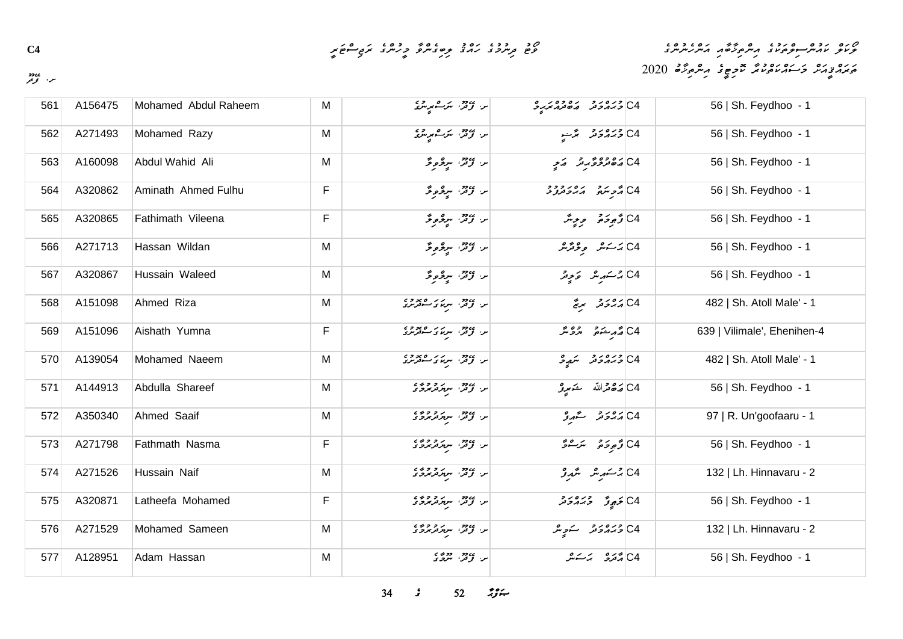| 561 | A156475 | Mohamed Abdul Raheem | M | ނ. ފޭދޫ، ނަސްތިރީނާ | C4 ޢަބްދުއް ރަޙީމް ... | 56 \| Sh. Feydhoo - 1 |
|---|---|---|---|---|---|---|
| 562 | A271493 | Mohamed Razy | M | ނ. ފޭދޫ، ނަސްތިރީނާ | C4 މުޙައްމަދު ރާޒީ | 56 \| Sh. Feydhoo - 1 |
| 563 | A160098 | Abdul Wahid Ali | M | ނ. ފޭދޫ، ނިލްވިލާ | C4 ޢަބްދުލްވާހިދު ޢަލީ | 56 \| Sh. Feydhoo - 1 |
| 564 | A320862 | Aminath Ahmed Fulhu | F | ނ. ފޭދޫ، ނިލްވިލާ | C4 އާމިނަތު އަޙްމަދުފުޅު | 56 \| Sh. Feydhoo - 1 |
| 565 | A320865 | Fathimath Vileena | F | ނ. ފޭދޫ، ނިލްވިލާ | C4 ފާތިމަތު ވިލީނާ | 56 \| Sh. Feydhoo - 1 |
| 566 | A271713 | Hassan Wildan | M | ނ. ފޭދޫ، ނިލްވިލާ | C4 ޙަސަން ވިލްދާން | 56 \| Sh. Feydhoo - 1 |
| 567 | A320867 | Hussain Waleed | M | ނ. ފޭދޫ، ނިލްވިލާ | C4 ޙުސައިން ވަލީދު | 56 \| Sh. Feydhoo - 1 |
| 568 | A151098 | Ahmed Riza | M | ނ. ފޭދޫ، ނިކަގަސްދޮށުގެ | C4 އަޙްމަދު ރިޟާ | 482 \| Sh. Atoll Male' - 1 |
| 569 | A151096 | Aishath Yumna | F | ނ. ފޭދޫ، ނިކަގަސްދޮށުގެ | C4 އާއިޝަތު ޔުމްނާ | 639 \| Vilimale', Ehenihen-4 |
| 570 | A139054 | Mohamed Naeem | M | ނ. ފޭދޫ، ނިކަގަސްދޮށުގެ | C4 މުޙައްމަދު ނައީމް | 482 \| Sh. Atoll Male' - 1 |
| 571 | A144913 | Abdulla Shareef | M | ނ. ފޭދޫ، ނިޔަދުރުވާގެ | C4 އަބްދުﷲ ޝަރީފް | 56 \| Sh. Feydhoo - 1 |
| 572 | A350340 | Ahmed Saaif | M | ނ. ފޭދޫ، ނިޔަދުރުވާގެ | C4 އަޙްމަދު ސާއިފް | 97 \| R. Un'goofaaru - 1 |
| 573 | A271798 | Fathmath Nasma | F | ނ. ފޭދޫ، ނިޔަދުރުވާގެ | C4 ފާތިމަތު ނަސްމާ | 56 \| Sh. Feydhoo - 1 |
| 574 | A271526 | Hussain Naif | M | ނ. ފޭދޫ، ނިޔަދުރުވާގެ | C4 ޙުސައިން ނާއިފް | 132 \| Lh. Hinnavaru - 2 |
| 575 | A320871 | Latheefa Mohamed | F | ނ. ފޭދޫ، ނިޔަދުރުވާގެ | C4 ލަޠީފާ މުޙައްމަދު | 56 \| Sh. Feydhoo - 1 |
| 576 | A271529 | Mohamed Sameen | M | ނ. ފޭދޫ، ނިޔަދުރުވާގެ | C4 މުޙައްމަދު ސަމީން | 132 \| Lh. Hinnavaru - 2 |
| 577 | A128951 | Adam Hassan | M | ނ. ފޭދޫ، ނޫރާގެ | C4 އާދަމް ޙަސަން | 56 \| Sh. Feydhoo - 1 |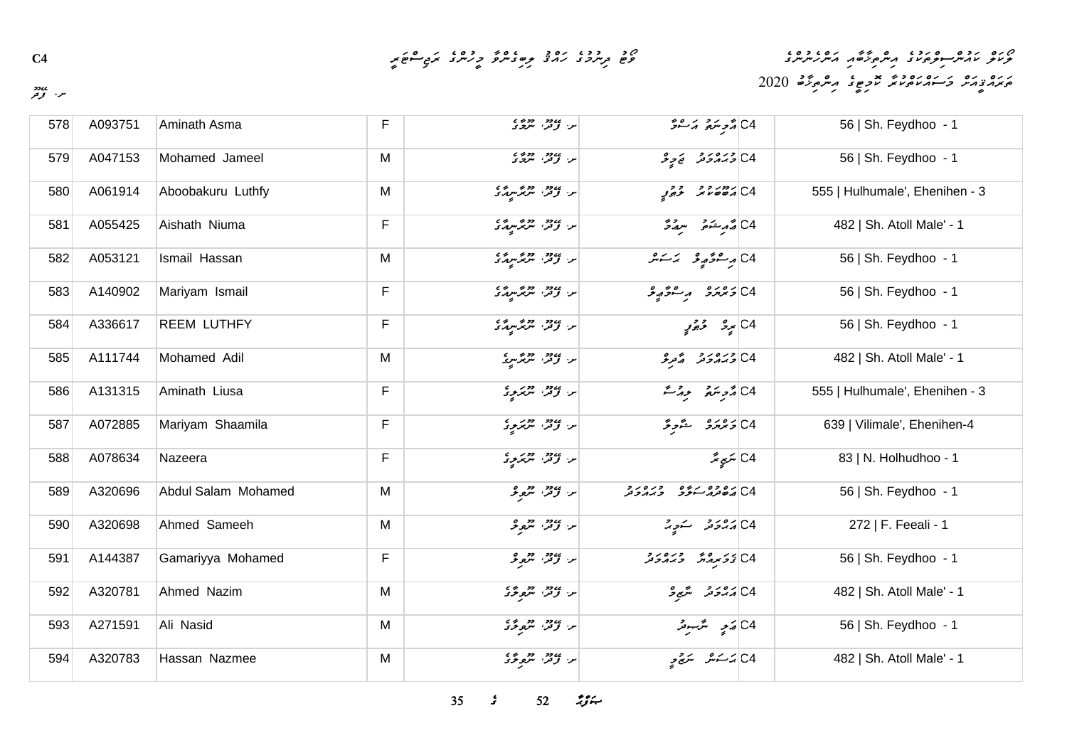| 578 | A093751 | Aminath Asma | F | ޝ. ފޭދޫ، ނޫރާގެ | C4 އާމިނަތު އަސްމާ | 56 \| Sh. Feydhoo - 1 |
|---|---|---|---|---|---|---|
| 579 | A047153 | Mohamed Jameel | M | ޝ. ފޭދޫ، ނޫރާގެ | C4 މުހައްމަދު ޖަމީލު | 56 \| Sh. Feydhoo - 1 |
| 580 | A061914 | Aboobakuru Luthfy | M | ޝ. ފޭދޫ، ނޫރާނިއްމާގެ | C4 އަބޫބަކުރު ލުތުފީ | 555 \| Hulhumale', Ehenihen - 3 |
| 581 | A055425 | Aishath Niuma | F | ޝ. ފޭދޫ، ނޫރާނިއްމާގެ | C4 އާއިޝަތު ނިޢުމާ | 482 \| Sh. Atoll Male' - 1 |
| 582 | A053121 | Ismail Hassan | M | ޝ. ފޭދޫ، ނޫރާނިއްމާގެ | C4 އިސްމާޢީލު ހަސަން | 56 \| Sh. Feydhoo - 1 |
| 583 | A140902 | Mariyam Ismail | F | ޝ. ފޭދޫ، ނޫރާނިއްމާގެ | C4 މަރިޔަމް އިސްމާޢީލު | 56 \| Sh. Feydhoo - 1 |
| 584 | A336617 | REEM LUTHFY | F | ޝ. ފޭދޫ، ނޫރާނިއްމާގެ | C4 ރީމް ލުތުފީ | 56 \| Sh. Feydhoo - 1 |
| 585 | A111744 | Mohamed Adil | M | ޝ. ފޭދޫ، ނޫރާނިގެ | C4 މުހައްމަދު އާދިލް | 482 \| Sh. Atoll Male' - 1 |
| 586 | A131315 | Aminath Liusa | F | ޝ. ފޭދޫ، ނޫރަނީގެ | C4 އާމިނަތު ލިއުސާ | 555 \| Hulhumale', Ehenihen - 3 |
| 587 | A072885 | Mariyam Shaamila | F | ޝ. ފޭދޫ، ނޫރަނީގެ | C4 މަރިޔަމް ޝާމިލާ | 639 \| Vilimale', Ehenihen-4 |
| 588 | A078634 | Nazeera | F | ޝ. ފޭދޫ، ނޫރަނީގެ | C4 ނަޒީރާ | 83 \| N. Holhudhoo - 1 |
| 589 | A320696 | Abdul Salam Mohamed | M | ޝ. ފޭދޫ، ނޫރުވީ | C4 އަބްދުއްސަލާމް މުހައްމަދު | 56 \| Sh. Feydhoo - 1 |
| 590 | A320698 | Ahmed Sameeh | M | ޝ. ފޭދޫ، ނޫރުވީ | C4 އަހްމަދު ސަމީހު | 272 \| F. Feeali - 1 |
| 591 | A144387 | Gamariyya Mohamed | F | ޝ. ފޭދޫ، ނޫރުވީ | C4 ގަމަރިއްޔާ މުހައްމަދު | 56 \| Sh. Feydhoo - 1 |
| 592 | A320781 | Ahmed Nazim | M | ޝ. ފޭދޫ، ނޫރުވާގެ | C4 އަހްމަދު ނާޒިމް | 482 \| Sh. Atoll Male' - 1 |
| 593 | A271591 | Ali Nasid | M | ޝ. ފޭދޫ، ނޫރުވާގެ | C4 އަލި ނާސިދު | 56 \| Sh. Feydhoo - 1 |
| 594 | A320783 | Hassan Nazmee | M | ޝ. ފޭދޫ، ނޫރުވާގެ | C4 ހަސަން ނަޒްމީ | 482 \| Sh. Atoll Male' - 1 |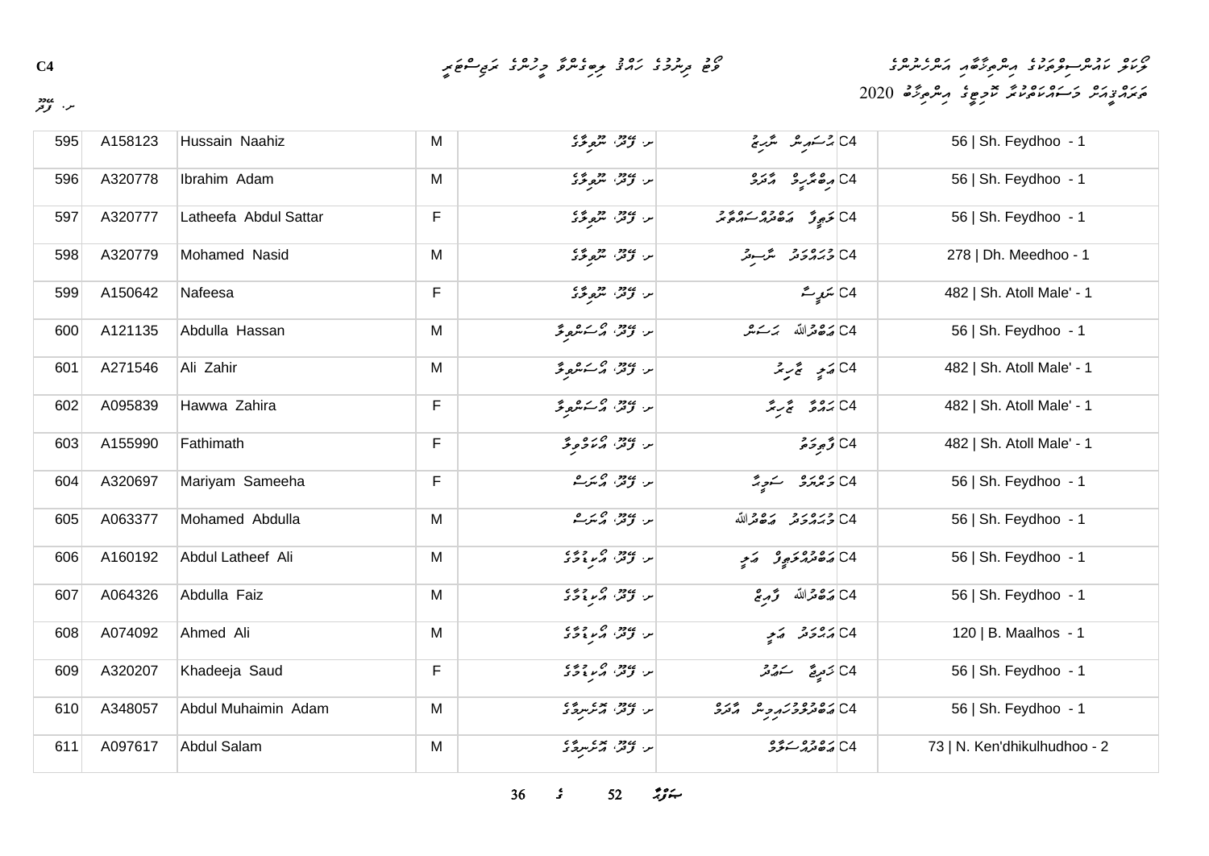| 595 | A158123 | Hussain Naahiz | M | ش. ފޭދޫ، ނޫރުވާގެ | ޙުސައިން ނާހިޒު | C4 | 56 \| Sh. Feydhoo - 1 |
|---|---|---|---|---|---|---|---|
| 596 | A320778 | Ibrahim Adam | M | ش. ފޭދޫ، ނޫރުވާގެ | އިބްރާހީމް އާދަމް | C4 | 56 \| Sh. Feydhoo - 1 |
| 597 | A320777 | Latheefa Abdul Sattar | F | ش. ފޭދޫ، ނޫރުވާގެ | ލަޠީފާ އަބްދުލް ސައްތާރު | C4 | 56 \| Sh. Feydhoo - 1 |
| 598 | A320779 | Mohamed Nasid | M | ش. ފޭދޫ، ނޫރުވާގެ | މުޙައްމަދު ނާސިދު | C4 | 278 \| Dh. Meedhoo - 1 |
| 599 | A150642 | Nafeesa | F | ش. ފޭދޫ، ނޫރުވާގެ | ނަފީސާ | C4 | 482 \| Sh. Atoll Male' - 1 |
| 600 | A121135 | Abdulla Hassan | M | ش. ފޭދޫ، އެސަންރިވާ | އަބްދުﷲ ޙަސަން | C4 | 56 \| Sh. Feydhoo - 1 |
| 601 | A271546 | Ali Zahir | M | ش. ފޭދޫ، އެސަންރިވާ | އަލި ޒާހިރު | C4 | 482 \| Sh. Atoll Male' - 1 |
| 602 | A095839 | Hawwa Zahira | F | ش. ފޭދޫ، އެސަންރިވާ | ޙައްވާ ޒާހިރާ | C4 | 482 \| Sh. Atoll Male' - 1 |
| 603 | A155990 | Fathimath | F | ش. ފޭދޫ، އޮކްޓޯބާ | ފާތިމަތު | C4 | 482 \| Sh. Atoll Male' - 1 |
| 604 | A320697 | Mariyam Sameeha | F | ش. ފޭދޫ، އޮރަސް | މަރިޔަމް ސަމީޙާ | C4 | 56 \| Sh. Feydhoo - 1 |
| 605 | A063377 | Mohamed Abdulla | M | ش. ފޭދޫ، އޮރަސް | މުޙައްމަދު އަބްދުﷲ | C4 | 56 \| Sh. Feydhoo - 1 |
| 606 | A160192 | Abdul Latheef Ali | M | ش. ފޭދޫ، އޮކިޑްގެ | އަބްދުލްލަޠީފް އަލި | C4 | 56 \| Sh. Feydhoo - 1 |
| 607 | A064326 | Abdulla Faiz | M | ش. ފޭދޫ، އޮކިޑްގެ | އަބްދުﷲ ފާއިޒު | C4 | 56 \| Sh. Feydhoo - 1 |
| 608 | A074092 | Ahmed Ali | M | ش. ފޭދޫ، އޮކިޑްގެ | އަޙްމަދު އަލި | C4 | 120 \| B. Maalhos - 1 |
| 609 | A320207 | Khadeeja Saud | F | ش. ފޭދޫ، އޮކިޑްގެ | ޚަދީޖާ ސައުދު | C4 | 56 \| Sh. Feydhoo - 1 |
| 610 | A348057 | Abdul Muhaimin Adam | M | ش. ފޭދޫ، އޯރަނިޖާގެ | އަބްދުލްމުހައިމިން އާދަމް | C4 | 56 \| Sh. Feydhoo - 1 |
| 611 | A097617 | Abdul Salam | M | ش. ފޭދޫ، އޯރަނިޖާގެ | އަބްދުއްސަލާމް | C4 | 73 \| N. Ken'dhikulhudhoo - 2 |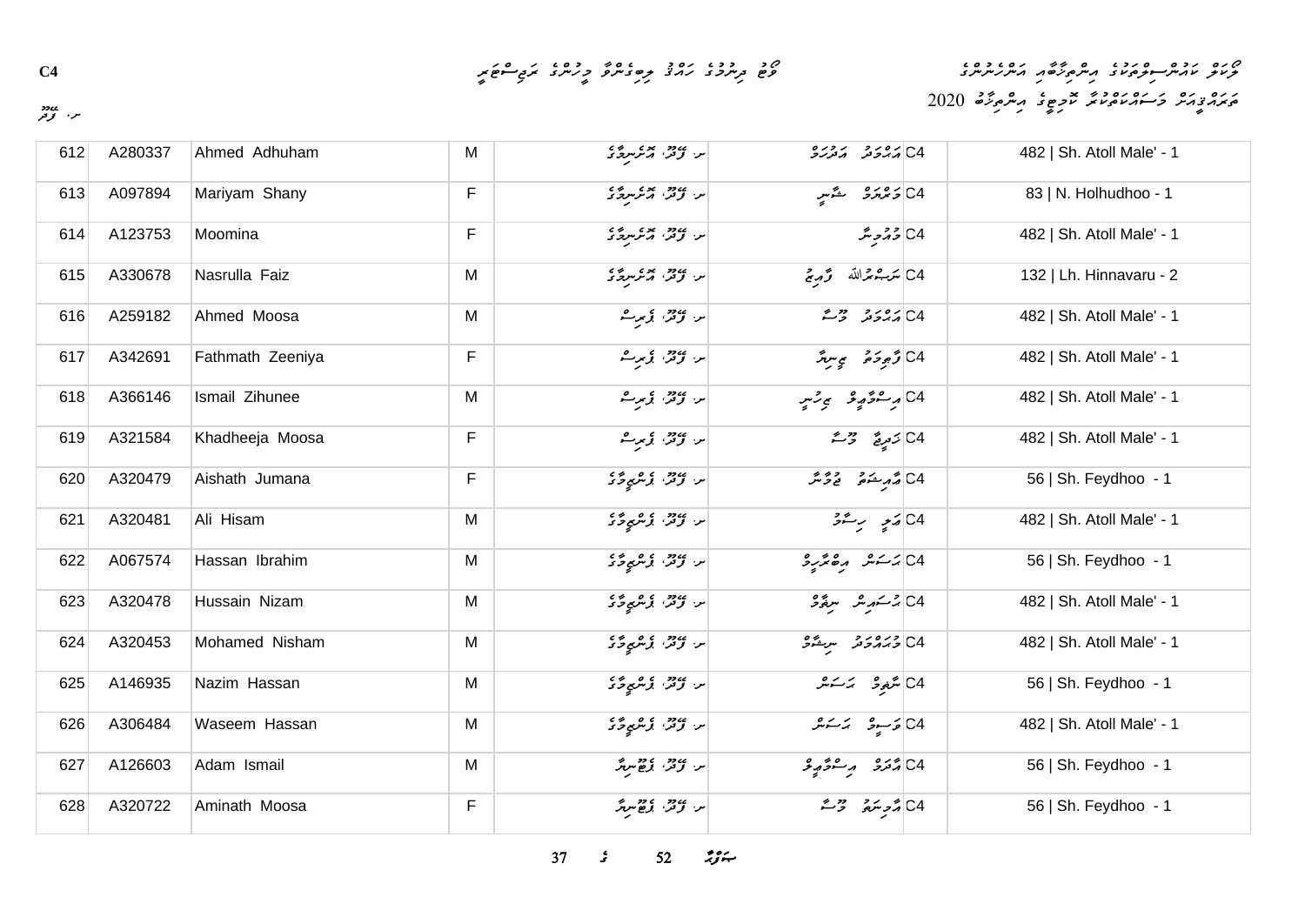| 612 | A280337 | Ahmed Adhuham | M | ނ. ފުނ، އުރުނިފީގެ | C4 އަހްމަދު އަދުހަމް | 482 \| Sh. Atoll Male' - 1 |
|---|---|---|---|---|---|---|
| 613 | A097894 | Mariyam Shany | F | ނ. ފުނ، އުރުނިފީގެ | C4 މަރިޔަމް ޝާނީ | 83 \| N. Holhudhoo - 1 |
| 614 | A123753 | Moomina | F | ނ. ފުނ، އުރުނިފީގެ | C4 މޫމިނާ | 482 \| Sh. Atoll Male' - 1 |
| 615 | A330678 | Nasrulla Faiz | M | ނ. ފުނ، އުރުނިފީގެ | C4 ނަސްރުﷲ ފާއިޒު | 132 \| Lh. Hinnavaru - 2 |
| 616 | A259182 | Ahmed Moosa | M | ނ. ފުނ، ފެރިސް | C4 އަހްމަދު މޫސާ | 482 \| Sh. Atoll Male' - 1 |
| 617 | A342691 | Fathmath Zeeniya | F | ނ. ފުނ، ފެރިސް | C4 ފާތިމަތު ޒީނިޔާ | 482 \| Sh. Atoll Male' - 1 |
| 618 | A366146 | Ismail Zihunee | M | ނ. ފުނ، ފެރިސް | C4 އިސްމާއީލް ޒިހުނީ | 482 \| Sh. Atoll Male' - 1 |
| 619 | A321584 | Khadheeja Moosa | F | ނ. ފުނ، ފެރިސް | C4 ހަދީޖާ މޫސާ | 482 \| Sh. Atoll Male' - 1 |
| 620 | A320479 | Aishath Jumana | F | ނ. ފުނ، ފެންޓިވީގެ | C4 އާއިޝަތު ޖުމާނާ | 56 \| Sh. Feydhoo - 1 |
| 621 | A320481 | Ali Hisam | M | ނ. ފުނ، ފެންޓިވީގެ | C4 އަލި ހިސާމު | 482 \| Sh. Atoll Male' - 1 |
| 622 | A067574 | Hassan Ibrahim | M | ނ. ފުނ، ފެންޓިވީގެ | C4 ހަސަން އިބްރާހިމް | 56 \| Sh. Feydhoo - 1 |
| 623 | A320478 | Hussain Nizam | M | ނ. ފުނ، ފެންޓިވީގެ | C4 ހުސައިން ނިޒާމް | 482 \| Sh. Atoll Male' - 1 |
| 624 | A320453 | Mohamed Nisham | M | ނ. ފުނ، ފެންޓިވީގެ | C4 މުހައްމަދު ނިޝާމް | 482 \| Sh. Atoll Male' - 1 |
| 625 | A146935 | Nazim Hassan | M | ނ. ފުނ، ފެންޓިވީގެ | C4 ނާޒިމް ހަސަން | 56 \| Sh. Feydhoo - 1 |
| 626 | A306484 | Waseem Hassan | M | ނ. ފުނ، ފެންޓިވީގެ | C4 ވަސީމް ހަސަން | 482 \| Sh. Atoll Male' - 1 |
| 627 | A126603 | Adam Ismail | M | ނ. ފުނ، ފެޒުނިޔާ | C4 އާދަމް އިސްމާއީލް | 56 \| Sh. Feydhoo - 1 |
| 628 | A320722 | Aminath Moosa | F | ނ. ފުނ، ފެޒުނިޔާ | C4 އާމިނަތު މޫސާ | 56 \| Sh. Feydhoo - 1 |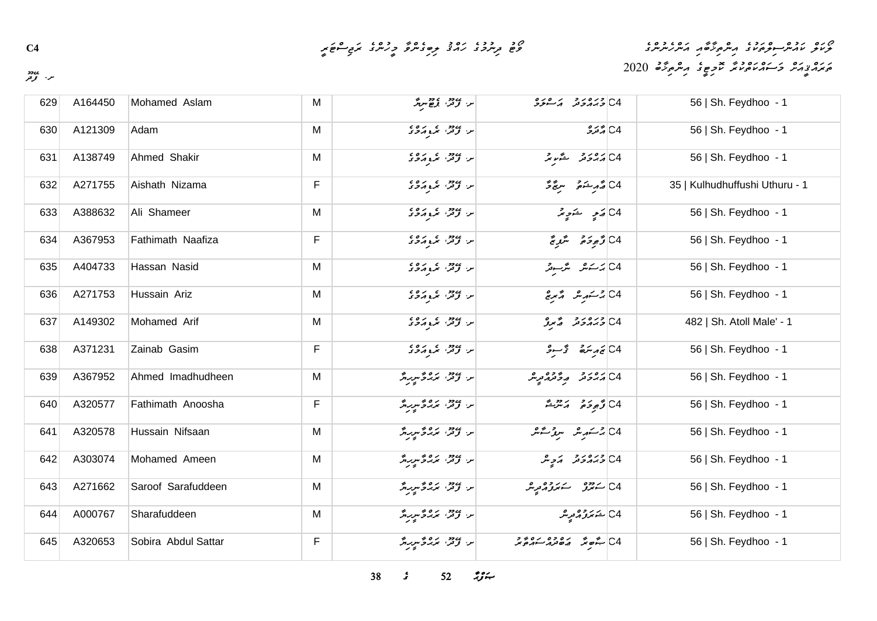| 629 | A164450 | Mohamed Aslam | M | ش. ފޯދޫ، ފެހިގަސްދޮށު | C4 މުހައްމަދު އަސްލަމް | 56 \| Sh. Feydhoo - 1 |
|---|---|---|---|---|---|---|
| 630 | A121309 | Adam | M | ش. ފޯދޫ، ރޯޒްމަހަލް | C4 އާދަމް | 56 \| Sh. Feydhoo - 1 |
| 631 | A138749 | Ahmed Shakir | M | ش. ފޯދޫ، ރޯޒްމަހަލް | C4 އަހުމަދު ޝާކިރު | 56 \| Sh. Feydhoo - 1 |
| 632 | A271755 | Aishath Nizama | F | ش. ފޯދޫ، ރޯޒްމަހަލް | C4 އައިޝަތު ނިޒާމާ | 35 \| Kulhudhuffushi Uthuru - 1 |
| 633 | A388632 | Ali Shameer | M | ش. ފޯދޫ، ރޯޒްމަހަލް | C4 އަލި ޝަމީރު | 56 \| Sh. Feydhoo - 1 |
| 634 | A367953 | Fathimath Naafiza | F | ش. ފޯދޫ، ރޯޒްމަހަލް | C4 ފާތިމަތު ނާފިޒާ | 56 \| Sh. Feydhoo - 1 |
| 635 | A404733 | Hassan Nasid | M | ش. ފޯދޫ، ރޯޒްމަހަލް | C4 ހަސަން ނާސިދު | 56 \| Sh. Feydhoo - 1 |
| 636 | A271753 | Hussain Ariz | M | ش. ފޯދޫ، ރޯޒްމަހަލް | C4 ހުސައިން އާރިޒް | 56 \| Sh. Feydhoo - 1 |
| 637 | A149302 | Mohamed Arif | M | ش. ފޯދޫ، ރޯޒްމަހަލް | C4 މުހައްމަދު އާރިފު | 482 \| Sh. Atoll Male' - 1 |
| 638 | A371231 | Zainab Gasim | F | ش. ފޯދޫ، ރޯޒްމަހަލް | C4 ޒައިނަބު ޤާސިމް | 56 \| Sh. Feydhoo - 1 |
| 639 | A367952 | Ahmed Imadhudheen | M | ش. ފޯދޫ، ރަނގޮޅިނިވާ | C4 އަހުމަދު އިމާދުއްދީން | 56 \| Sh. Feydhoo - 1 |
| 640 | A320577 | Fathimath Anoosha | F | ش. ފޯދޫ، ރަނގޮޅިނިވާ | C4 ފާތިމަތު އަނޫޝާ | 56 \| Sh. Feydhoo - 1 |
| 641 | A320578 | Hussain Nifsaan | M | ش. ފޯދޫ، ރަނގޮޅިނިވާ | C4 ހުސައިން ނިފްސާން | 56 \| Sh. Feydhoo - 1 |
| 642 | A303074 | Mohamed Ameen | M | ش. ފޯދޫ، ރަނގޮޅިނިވާ | C4 މުހައްމަދު އަމީން | 56 \| Sh. Feydhoo - 1 |
| 643 | A271662 | Saroof Sarafuddeen | M | ش. ފޯދޫ، ރަނގޮޅިނިވާ | C4 ސަރޫފް ސަރަފުއްދީން | 56 \| Sh. Feydhoo - 1 |
| 644 | A000767 | Sharafuddeen | M | ش. ފޯދޫ، ރަނގޮޅިނިވާ | C4 ޝަރަފުއްދީން | 56 \| Sh. Feydhoo - 1 |
| 645 | A320653 | Sobira Abdul Sattar | F | ش. ފޯދޫ، ރަނގޮޅިނިވާ | C4 ޞާބިރާ އަބްދުލްސައްތާރު | 56 \| Sh. Feydhoo - 1 |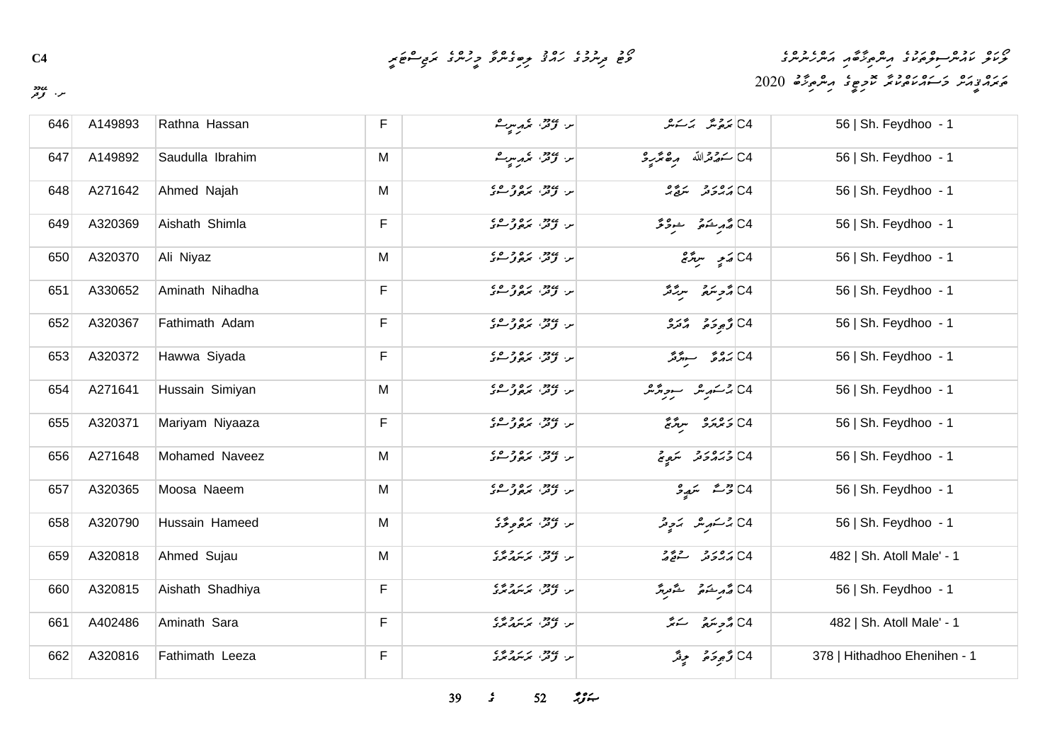| 646 | A149893 | Rathna Hassan | F | ش. ފޭދޫ، ރެއިނިކަ | ރަތްނާ ހަސަން C4 | 56 \| Sh. Feydhoo - 1 |
|---|---|---|---|---|---|---|
| 647 | A149892 | Saudulla Ibrahim | M | ش. ފޭދޫ، ރެއިނިކަ | ސައުދުﷲ އިބްރާހީމް C4 | 56 \| Sh. Feydhoo - 1 |
| 648 | A271642 | Ahmed Najah | M | ش. ފޭދޫ، ރަތްމާސްގެ | އަޙްމަދު ނަޖާހް C4 | 56 \| Sh. Feydhoo - 1 |
| 649 | A320369 | Aishath Shimla | F | ش. ފޭދޫ، ރަތްމާސްގެ | އާއިޝަތު ޝިމްލާ C4 | 56 \| Sh. Feydhoo - 1 |
| 650 | A320370 | Ali Niyaz | M | ش. ފޭދޫ، ރަތްމާސްގެ | އަލި ނިޔާޒް C4 | 56 \| Sh. Feydhoo - 1 |
| 651 | A330652 | Aminath Nihadha | F | ش. ފޭދޫ، ރަތްމާސްގެ | އާމިނަތު ނިހާދާ C4 | 56 \| Sh. Feydhoo - 1 |
| 652 | A320367 | Fathimath Adam | F | ش. ފޭދޫ، ރަތްމާސްގެ | ފާތިމަތު އާދަމް C4 | 56 \| Sh. Feydhoo - 1 |
| 653 | A320372 | Hawwa Siyada | F | ش. ފޭދޫ، ރަތްމާސްގެ | ހައްވާ ސިޔާދާ C4 | 56 \| Sh. Feydhoo - 1 |
| 654 | A271641 | Hussain Simiyan | M | ش. ފޭދޫ، ރަތްމާސްގެ | ހުސައިން ސިމިޔާން C4 | 56 \| Sh. Feydhoo - 1 |
| 655 | A320371 | Mariyam Niyaaza | F | ش. ފޭދޫ، ރަތްމާސްގެ | މަރިޔަމް ނިޔާޒާ C4 | 56 \| Sh. Feydhoo - 1 |
| 656 | A271648 | Mohamed Naveez | M | ش. ފޭދޫ، ރަތްމާސްގެ | މުޙައްމަދު ނަވީޒް C4 | 56 \| Sh. Feydhoo - 1 |
| 657 | A320365 | Moosa Naeem | M | ش. ފޭދޫ، ރަތްމާސްގެ | މޫސާ ނައީމް C4 | 56 \| Sh. Feydhoo - 1 |
| 658 | A320790 | Hussain Hameed | M | ش. ފޭދޫ، ރަތްމިލާގެ | ހުސައިން ހަމީދު C4 | 56 \| Sh. Feydhoo - 1 |
| 659 | A320818 | Ahmed Sujau | M | ش. ފޭދޫ، ރަނައުރާގެ | އަޙްމަދު ސުޖާއު C4 | 482 \| Sh. Atoll Male' - 1 |
| 660 | A320815 | Aishath Shadhiya | F | ش. ފޭދޫ، ރަނައުރާގެ | އާއިޝަތު ޝާދިޔާ C4 | 56 \| Sh. Feydhoo - 1 |
| 661 | A402486 | Aminath Sara | F | ش. ފޭދޫ، ރަނައުރާގެ | އާމިނަތު ސަރާ C4 | 482 \| Sh. Atoll Male' - 1 |
| 662 | A320816 | Fathimath Leeza | F | ش. ފޭދޫ، ރަނައުރާގެ | ފާތިމަތު ލީޒާ C4 | 378 \| Hithadhoo Ehenihen - 1 |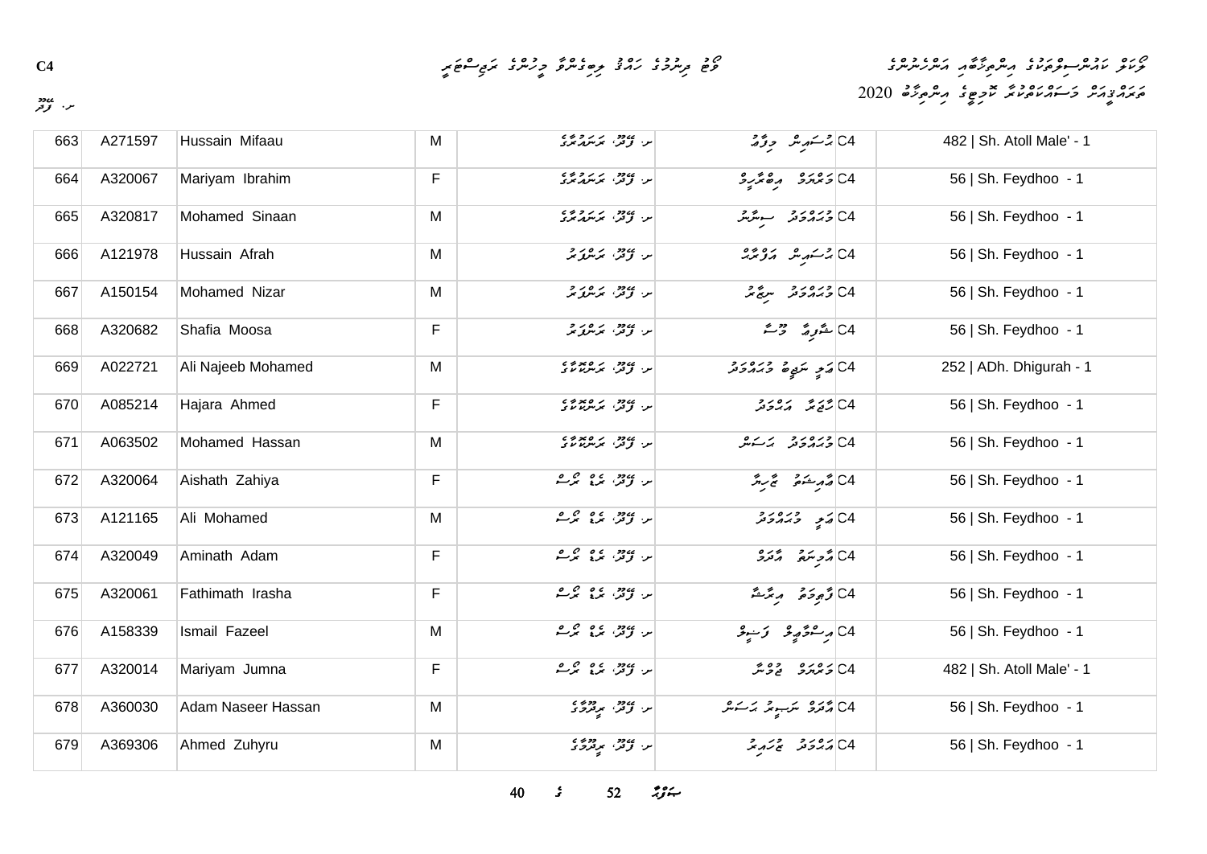| 663 | A271597 | Hussain Mifaau | M | ش. فِیدُ، ހަރަދަނާގެ | ޙުސައިން މިފާއު | C4 | 482 \| Sh. Atoll Male' - 1 |
|---|---|---|---|---|---|---|---|
| 664 | A320067 | Mariyam Ibrahim | F | ش. فِیدُ، ހަރަދަނާގެ | މަރިޔަމް އިބްރާހީމް | C4 | 56 \| Sh. Feydhoo - 1 |
| 665 | A320817 | Mohamed Sinaan | M | ش. فِیدُ، ހަރަދަނާގެ | މުޙައްމަދު ސިނާން | C4 | 56 \| Sh. Feydhoo - 1 |
| 666 | A121978 | Hussain Afrah | M | ش. فِیدُ، ހަސްފަރު | ޙުސައިން އަފްރާހް | C4 | 56 \| Sh. Feydhoo - 1 |
| 667 | A150154 | Mohamed Nizar | M | ش. فِیدُ، ހަސްފަރު | މުޙައްމަދު ނިޒާރު | C4 | 56 \| Sh. Feydhoo - 1 |
| 668 | A320682 | Shafia Moosa | F | ش. فِیدُ، ހަސްފަރު | ޝާފިޢާ މޫސާ | C4 | 56 \| Sh. Feydhoo - 1 |
| 669 | A022721 | Ali Najeeb Mohamed | M | ش. فِیدُ، ހަސްނާބާގެ | އަލި ނަޖީބު މުޙައްމަދު | C4 | 252 \| ADh. Dhigurah - 1 |
| 670 | A085214 | Hajara Ahmed | F | ش. فِیدُ، ހަސްނާބާގެ | ހާޖަރާ އަޙްމަދު | C4 | 56 \| Sh. Feydhoo - 1 |
| 671 | A063502 | Mohamed Hassan | M | ش. فِیدُ، ހަސްނާބާގެ | މުޙައްމަދު ޙަސަން | C4 | 56 \| Sh. Feydhoo - 1 |
| 672 | A320064 | Aishath Zahiya | F | ش. فِیدُ، ހުޅު ހުސް | އާއިޝަތު ޒާހިޔާ | C4 | 56 \| Sh. Feydhoo - 1 |
| 673 | A121165 | Ali Mohamed | M | ش. فِیدُ، ހުޅު ހުސް | އަލި މުޙައްމަދު | C4 | 56 \| Sh. Feydhoo - 1 |
| 674 | A320049 | Aminath Adam | F | ش. فِیدُ، ހުޅު ހުސް | އާމިނަތު އާދަމް | C4 | 56 \| Sh. Feydhoo - 1 |
| 675 | A320061 | Fathimath Irasha | F | ش. فِیدُ، ހުޅު ހުސް | ފާތިމަތު އިރާޝާ | C4 | 56 \| Sh. Feydhoo - 1 |
| 676 | A158339 | Ismail Fazeel | M | ش. فِیدُ، ހުޅު ހުސް | އިސްމާޢީލް ފަޟީލް | C4 | 56 \| Sh. Feydhoo - 1 |
| 677 | A320014 | Mariyam Jumna | F | ش. فِیدُ، ހުޅު ހުސް | މަރިޔަމް ޖުމްނާ | C4 | 482 \| Sh. Atoll Male' - 1 |
| 678 | A360030 | Adam Naseer Hassan | M | ش. فِیدُ، ހިރުދޫގެ | އާދަމް ނަސީރު ޙަސަން | C4 | 56 \| Sh. Feydhoo - 1 |
| 679 | A369306 | Ahmed Zuhyru | M | ش. فِیدُ، ހިރުދޫގެ | އަޙްމަދު ޒުހައިރު | C4 | 56 \| Sh. Feydhoo - 1 |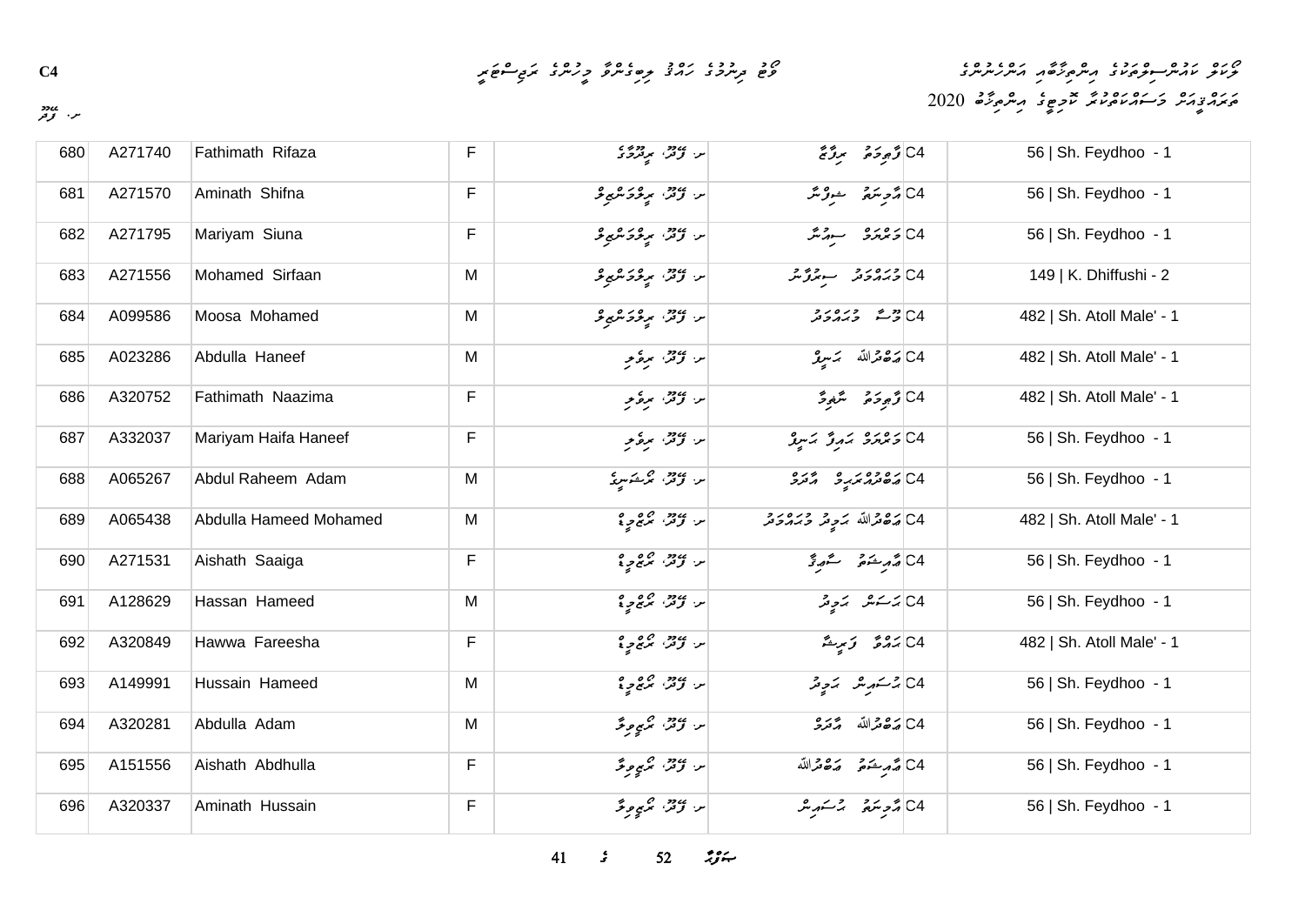| 680 | A271740 | Fathimath Rifaza | F | ش. ފޭދޫ، ރިދުމާގެ | ފާތިމަތު ރިފާޒާ C4 | 56 \| Sh. Feydhoo - 1 |
|---|---|---|---|---|---|---|
| 681 | A271570 | Aminath Shifna | F | ش. ފޭދޫ، ރިވެލިމަންޒިލް | އާމިނަތު ޝިފްނާ C4 | 56 \| Sh. Feydhoo - 1 |
| 682 | A271795 | Mariyam Siuna | F | ش. ފޭދޫ، ރިވެލިމަންޒިލް | މަރިޔަމް ސިއުނާ C4 | 56 \| Sh. Feydhoo - 1 |
| 683 | A271556 | Mohamed Sirfaan | M | ش. ފޭދޫ، ރިވެލިމަންޒިލް | މުހައްމަދު ސިރުފާން C4 | 149 \| K. Dhiffushi - 2 |
| 684 | A099586 | Moosa Mohamed | M | ش. ފޭދޫ، ރިވެލިމަންޒިލް | މޫސާ މުހައްމަދު C4 | 482 \| Sh. Atoll Male' - 1 |
| 685 | A023286 | Abdulla Haneef | M | ش. ފޭދޫ، ރިލެކް | އަބްދުﷲ ހަނީފް C4 | 482 \| Sh. Atoll Male' - 1 |
| 686 | A320752 | Fathimath Naazima | F | ش. ފޭދޫ، ރިލެކް | ފާތިމަތު ނާޒިމާ C4 | 482 \| Sh. Atoll Male' - 1 |
| 687 | A332037 | Mariyam Haifa Haneef | F | ش. ފޭދޫ، ރިލެކް | މަރިޔަމް ހައިފާ ހަނީފް C4 | 56 \| Sh. Feydhoo - 1 |
| 688 | A065267 | Abdul Raheem Adam | M | ش. ފޭދޫ، ރޯޝަނީގެ | އަބްދުއްރަޙީމް އާދަމް C4 | 56 \| Sh. Feydhoo - 1 |
| 689 | A065438 | Abdulla Hameed Mohamed | M | ش. ފޭދޫ، ރޯޒްވިއު | އަބްދުﷲ ހަމީދު މުހައްމަދު C4 | 482 \| Sh. Atoll Male' - 1 |
| 690 | A271531 | Aishath Saaiga | F | ش. ފޭދޫ، ރޯޒްވިއު | އާއިޝަތު ސާއިގާ C4 | 56 \| Sh. Feydhoo - 1 |
| 691 | A128629 | Hassan Hameed | M | ش. ފޭދޫ، ރޯޒްވިއު | ހަސަން ހަމީދު C4 | 56 \| Sh. Feydhoo - 1 |
| 692 | A320849 | Hawwa Fareesha | F | ش. ފޭދޫ، ރޯޒްވިއު | ހައްވާ ފަރީޝާ C4 | 482 \| Sh. Atoll Male' - 1 |
| 693 | A149991 | Hussain Hameed | M | ش. ފޭދޫ، ރޯޒްވިއު | ހުސައިން ހަމީދު C4 | 56 \| Sh. Feydhoo - 1 |
| 694 | A320281 | Abdulla Adam | M | ش. ފޭދޫ، ރޯޒްވިލާ | އަބްދުﷲ އާދަމް C4 | 56 \| Sh. Feydhoo - 1 |
| 695 | A151556 | Aishath Abdhulla | F | ش. ފޭދޫ، ރޯޒްވިލާ | އާއިޝަތު އަބްދުﷲ C4 | 56 \| Sh. Feydhoo - 1 |
| 696 | A320337 | Aminath Hussain | F | ش. ފޭދޫ، ރޯޒްވިލާ | އާމިނަތު ހުސައިން C4 | 56 \| Sh. Feydhoo - 1 |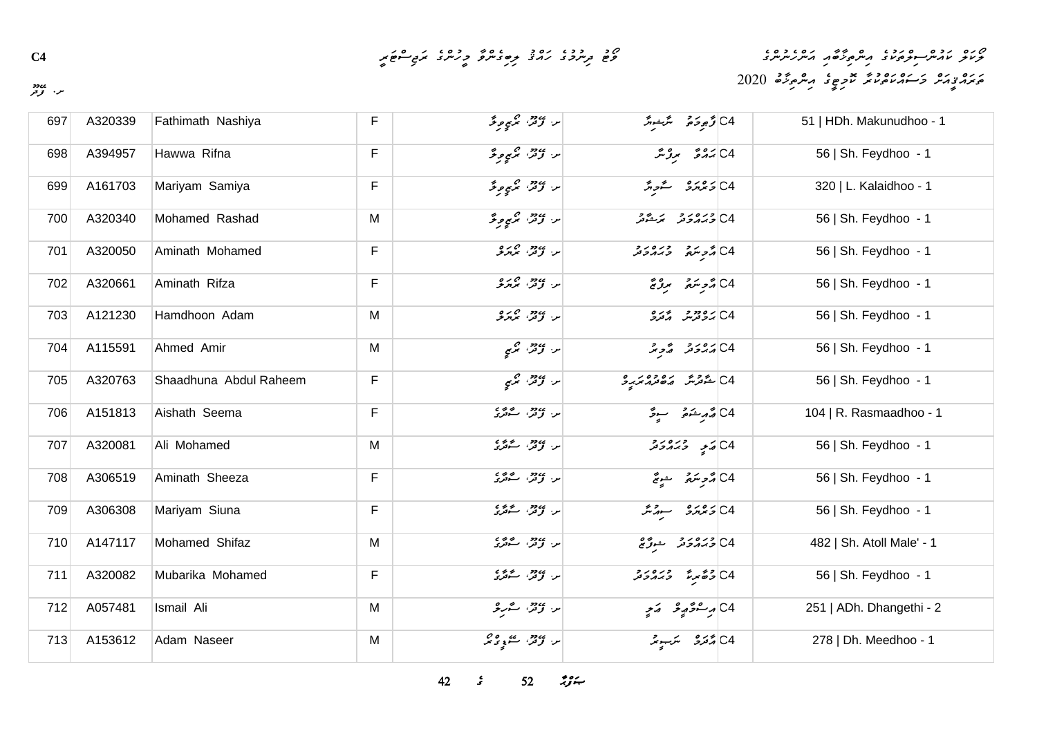| 697 | A320339 | Fathimath Nashiya | F | ނ. ފޯދޫ، ރޯޒީވިލާ | ފާތިމަތު ނާޝިޔާ | C4 | 51 \| HDh. Makunudhoo - 1 |
|---|---|---|---|---|---|---|---|
| 698 | A394957 | Hawwa Rifna | F | ނ. ފޯދޫ، ރޯޒީވިލާ | ހައްވާ ރިފްނާ | C4 | 56 \| Sh. Feydhoo - 1 |
| 699 | A161703 | Mariyam Samiya | F | ނ. ފޯދޫ، ރޯޒީވިލާ | މަރިޔަމް ސާމިޔާ | C4 | 320 \| L. Kalaidhoo - 1 |
| 700 | A320340 | Mohamed Rashad | M | ނ. ފޯދޫ، ރޯޒީވިލާ | މުހައްމަދު ރަޝާދު | C4 | 56 \| Sh. Feydhoo - 1 |
| 701 | A320050 | Aminath Mohamed | F | ނ. ފޯދޫ، ރޯދަލާ | އާމިނަތު މުހައްމަދު | C4 | 56 \| Sh. Feydhoo - 1 |
| 702 | A320661 | Aminath Rifza | F | ނ. ފޯދޫ، ރޯދަލާ | އާމިނަތު ރިފްޒާ | C4 | 56 \| Sh. Feydhoo - 1 |
| 703 | A121230 | Hamdhoon Adam | M | ނ. ފޯދޫ، ރޯދަލާ | ހަމްދޫނު އާދަމް | C4 | 56 \| Sh. Feydhoo - 1 |
| 704 | A115591 | Ahmed Amir | M | ނ. ފޯދޫ، ރޯޒީ | އަހުމަދު އާމިރު | C4 | 56 \| Sh. Feydhoo - 1 |
| 705 | A320763 | Shaadhuna Abdul Raheem | F | ނ. ފޯދޫ، ރޯޒީ | ޝާދުނާ އަބްދުއްރަޙީމް | C4 | 56 \| Sh. Feydhoo - 1 |
| 706 | A151813 | Aishath Seema | F | ނ. ފޯދޫ، ސާދަރީ | އާއިޝަތު ސީމާ | C4 | 104 \| R. Rasmaadhoo - 1 |
| 707 | A320081 | Ali Mohamed | M | ނ. ފޯދޫ، ސާދަރީ | އަލި މުހައްމަދު | C4 | 56 \| Sh. Feydhoo - 1 |
| 708 | A306519 | Aminath Sheeza | F | ނ. ފޯދޫ، ސާދަރީ | އާމިނަތު ޝީޒާ | C4 | 56 \| Sh. Feydhoo - 1 |
| 709 | A306308 | Mariyam Siuna | F | ނ. ފޯދޫ، ސާދަރީ | މަރިޔަމް ސިއުނާ | C4 | 56 \| Sh. Feydhoo - 1 |
| 710 | A147117 | Mohamed Shifaz | M | ނ. ފޯދޫ، ސާދަރީ | މުހައްމަދު ޝިފާޒު | C4 | 482 \| Sh. Atoll Male' - 1 |
| 711 | A320082 | Mubarika Mohamed | F | ނ. ފޯދޫ، ސާދަރީ | މުބާރިކާ މުހައްމަދު | C4 | 56 \| Sh. Feydhoo - 1 |
| 712 | A057481 | Ismail Ali | M | ނ. ފޯދޫ، ސާރިލް | އިސްމާއިލް އަލި | C4 | 251 \| ADh. Dhangethi - 2 |
| 713 | A153612 | Adam Naseer | M | ނ. ފޯދޫ، ސީޒީވުމަން | އާދަމް ނަސީރު | C4 | 278 \| Dh. Meedhoo - 1 |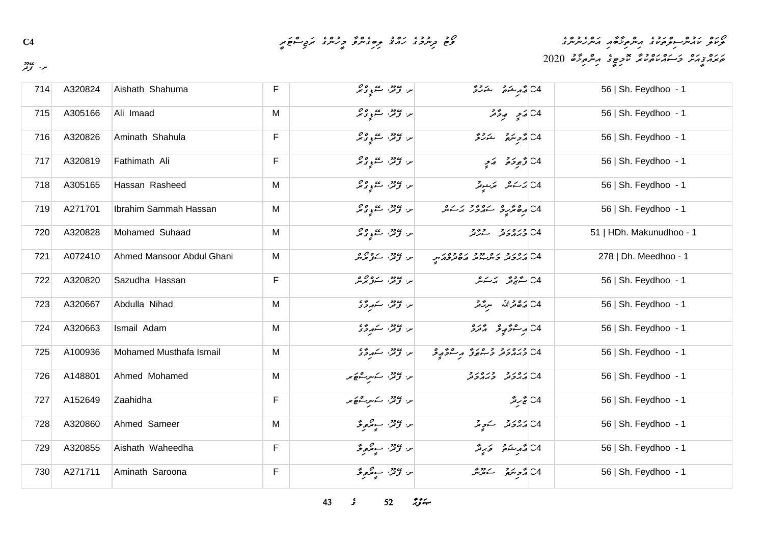| 714 | A320824 | Aishath Shahuma | F | ސ. ފޭދޫ، ސޯލިޑްގް | C4 | އާއިޝަތު ޝަހުމާ | 56 \| Sh. Feydhoo - 1 |
|---|---|---|---|---|---|---|---|
| 715 | A305166 | Ali Imaad | M | ސ. ފޭދޫ، ސޯލިޑްގް | C4 | އަލި އިމާދު | 56 \| Sh. Feydhoo - 1 |
| 716 | A320826 | Aminath Shahula | F | ސ. ފޭދޫ، ސޯލިޑްގް | C4 | އާމިނަތު ޝަހުލާ | 56 \| Sh. Feydhoo - 1 |
| 717 | A320819 | Fathimath Ali | F | ސ. ފޭދޫ، ސޯލިޑްގް | C4 | ފާތިމަތު އަލި | 56 \| Sh. Feydhoo - 1 |
| 718 | A305165 | Hassan Rasheed | M | ސ. ފޭދޫ، ސޯލިޑްގް | C4 | ހަސަން ރަޝީދު | 56 \| Sh. Feydhoo - 1 |
| 719 | A271701 | Ibrahim Sammah Hassan | M | ސ. ފޭދޫ، ސޯލިޑްގް | C4 | އިބްރާހީމް ސައްމާހު ހަސަން | 56 \| Sh. Feydhoo - 1 |
| 720 | A320828 | Mohamed Suhaad | M | ސ. ފޭދޫ، ސޯލިޑްގް | C4 | މުހައްމަދު ސުހާދު | 51 \| HDh. Makunudhoo - 1 |
| 721 | A072410 | Ahmed Mansoor Abdul Ghani | M | ސ. ފޭދޫ، ސަވޮރިން | C4 | އަހްމަދު މަންސޫރު އަބްދުލްޣަނީ | 278 \| Dh. Meedhoo - 1 |
| 722 | A320820 | Sazudha Hassan | F | ސ. ފޭދޫ، ސަވޮރިން | C4 | ސާޒުދާ ހަސަން | 56 \| Sh. Feydhoo - 1 |
| 723 | A320667 | Abdulla Nihad | M | ސ. ފޭދޫ، ސައިމާގެ | C4 | އަބްދުﷲ ނިހާދު | 56 \| Sh. Feydhoo - 1 |
| 724 | A320663 | Ismail Adam | M | ސ. ފޭދޫ، ސައިމާގެ | C4 | އިސްމާޢީލު އާދަމް | 56 \| Sh. Feydhoo - 1 |
| 725 | A100936 | Mohamed Musthafa Ismail | M | ސ. ފޭދޫ، ސައިމާގެ | C4 | މުހައްމަދު މުސްތަފާ އިސްމާޢީލު | 56 \| Sh. Feydhoo - 1 |
| 726 | A148801 | Ahmed Mohamed | M | ސ. ފޭދޫ، ސަނިސްޓަރ | C4 | އަހްމަދު މުހައްމަދު | 56 \| Sh. Feydhoo - 1 |
| 727 | A152649 | Zaahidha | F | ސ. ފޭދޫ، ސަނިސްޓަރ | C4 | ޒާހިދާ | 56 \| Sh. Feydhoo - 1 |
| 728 | A320860 | Ahmed Sameer | M | ސ. ފޭދޫ، ސިލްވިލާ | C4 | އަހްމަދު ސަމީރު | 56 \| Sh. Feydhoo - 1 |
| 729 | A320855 | Aishath Waheedha | F | ސ. ފޭދޫ، ސިލްވިލާ | C4 | އާއިޝަތު ވަހީދާ | 56 \| Sh. Feydhoo - 1 |
| 730 | A271711 | Aminath Saroona | F | ސ. ފޭދޫ، ސިލްވިލާ | C4 | އާމިނަތު ސަރޫނާ | 56 \| Sh. Feydhoo - 1 |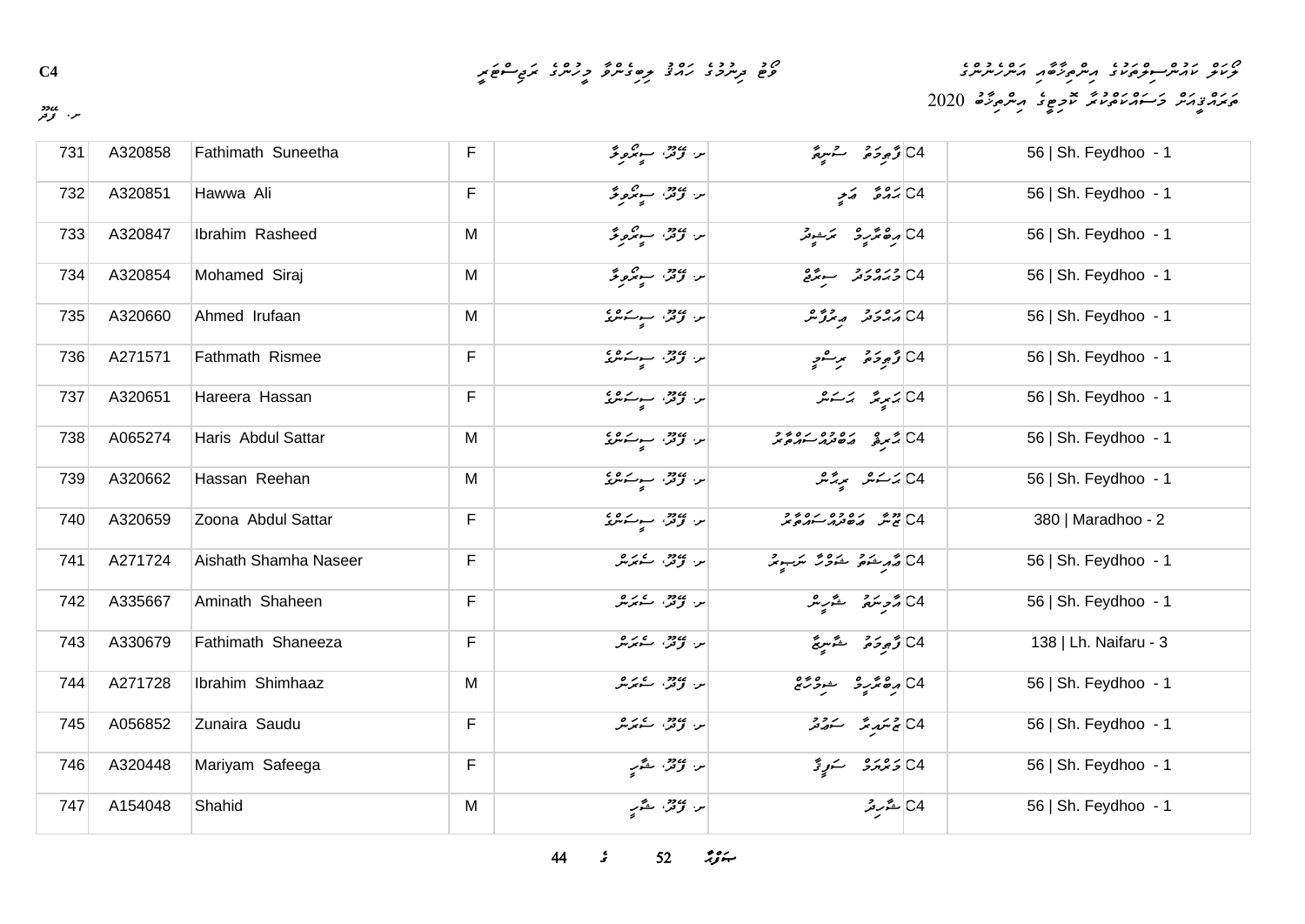| 731 | A320858 | Fathimath Suneetha | F | ش. ފޭދޫ، ސިލްވަރ | ފާތިމަތު ސުނީތާ C4 | 56 \| Sh. Feydhoo - 1 |
|---|---|---|---|---|---|---|
| 732 | A320851 | Hawwa Ali | F | ش. ފޭދޫ، ސިލްވަރ | ހައްވާ ޢަލީ C4 | 56 \| Sh. Feydhoo - 1 |
| 733 | A320847 | Ibrahim Rasheed | M | ش. ފޭދޫ، ސިލްވަރ | އިބްރާހީމް ރަޝީދު C4 | 56 \| Sh. Feydhoo - 1 |
| 734 | A320854 | Mohamed Siraj | M | ش. ފޭދޫ، ސިލްވަރ | މުހައްމަދު ސިރާޖު C4 | 56 \| Sh. Feydhoo - 1 |
| 735 | A320660 | Ahmed Irufaan | M | ش. ފޭދޫ، ސިލްސަންގު | އަހްމަދު އިރުފާން C4 | 56 \| Sh. Feydhoo - 1 |
| 736 | A271571 | Fathmath Rismee | F | ش. ފޭދޫ، ސިލްސަންގު | ފާތިމަތު ރިސްމީ C4 | 56 \| Sh. Feydhoo - 1 |
| 737 | A320651 | Hareera Hassan | F | ش. ފޭދޫ، ސިލްސަންގު | ހަރީރާ ހަސަން C4 | 56 \| Sh. Feydhoo - 1 |
| 738 | A065274 | Haris Abdul Sattar | M | ش. ފޭދޫ، ސިލްސަންގު | ހާރިސް އަބްދުލްސައްތާރު C4 | 56 \| Sh. Feydhoo - 1 |
| 739 | A320662 | Hassan Reehan | M | ش. ފޭދޫ، ސިލްސަންގު | ހަސަން ރީހާން C4 | 56 \| Sh. Feydhoo - 1 |
| 740 | A320659 | Zoona Abdul Sattar | F | ش. ފޭދޫ، ސިލްސަންގު | ޒޫނާ އަބްދުލްސައްތާރު C4 | 380 \| Maradhoo - 2 |
| 741 | A271724 | Aishath Shamha Naseer | F | ش. ފޭދޫ، ސެރަނާ | އާއިޝަތު ޝަމްހާ ނަސީރު C4 | 56 \| Sh. Feydhoo - 1 |
| 742 | A335667 | Aminath Shaheen | F | ش. ފޭދޫ، ސެރަނާ | އާމިނަތު ޝާހީން C4 | 56 \| Sh. Feydhoo - 1 |
| 743 | A330679 | Fathimath Shaneeza | F | ش. ފޭދޫ، ސެރަނާ | ފާތިމަތު ޝާނީޒާ C4 | 138 \| Lh. Naifaru - 3 |
| 744 | A271728 | Ibrahim Shimhaaz | M | ش. ފޭދޫ، ސެރަނާ | އިބްރާހީމް ޝިމްހާޒް C4 | 56 \| Sh. Feydhoo - 1 |
| 745 | A056852 | Zunaira Saudu | F | ش. ފޭދޫ، ސެރަނާ | ޒުނައިރާ ސައުދު C4 | 56 \| Sh. Feydhoo - 1 |
| 746 | A320448 | Mariyam Safeega | F | ش. ފޭދޫ، ޝާރި | މަރިޔަމް ސަފީގާ C4 | 56 \| Sh. Feydhoo - 1 |
| 747 | A154048 | Shahid | M | ش. ފޭދޫ، ޝާރި | ޝާހިދު C4 | 56 \| Sh. Feydhoo - 1 |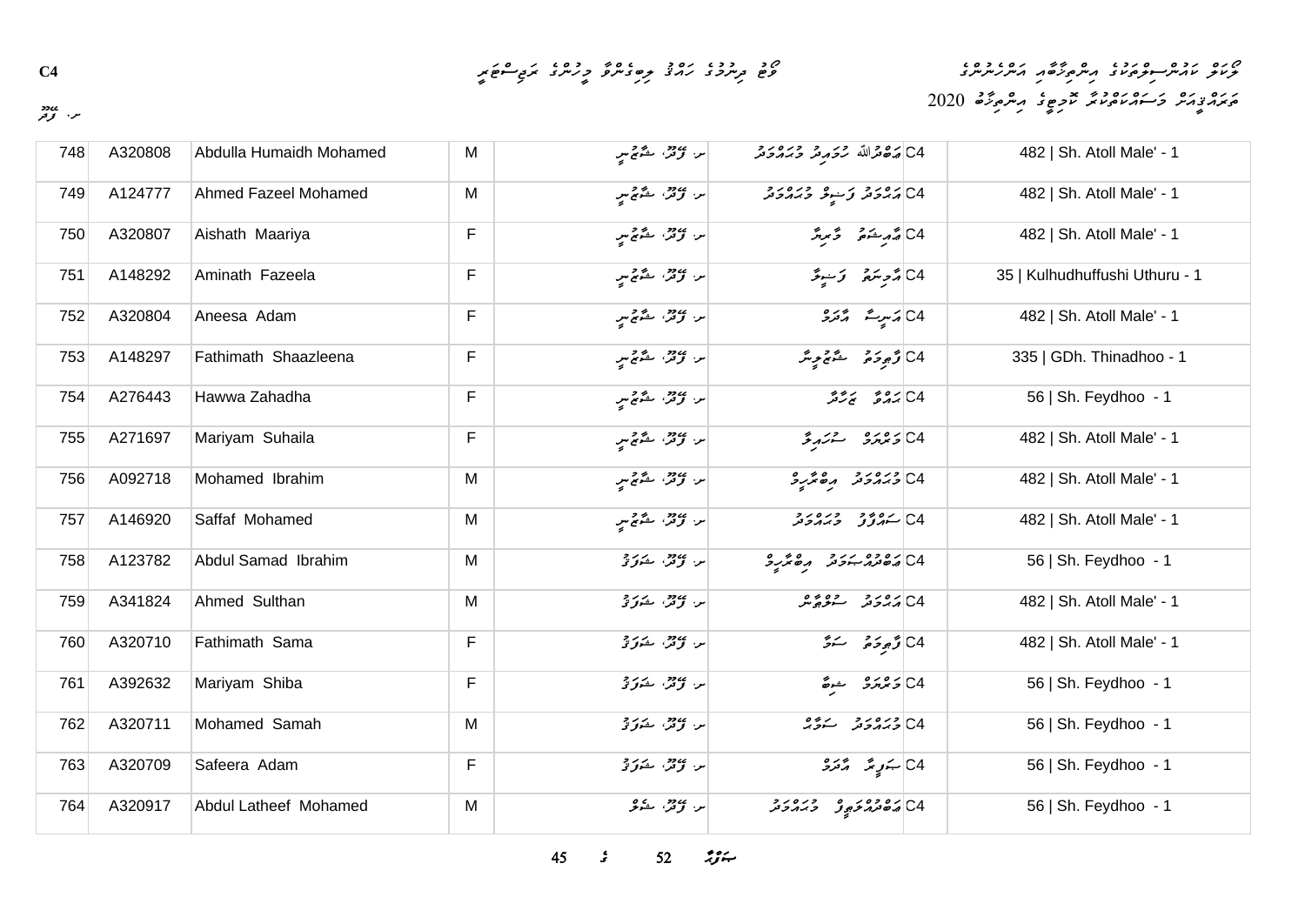| 748 | A320808 | Abdulla Humaidh Mohamed | M | ނ. ފުނަ، ޝާޖަހީ | C4 އަބްދުﷲ ހުމައިދު މުހައްމަދު | 482 \| Sh. Atoll Male' - 1 |
|---|---|---|---|---|---|---|
| 749 | A124777 | Ahmed Fazeel Mohamed | M | ނ. ފުނަ، ޝާޖަހީ | C4 އަހުމަދު ފަޒީލު މުހައްމަދު | 482 \| Sh. Atoll Male' - 1 |
| 750 | A320807 | Aishath Maariya | F | ނ. ފުނަ، ޝާޖަހީ | C4 އާއިޝަތު މާރިޔާ | 482 \| Sh. Atoll Male' - 1 |
| 751 | A148292 | Aminath Fazeela | F | ނ. ފުނަ، ޝާޖަހީ | C4 އާމިނަތު ފަޒީލާ | 35 \| Kulhudhuffushi Uthuru - 1 |
| 752 | A320804 | Aneesa Adam | F | ނ. ފުނަ، ޝާޖަހީ | C4 އަނީސާ އާދަމް | 482 \| Sh. Atoll Male' - 1 |
| 753 | A148297 | Fathimath Shaazleena | F | ނ. ފުނަ، ޝާޖަހީ | C4 ފާތިމަތު ޝާޒްލީނާ | 335 \| GDh. Thinadhoo - 1 |
| 754 | A276443 | Hawwa Zahadha | F | ނ. ފުނަ، ޝާޖަހީ | C4 ހައްވާ ޒަހާދާ | 56 \| Sh. Feydhoo - 1 |
| 755 | A271697 | Mariyam Suhaila | F | ނ. ފުނަ، ޝާޖަހީ | C4 މަރިޔަމް ސުހައިލާ | 482 \| Sh. Atoll Male' - 1 |
| 756 | A092718 | Mohamed Ibrahim | M | ނ. ފުނަ، ޝާޖަހީ | C4 މުހައްމަދު އިބްރާހީމް | 482 \| Sh. Atoll Male' - 1 |
| 757 | A146920 | Saffaf Mohamed | M | ނ. ފުނަ، ޝާޖަހީ | C4 ސައްފާފު މުހައްމަދު | 482 \| Sh. Atoll Male' - 1 |
| 758 | A123782 | Abdul Samad Ibrahim | M | ނ. ފުނަ، ޝަފަގު | C4 އަބްދުއްސަމަދު އިބްރާހީމް | 56 \| Sh. Feydhoo - 1 |
| 759 | A341824 | Ahmed Sulthan | M | ނ. ފުނަ، ޝަފަގު | C4 އަހުމަދު ސުލްޠާން | 482 \| Sh. Atoll Male' - 1 |
| 760 | A320710 | Fathimath Sama | F | ނ. ފުނަ، ޝަފަގު | C4 ފާތިމަތު ސަމާ | 482 \| Sh. Atoll Male' - 1 |
| 761 | A392632 | Mariyam Shiba | F | ނ. ފުނަ، ޝަފަގު | C4 މަރިޔަމް ޝިބާ | 56 \| Sh. Feydhoo - 1 |
| 762 | A320711 | Mohamed Samah | M | ނ. ފުނަ، ޝަފަގު | C4 މުހައްމަދު ސަމާހު | 56 \| Sh. Feydhoo - 1 |
| 763 | A320709 | Safeera Adam | F | ނ. ފުނަ، ޝަފަގު | C4 ސަފީރާ އާދަމް | 56 \| Sh. Feydhoo - 1 |
| 764 | A320917 | Abdul Latheef Mohamed | M | ނ. ފުނަ، ޝަލް | C4 އަބްދުއްލަޠީފު މުހައްމަދު | 56 \| Sh. Feydhoo - 1 |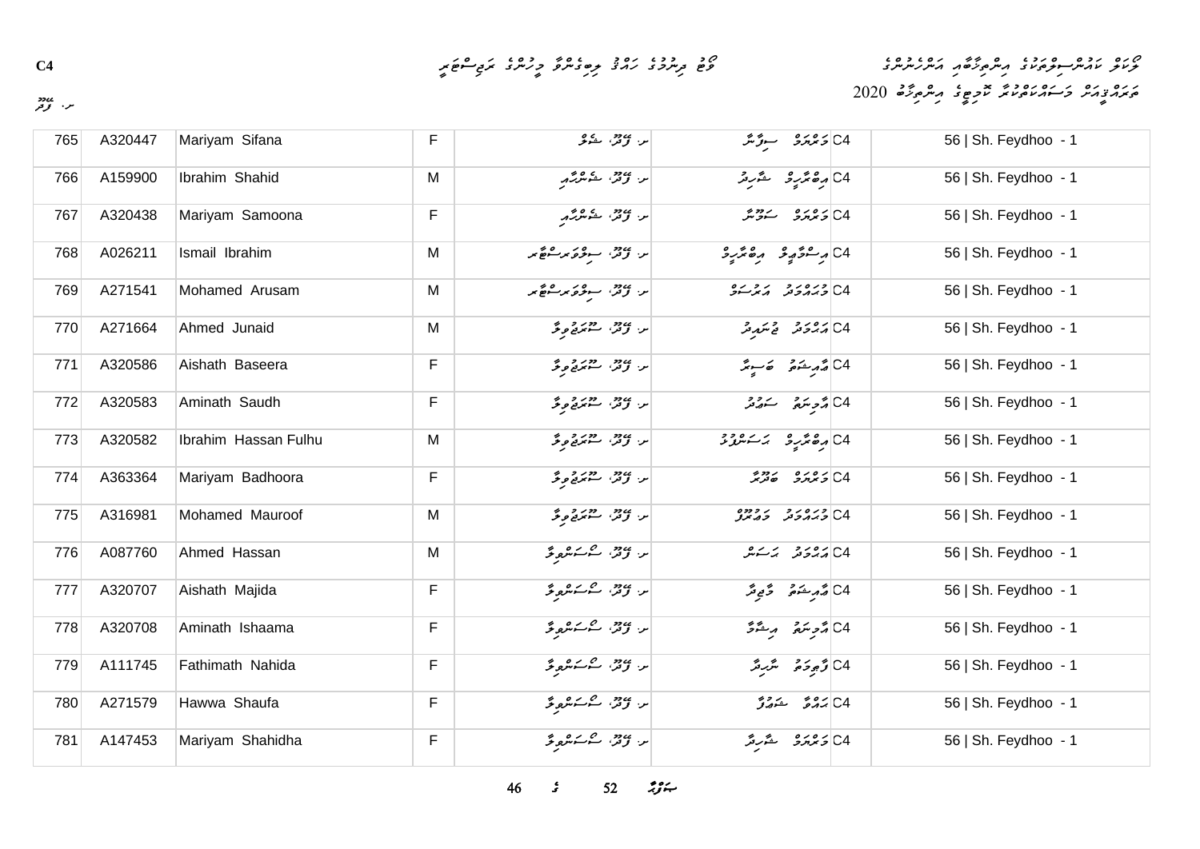| 765 | A320447 | Mariyam Sifana | F | ش. ފީދޫ، ޝަމާ | މަރިޔަމް ސިފާނާ C4 | 56 \| Sh. Feydhoo - 1 |
|---|---|---|---|---|---|---|
| 766 | A159900 | Ibrahim Shahid | M | ش. ފީދޫ، ޝަންގްރީލާ | އިބްރާހީމް ޝާހިދު C4 | 56 \| Sh. Feydhoo - 1 |
| 767 | A320438 | Mariyam Samoona | F | ش. ފީދޫ، ޝަންގްރީލާ | މަރިޔަމް ސަމޫނާ C4 | 56 \| Sh. Feydhoo - 1 |
| 768 | A026211 | Ismail Ibrahim | M | ش. ފީދޫ، ސިލްވަރސްޓާރ | އިސްމާއިލް އިބްރާހީމް C4 | 56 \| Sh. Feydhoo - 1 |
| 769 | A271541 | Mohamed Arusam | M | ش. ފީދޫ، ސިލްވަރސްޓާރ | މުހައްމަދު އަރުސަމް C4 | 56 \| Sh. Feydhoo - 1 |
| 770 | A271664 | Ahmed Junaid | M | ش. ފީދޫ، ސޫރަޖްވިލާ | އަޙްމަދު ޖުނައިދު C4 | 56 \| Sh. Feydhoo - 1 |
| 771 | A320586 | Aishath Baseera | F | ش. ފީދޫ، ސޫރަޖްވިލާ | އާއިޝަތު ބަސީރާ C4 | 56 \| Sh. Feydhoo - 1 |
| 772 | A320583 | Aminath Saudh | F | ش. ފީދޫ، ސޫރަޖްވިލާ | އާމިނަތު ސައުދު C4 | 56 \| Sh. Feydhoo - 1 |
| 773 | A320582 | Ibrahim Hassan Fulhu | M | ش. ފީދޫ، ސޫރަޖްވިލާ | އިބްރާހީމް ހަސަންފުޅު C4 | 56 \| Sh. Feydhoo - 1 |
| 774 | A363364 | Mariyam Badhoora | F | ش. ފީދޫ، ސޫރަޖްވިލާ | މަރިޔަމް ބަދޫރާ C4 | 56 \| Sh. Feydhoo - 1 |
| 775 | A316981 | Mohamed Mauroof | M | ش. ފީދޫ، ސޫރަޖްވިލާ | މުހައްމަދު މައުރޫފު C4 | 56 \| Sh. Feydhoo - 1 |
| 776 | A087760 | Ahmed Hassan | M | ش. ފީދޫ، ސޯސަންވިލާ | އަޙްމަދު ހަސަން C4 | 56 \| Sh. Feydhoo - 1 |
| 777 | A320707 | Aishath Majida | F | ش. ފީދޫ، ސޯސަންވިލާ | އާއިޝަތު މާޖިދާ C4 | 56 \| Sh. Feydhoo - 1 |
| 778 | A320708 | Aminath Ishaama | F | ش. ފީދޫ، ސޯސަންވިލާ | އާމިނަތު އިޝާމާ C4 | 56 \| Sh. Feydhoo - 1 |
| 779 | A111745 | Fathimath Nahida | F | ش. ފީދޫ، ސޯސަންވިލާ | ފާތިމަތު ނާހިދާ C4 | 56 \| Sh. Feydhoo - 1 |
| 780 | A271579 | Hawwa Shaufa | F | ش. ފީދޫ، ސޯސަންވިލާ | ހައްވާ ޝައުފާ C4 | 56 \| Sh. Feydhoo - 1 |
| 781 | A147453 | Mariyam Shahidha | F | ش. ފީދޫ، ސޯސަންވިލާ | މަރިޔަމް ޝާހިދާ C4 | 56 \| Sh. Feydhoo - 1 |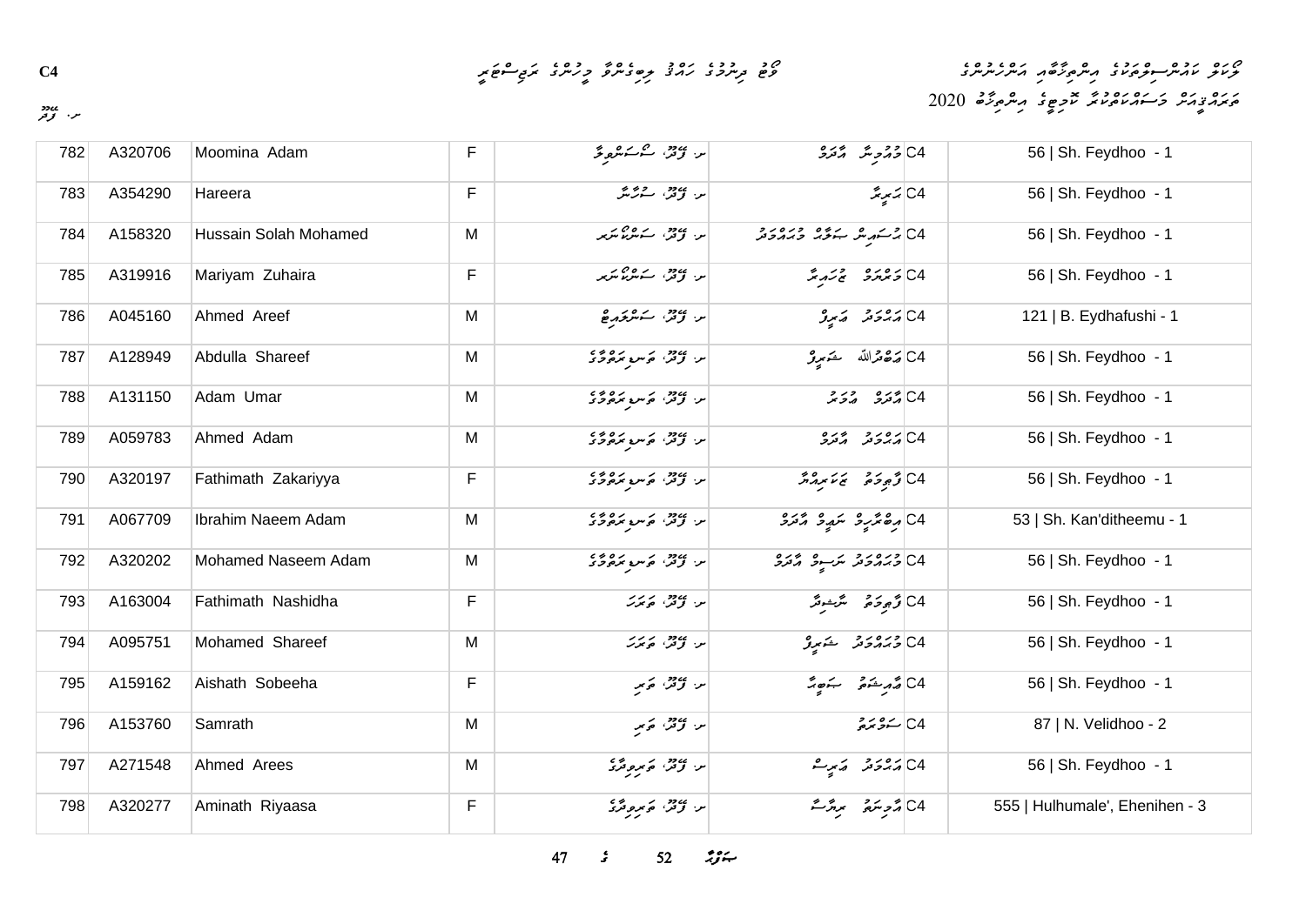| 782 | A320706 | Moomina Adam | F | ش. ފޯދޫ، ސުސަންރޯޒު | މޫމިނާ އާދަމް | C4 | 56 \| Sh. Feydhoo - 1 |
|---|---|---|---|---|---|---|---|
| 783 | A354290 | Hareera | F | ش. ފޯދޫ، ސޮހާރާ | ހަރީރާ | C4 | 56 \| Sh. Feydhoo - 1 |
| 784 | A158320 | Hussain Solah Mohamed | M | ش. ފޯދޫ، ސަންރައިޒް | ހުސައިން ސަލާހް މުހައްމަދު | C4 | 56 \| Sh. Feydhoo - 1 |
| 785 | A319916 | Mariyam Zuhaira | F | ش. ފޯދޫ، ސަންރައިޒް | މަރިޔަމް ޒުހައިރާ | C4 | 56 \| Sh. Feydhoo - 1 |
| 786 | A045160 | Ahmed Areef | M | ش. ފޯދޫ، ސަންލައިޓް | އަހުމަދު އަރީފް | C4 | 121 \| B. Eydhafushi - 1 |
| 787 | A128949 | Abdulla Shareef | M | ش. ފޯދޫ، ފަސްޓްރޯޒް | އަބްދުﷲ ޝަރީފް | C4 | 56 \| Sh. Feydhoo - 1 |
| 788 | A131150 | Adam Umar | M | ش. ފޯދޫ، ފަސްޓްރޯޒް | އާދަމް އުމަރު | C4 | 56 \| Sh. Feydhoo - 1 |
| 789 | A059783 | Ahmed Adam | M | ش. ފޯދޫ، ފަސްޓްރޯޒް | އަހުމަދު އާދަމް | C4 | 56 \| Sh. Feydhoo - 1 |
| 790 | A320197 | Fathimath Zakariyya | F | ش. ފޯދޫ، ފަސްޓްރޯޒް | ފާތިމަތު ޒަކަރިއްޔާ | C4 | 56 \| Sh. Feydhoo - 1 |
| 791 | A067709 | Ibrahim Naeem Adam | M | ش. ފޯދޫ، ފަސްޓްރޯޒް | އިބްރާހިމް ނައީމް އާދަމް | C4 | 53 \| Sh. Kan'ditheemu - 1 |
| 792 | A320202 | Mohamed Naseem Adam | M | ش. ފޯދޫ، ފަސްޓްރޯޒް | މުހައްމަދު ނަސީމް އާދަމް | C4 | 56 \| Sh. Feydhoo - 1 |
| 793 | A163004 | Fathimath Nashidha | F | ش. ފޯދޫ، ފަރަހަ | ފާތިމަތު ނާޝިދާ | C4 | 56 \| Sh. Feydhoo - 1 |
| 794 | A095751 | Mohamed Shareef | M | ش. ފޯދޫ، ފަރަހަ | މުހައްމަދު ޝަރީފް | C4 | 56 \| Sh. Feydhoo - 1 |
| 795 | A159162 | Aishath Sobeeha | F | ش. ފޯދޫ، ފަރި | އާއިޝަތު ސަބީހާ | C4 | 56 \| Sh. Feydhoo - 1 |
| 796 | A153760 | Samrath | M | ش. ފޯދޫ، ފަރި | ސަމްރަތު | C4 | 87 \| N. Velidhoo - 2 |
| 797 | A271548 | Ahmed Arees | M | ش. ފޯދޫ، ފަރިވަރު | އަހުމަދު އަރީސް | C4 | 56 \| Sh. Feydhoo - 1 |
| 798 | A320277 | Aminath Riyaasa | F | ش. ފޯދޫ، ފަރިވަރު | އާމިނަތު ރިޔާސާ | C4 | 555 \| Hulhumale', Ehenihen - 3 |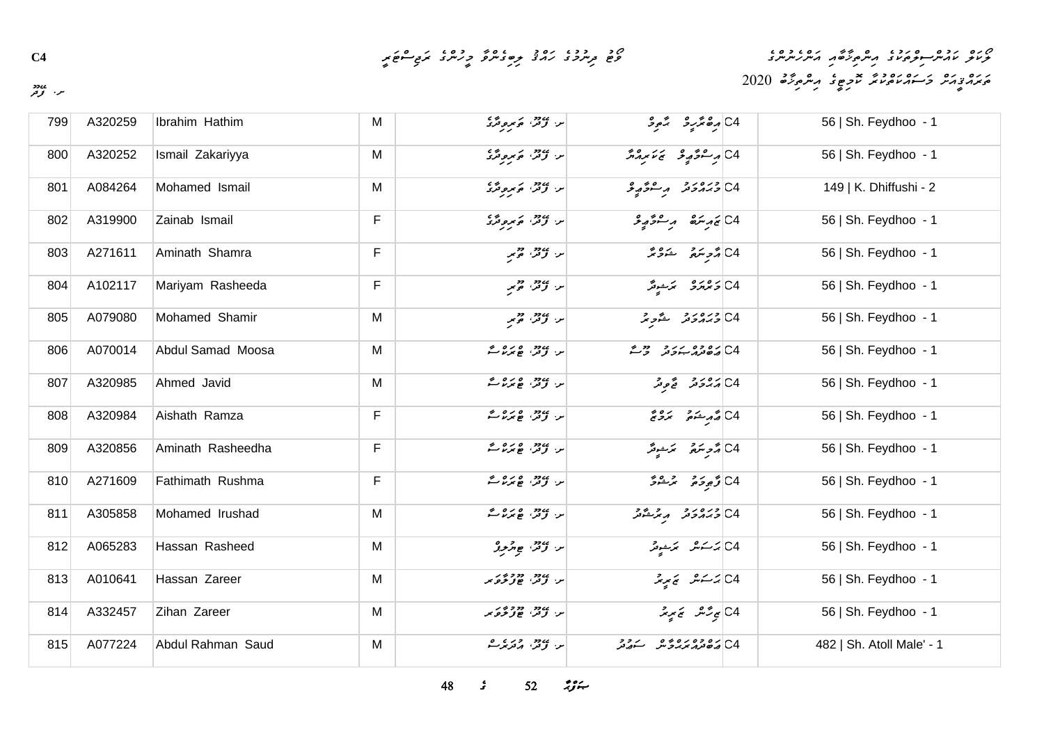| 799 | A320259 | Ibrahim Hathim | M | ش. فيڏُ، ھَبِروڤِرُيْ | C4 ﻣِﻬﻋﻤَّﺮِﻭَ ﮔَّﻬِﻭَ | 56 \| Sh. Feydhoo - 1 |
|---|---|---|---|---|---|---|
| 800 | A320252 | Ismail Zakariyya | M | ش. فيڏُ، ھَبِروڤِرُيْ | C4 ﻣِﺴْﺆَﻣِﺒَ ﻲَﺪَﻣِﺮِﻣَّﺮُ | 56 \| Sh. Feydhoo - 1 |
| 801 | A084264 | Mohamed Ismail | M | ش. فيڏُ، ھَبِروڤِرُيْ | C4 ﺩِﺑِﺮَﻩَﺩِﺭُ ﻣِﺴْﺆَﻣِﺒَ | 149 \| K. Dhiffushi - 2 |
| 802 | A319900 | Zainab Ismail | F | ش. فيڏُ، ھَبِروڤِرُيْ | C4 ﻲَﻣِﺮِﺳَّﻬَ ﻣِﺴْﺆَﻣِﺒَ | 56 \| Sh. Feydhoo - 1 |
| 803 | A271611 | Aminath Shamra | F | ش. فيڏُ، ھَمِر | C4 ﻣُﺠِﺮِﺳَّﻬَ ﺷَﺆَﺑُ | 56 \| Sh. Feydhoo - 1 |
| 804 | A102117 | Mariyam Rasheeda | F | ش. فيڏُ، ھَمِر | C4 ﺩَﺳَّﻮَﺭَّ ﺳَﺸِﺮِﺗَّ | 56 \| Sh. Feydhoo - 1 |
| 805 | A079080 | Mohamed Shamir | M | ش. فيڏُ، ھَمِر | C4 ﺩِﺑِﺮَﻩَﺩِﺭُ ﺷَّﺆِﺑُ | 56 \| Sh. Feydhoo - 1 |
| 806 | A070014 | Abdul Samad Moosa | M | ش. فيڏُ، ھَبِرْﺗَﮔُ | C4 ﻣَﻬﻋﻤَّﻬِﺮِﺳَﺆِﻭَ ﺩِﺳُّ | 56 \| Sh. Feydhoo - 1 |
| 807 | A320985 | Ahmed Javid | M | ش. فيڏُ، ھَبِرْﺗَﮔُ | C4 ﻣَﺮِﺩِﺭَّ ﻲُﻭِﺭُ | 56 \| Sh. Feydhoo - 1 |
| 808 | A320984 | Aishath Ramza | F | ش. فيڏُ، ھَبِرْﺗَﮔُ | C4 ﻣُﻬِﺮِﺷَﻬَ ﺳَﺆِﻲَ | 56 \| Sh. Feydhoo - 1 |
| 809 | A320856 | Aminath Rasheedha | F | ش. فيڏُ، ھَبِرْﺗَﮔُ | C4 ﻣُﺠِﺮِﺳَّﻬَ ﺳَﺸِﺮِﺗَّ | 56 \| Sh. Feydhoo - 1 |
| 810 | A271609 | Fathimath Rushma | F | ش. فيڏُ، ھَبِرْﺗَﮔُ | C4 ﺗَّﻬِﺩَﻬَ ﺳِﺸْﺆَ | 56 \| Sh. Feydhoo - 1 |
| 811 | A305858 | Mohamed Irushad | M | ش. فيڏُ، ھَبِرْﺗَﮔُ | C4 ﺩِﺑِﺮَﻩَﺩِﺭُ ﻣِﺳُﺷَّﺩُ | 56 \| Sh. Feydhoo - 1 |
| 812 | A065283 | Hassan Rasheed | M | ش. فيڏُ، ﻭِﻣُﺳُﻭُ | C4 ﺑَﺴَﺴُ ﺳَﺸِﺮِﺭُ | 56 \| Sh. Feydhoo - 1 |
| 813 | A010641 | Hassan Zareer | M | ش. فيڏُ، ﻭِﺩِﺗُﺩَﺳُ | C4 ﺑَﺴَﺴُ ﻲَﺳِﺮِﺳُ | 56 \| Sh. Feydhoo - 1 |
| 814 | A332457 | Zihan Zareer | M | ش. فيڏُ، ﻭِﺩِﺗُﺩَﺳُ | C4 ﻲِﺳُّﺳُ ﻲَﺳِﺮِﺳُ | 56 \| Sh. Feydhoo - 1 |
| 815 | A077224 | Abdul Rahman Saud | M | ش. فيڏُ، ﻣُﺩَﺳَﮔُ | C4 ﻣَﻬﻋﻤَّﻬِﺳَﺳُﺩُﺳُ ﺳَﻬِﺩُ | 482 \| Sh. Atoll Male' - 1 |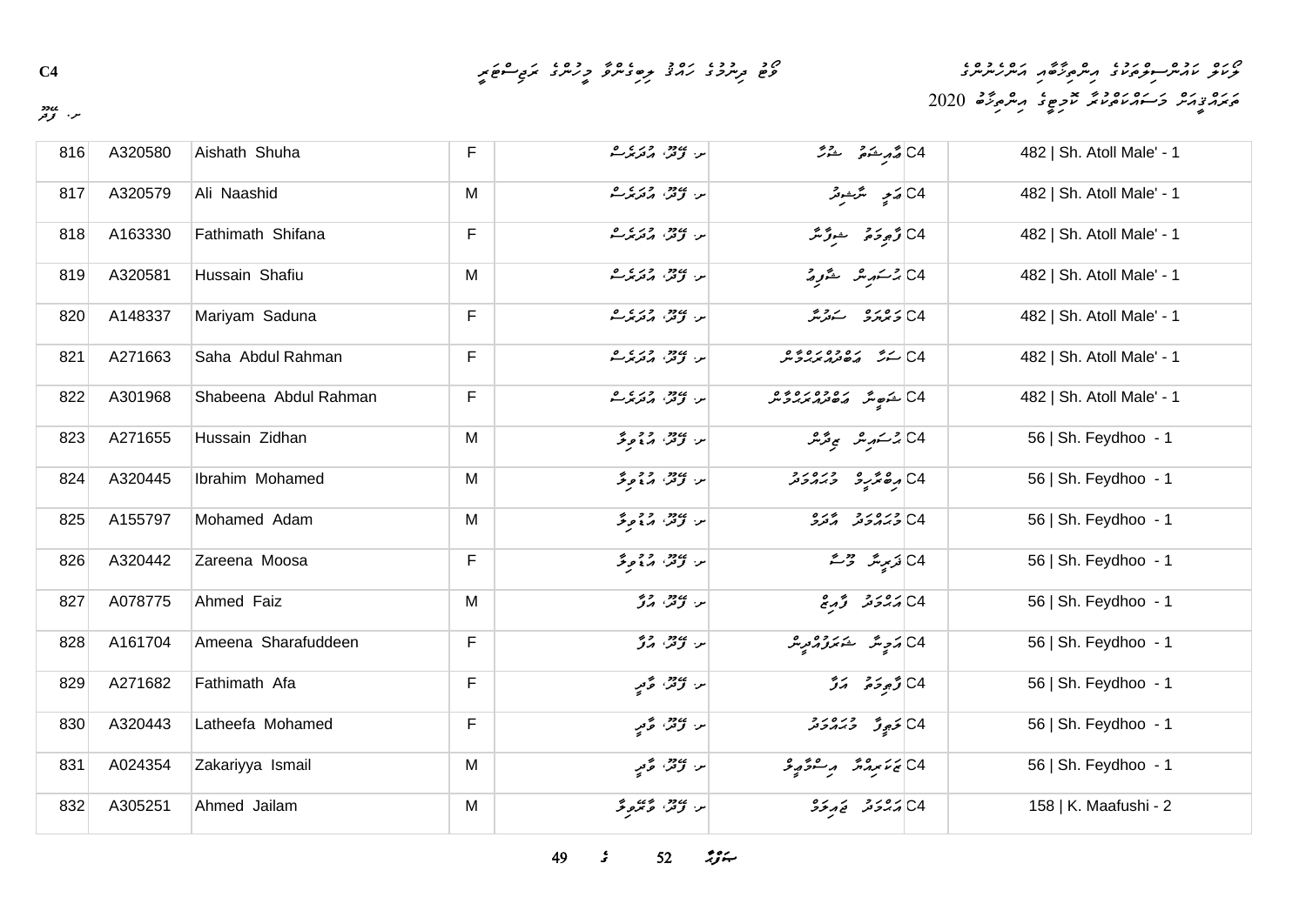| 816 | A320580 | Aishath Shuha | F | ސ. ފޯދޫ، އުދަރީސް | C4 | ޢާއިޝަތު ޝުހާ | 482 \| Sh. Atoll Male' - 1 |
|---|---|---|---|---|---|---|---|
| 817 | A320579 | Ali Naashid | M | ސ. ފޯދޫ، އުދަރީސް | C4 | ޢަލި ނާޝިދު | 482 \| Sh. Atoll Male' - 1 |
| 818 | A163330 | Fathimath Shifana | F | ސ. ފޯދޫ، އުދަރީސް | C4 | ފާތިމަތު ޝިފާނާ | 482 \| Sh. Atoll Male' - 1 |
| 819 | A320581 | Hussain Shafiu | M | ސ. ފޯދޫ، އުދަރީސް | C4 | ހުސައިން ޝާފިއު | 482 \| Sh. Atoll Male' - 1 |
| 820 | A148337 | Mariyam Saduna | F | ސ. ފޯދޫ، އުދަރީސް | C4 | މަރިޔަމް ސަދުނާ | 482 \| Sh. Atoll Male' - 1 |
| 821 | A271663 | Saha Abdul Rahman | F | ސ. ފޯދޫ، އުދަރީސް | C4 | ސަހާ ޢަބްދުއްރަޙްމާން | 482 \| Sh. Atoll Male' - 1 |
| 822 | A301968 | Shabeena Abdul Rahman | F | ސ. ފޯދޫ، އުދަރީސް | C4 | ޝަބީނާ ޢަބްދުއްރަޙްމާން | 482 \| Sh. Atoll Male' - 1 |
| 823 | A271655 | Hussain Zidhan | M | ސ. ފޯދޫ، އުގުވިލާ | C4 | ހުސައިން ޒިދާން | 56 \| Sh. Feydhoo - 1 |
| 824 | A320445 | Ibrahim Mohamed | M | ސ. ފޯދޫ، އުގުވިލާ | C4 | އިބްރާހީމް މުޙައްމަދު | 56 \| Sh. Feydhoo - 1 |
| 825 | A155797 | Mohamed Adam | M | ސ. ފޯދޫ، އުގުވިލާ | C4 | މުޙައްމަދު އާދަމް | 56 \| Sh. Feydhoo - 1 |
| 826 | A320442 | Zareena Moosa | F | ސ. ފޯދޫ، އުގުވިލާ | C4 | ޒަރީނާ މޫސާ | 56 \| Sh. Feydhoo - 1 |
| 827 | A078775 | Ahmed Faiz | M | ސ. ފޯދޫ، އުފާ | C4 | އަޙްމަދު ފާއިޒް | 56 \| Sh. Feydhoo - 1 |
| 828 | A161704 | Ameena Sharafuddeen | F | ސ. ފޯދޫ، އުފާ | C4 | އަމީނާ ޝަރަފުއްދީން | 56 \| Sh. Feydhoo - 1 |
| 829 | A271682 | Fathimath Afa | F | ސ. ފޯދޫ، ވާދީ | C4 | ފާތިމަތު އަފާ | 56 \| Sh. Feydhoo - 1 |
| 830 | A320443 | Latheefa Mohamed | F | ސ. ފޯދޫ، ވާދީ | C4 | ލަޠީފާ މުޙައްމަދު | 56 \| Sh. Feydhoo - 1 |
| 831 | A024354 | Zakariyya Ismail | M | ސ. ފޯދޫ، ވާދީ | C4 | ޒަކަރިއްޔާ އިސްމާޢީލް | 56 \| Sh. Feydhoo - 1 |
| 832 | A305251 | Ahmed Jailam | M | ސ. ފޯދޫ، ވާރޮވާ | C4 | އަޙްމަދު ޖައިލަމް | 158 \| K. Maafushi - 2 |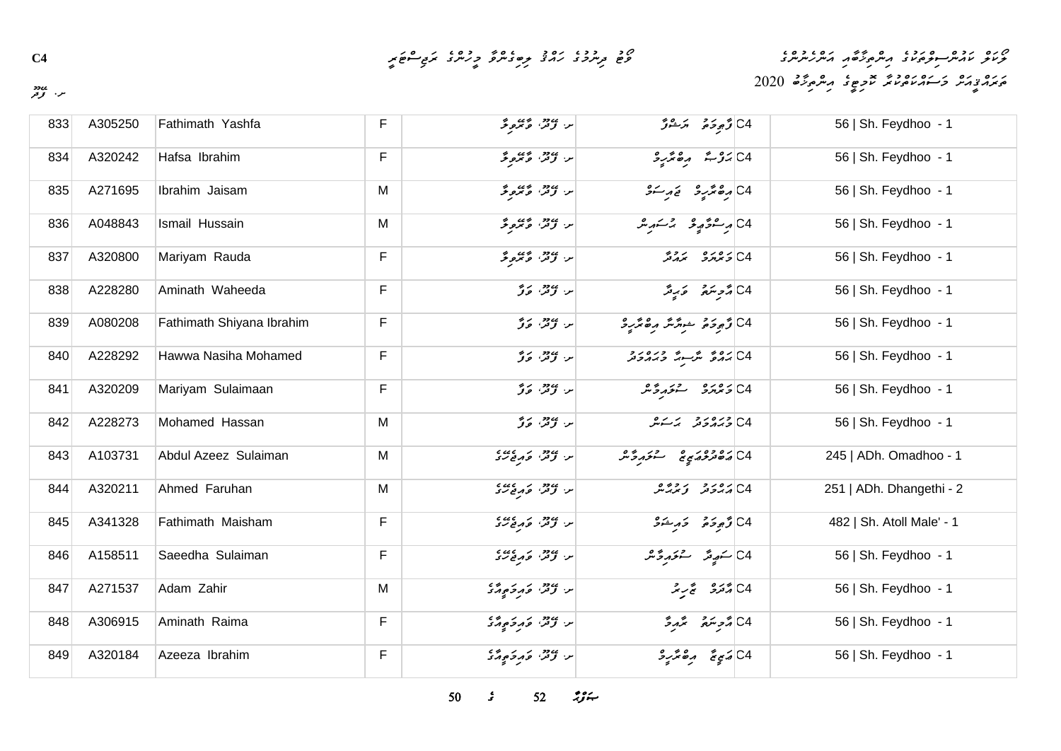| 833 | A305250 | Fathimath Yashfa | F | ش. ފޭދޫ، ވާރުވާ | C4 ފާތިމަތު ޔަޝްފާ | 56 \| Sh. Feydhoo - 1 |
|---|---|---|---|---|---|---|
| 834 | A320242 | Hafsa Ibrahim | F | ش. ފޭދޫ، ވާރުވާ | C4 ހަފްސާ އިބްރާހީމް | 56 \| Sh. Feydhoo - 1 |
| 835 | A271695 | Ibrahim Jaisam | M | ش. ފޭދޫ، ވާރުވާ | C4 އިބްރާހީމް ޖައިސަމް | 56 \| Sh. Feydhoo - 1 |
| 836 | A048843 | Ismail Hussain | M | ش. ފޭދޫ، ވާރުވާ | C4 އިސްމާއިލް ހުސައިން | 56 \| Sh. Feydhoo - 1 |
| 837 | A320800 | Mariyam Rauda | F | ش. ފޭދޫ، ވާރުވާ | C4 މަރިޔަމް ރައުދާ | 56 \| Sh. Feydhoo - 1 |
| 838 | A228280 | Aminath Waheeda | F | ش. ފޭދޫ، ވަފާ | C4 އާމިނަތު ވަހީދާ | 56 \| Sh. Feydhoo - 1 |
| 839 | A080208 | Fathimath Shiyana Ibrahim | F | ش. ފޭދޫ، ވަފާ | C4 ފާތިމަތު ޝިޔާނާ އިބްރާހީމް | 56 \| Sh. Feydhoo - 1 |
| 840 | A228292 | Hawwa Nasiha Mohamed | F | ش. ފޭދޫ، ވަފާ | C4 ހައްވާ ނާސިހާ މުހައްމަދު | 56 \| Sh. Feydhoo - 1 |
| 841 | A320209 | Mariyam Sulaimaan | F | ش. ފޭދޫ، ވަފާ | C4 މަރިޔަމް ސުލައިމާން | 56 \| Sh. Feydhoo - 1 |
| 842 | A228273 | Mohamed Hassan | M | ش. ފޭދޫ، ވަފާ | C4 މުހައްމަދު ހަސަން | 56 \| Sh. Feydhoo - 1 |
| 843 | A103731 | Abdul Azeez Sulaiman | M | ش. ފޭދޫ، ވައިޓްރޯޒް | C4 އަބްދުލްއަޒީޒް ސުލައިމާން | 245 \| ADh. Omadhoo - 1 |
| 844 | A320211 | Ahmed Faruhan | M | ش. ފޭދޫ، ވައިޓްރޯޒް | C4 އަހްމަދު ފަރުހާން | 251 \| ADh. Dhangethi - 2 |
| 845 | A341328 | Fathimath Maisham | F | ش. ފޭދޫ، ވައިޓްރޯޒް | C4 ފާތިމަތު މައިޝަމް | 482 \| Sh. Atoll Male' - 1 |
| 846 | A158511 | Saeedha Sulaiman | F | ش. ފޭދޫ، ވައިޓްރޯޒް | C4 ސަޢީދާ ސުލައިމާން | 56 \| Sh. Feydhoo - 1 |
| 847 | A271537 | Adam Zahir | M | ش. ފޭދޫ، ވައިމަތިއާގެ | C4 އާދަމް ޒާހިރު | 56 \| Sh. Feydhoo - 1 |
| 848 | A306915 | Aminath Raima | F | ش. ފޭދޫ، ވައިމަތިއާގެ | C4 އާމިނަތު ރައިމާ | 56 \| Sh. Feydhoo - 1 |
| 849 | A320184 | Azeeza Ibrahim | F | ش. ފޭދޫ، ވައިމަތިއާގެ | C4 އަޒީޒާ އިބްރާހީމް | 56 \| Sh. Feydhoo - 1 |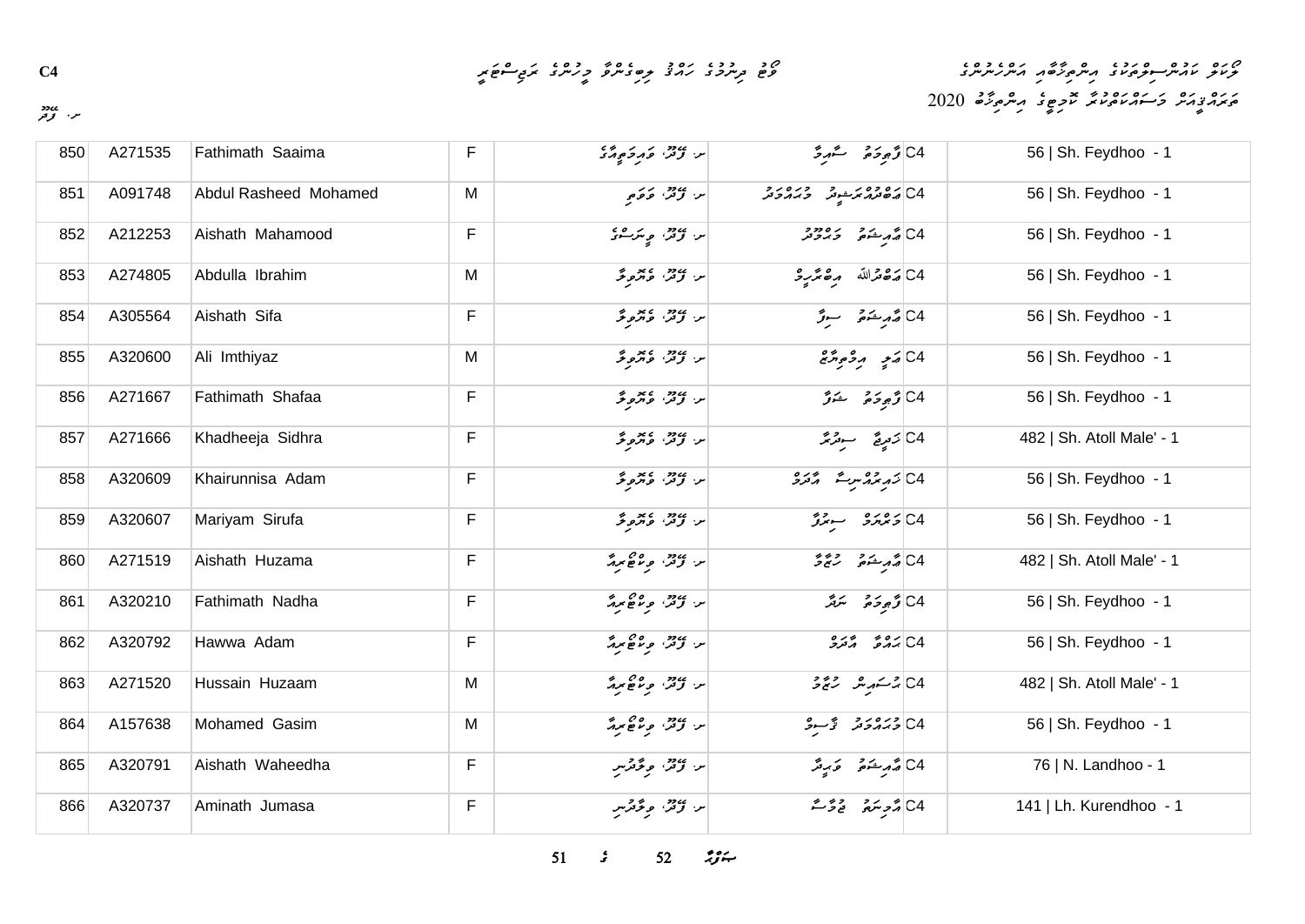| 850 | A271535 | Fathimath Saaima | F | ސ. ފޭދޫ، ވައިމަތިއާގެ | ފާތިމަތު ސާއިމާ | C4 | 56 \| Sh. Feydhoo - 1 |
|---|---|---|---|---|---|---|---|
| 851 | A091748 | Abdul Rasheed Mohamed | M | ސ. ފޭދޫ، ވަމަތި | އަބްދުއްރަޝީދު މުޙައްމަދު | C4 | 56 \| Sh. Feydhoo - 1 |
| 852 | A212253 | Aishath Mahamood | F | ސ. ފޭދޫ، ވިނަސްގެ | އާއިޝަތު މަޙްމޫދު | C4 | 56 \| Sh. Feydhoo - 1 |
| 853 | A274805 | Abdulla Ibrahim | M | ސ. ފޭދޫ، ވެއްޓުވިލާ | އަބްދުﷲ އިބްރާހީމް | C4 | 56 \| Sh. Feydhoo - 1 |
| 854 | A305564 | Aishath Sifa | F | ސ. ފޭދޫ، ވެއްޓުވިލާ | އާއިޝަތު ސިފާ | C4 | 56 \| Sh. Feydhoo - 1 |
| 855 | A320600 | Ali Imthiyaz | M | ސ. ފޭދޫ، ވެއްޓުވިލާ | އަލި އިމްތިޔާޒް | C4 | 56 \| Sh. Feydhoo - 1 |
| 856 | A271667 | Fathimath Shafaa | F | ސ. ފޭދޫ، ވެއްޓުވިލާ | ފާތިމަތު ޝަފާ | C4 | 56 \| Sh. Feydhoo - 1 |
| 857 | A271666 | Khadheeja Sidhra | F | ސ. ފޭދޫ، ވެއްޓުވިލާ | ޚަދީޖާ ސިދްރާ | C4 | 482 \| Sh. Atoll Male' - 1 |
| 858 | A320609 | Khairunnisa Adam | F | ސ. ފޭދޫ، ވެއްޓުވިލާ | ޚައިރުއްނިސާ އާދަމް | C4 | 56 \| Sh. Feydhoo - 1 |
| 859 | A320607 | Mariyam Sirufa | F | ސ. ފޭދޫ، ވެއްޓުވިލާ | މަރިޔަމް ސިރުފާ | C4 | 56 \| Sh. Feydhoo - 1 |
| 860 | A271519 | Aishath Huzama | F | ސ. ފޭދޫ، ވިނާބިރުއާ | އާއިޝަތު ހުޒާމާ | C4 | 482 \| Sh. Atoll Male' - 1 |
| 861 | A320210 | Fathimath Nadha | F | ސ. ފޭދޫ، ވިނާބިރުއާ | ފާތިމަތު ނަދާ | C4 | 56 \| Sh. Feydhoo - 1 |
| 862 | A320792 | Hawwa Adam | F | ސ. ފޭދޫ، ވިނާބިރުއާ | ހައްވާ އާދަމް | C4 | 56 \| Sh. Feydhoo - 1 |
| 863 | A271520 | Hussain Huzaam | M | ސ. ފޭދޫ، ވިނާބިރުއާ | ހުސައިން ހުޒާމް | C4 | 482 \| Sh. Atoll Male' - 1 |
| 864 | A157638 | Mohamed Gasim | M | ސ. ފޭދޫ، ވިނާބިރުއާ | މުޙައްމަދު ޤާސިމް | C4 | 56 \| Sh. Feydhoo - 1 |
| 865 | A320791 | Aishath Waheedha | F | ސ. ފޭދޫ، ވިލާދޫނީ | އާއިޝަތު ވަޙީދާ | C4 | 76 \| N. Landhoo - 1 |
| 866 | A320737 | Aminath Jumasa | F | ސ. ފޭދޫ، ވިލާދޫނީ | އާމިނަތު ޖުމާސާ | C4 | 141 \| Lh. Kurendhoo - 1 |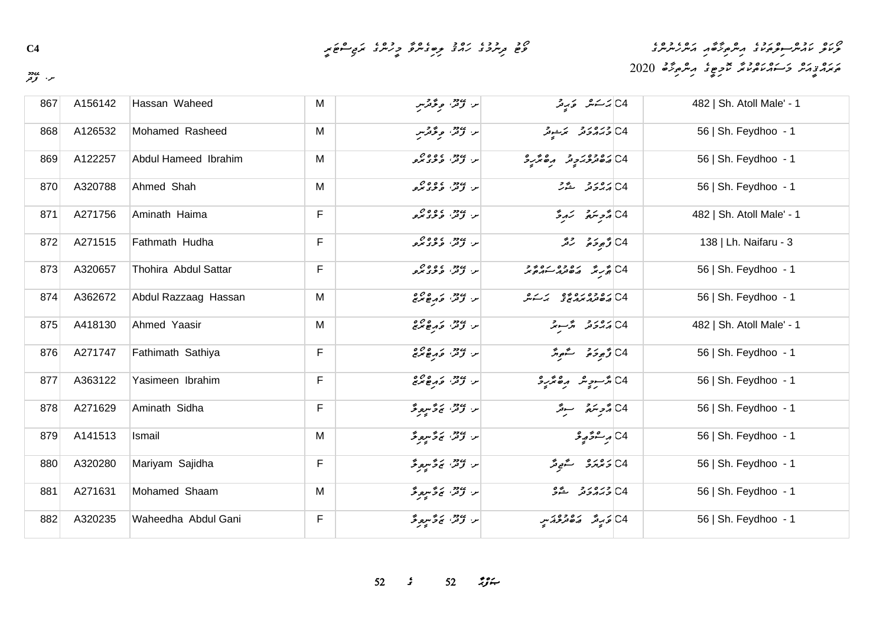| | | | | | | | |
|---|---|---|---|---|---|---|---|
| 867 | A156142 | Hassan Waheed | M | ނ. ފޭދޫ، ވިލާދޫނި | ޙަސަން ވަޙީދު | C4 | 482 \| Sh. Atoll Male' - 1 |
| 868 | A126532 | Mohamed Rasheed | M | ނ. ފޭދޫ، ވިލާދޫނި | މުޙައްމަދު ރަޝީދު | C4 | 56 \| Sh. Feydhoo - 1 |
| 869 | A122257 | Abdul Hameed Ibrahim | M | ނ. ފޭދޫ، ވެލްވެޓް | އަބްދުލްޙަމީދު އިބްރާހީމް | C4 | 56 \| Sh. Feydhoo - 1 |
| 870 | A320788 | Ahmed Shah | M | ނ. ފޭދޫ، ވެލްވެޓް | އަޙްމަދު ޝާހް | C4 | 56 \| Sh. Feydhoo - 1 |
| 871 | A271756 | Aminath Haima | F | ނ. ފޭދޫ، ވެލްވެޓް | އާމިނަތު ހައިމާ | C4 | 482 \| Sh. Atoll Male' - 1 |
| 872 | A271515 | Fathmath Hudha | F | ނ. ފޭދޫ، ވެލްވެޓް | ފާތިމަތު ހުދާ | C4 | 138 \| Lh. Naifaru - 3 |
| 873 | A320657 | Thohira Abdul Sattar | F | ނ. ފޭދޫ، ވެލްވެޓް | ޠާހިރާ އަބްދުލްސައްތާރު | C4 | 56 \| Sh. Feydhoo - 1 |
| 874 | A362672 | Abdul Razzaag Hassan | M | ނ. ފޭދޫ، ވައިޓްރޯޒް | އަބްދުއްރައްޒާޤު ޙަސަން | C4 | 56 \| Sh. Feydhoo - 1 |
| 875 | A418130 | Ahmed Yaasir | M | ނ. ފޭދޫ، ވައިޓްރޯޒް | އަޙްމަދު ޔާސިރު | C4 | 482 \| Sh. Atoll Male' - 1 |
| 876 | A271747 | Fathimath Sathiya | F | ނ. ފޭދޫ، ވައިޓްރޯޒް | ފާތިމަތު ސާތިޔާ | C4 | 56 \| Sh. Feydhoo - 1 |
| 877 | A363122 | Yasimeen Ibrahim | F | ނ. ފޭދޫ، ވައިޓްރޯޒް | ޔާސިމީން އިބްރާހީމް | C4 | 56 \| Sh. Feydhoo - 1 |
| 878 | A271629 | Aminath Sidha | F | ނ. ފޭދޫ، ޖަވާހިރުވާ | އާމިނަތު ސިދާ | C4 | 56 \| Sh. Feydhoo - 1 |
| 879 | A141513 | Ismail | M | ނ. ފޭދޫ، ޖަވާހިރުވާ | އިސްމާޢީލް | C4 | 56 \| Sh. Feydhoo - 1 |
| 880 | A320280 | Mariyam Sajidha | F | ނ. ފޭދޫ، ޖަވާހިރުވާ | މަރިޔަމް ސާޖިދާ | C4 | 56 \| Sh. Feydhoo - 1 |
| 881 | A271631 | Mohamed Shaam | M | ނ. ފޭދޫ، ޖަވާހިރުވާ | މުޙައްމަދު ޝާމް | C4 | 56 \| Sh. Feydhoo - 1 |
| 882 | A320235 | Waheedha Abdul Gani | F | ނ. ފޭދޫ، ޖަވާހިރުވާ | ވަޙީދާ އަބްދުލްޣަނީ | C4 | 56 \| Sh. Feydhoo - 1 |